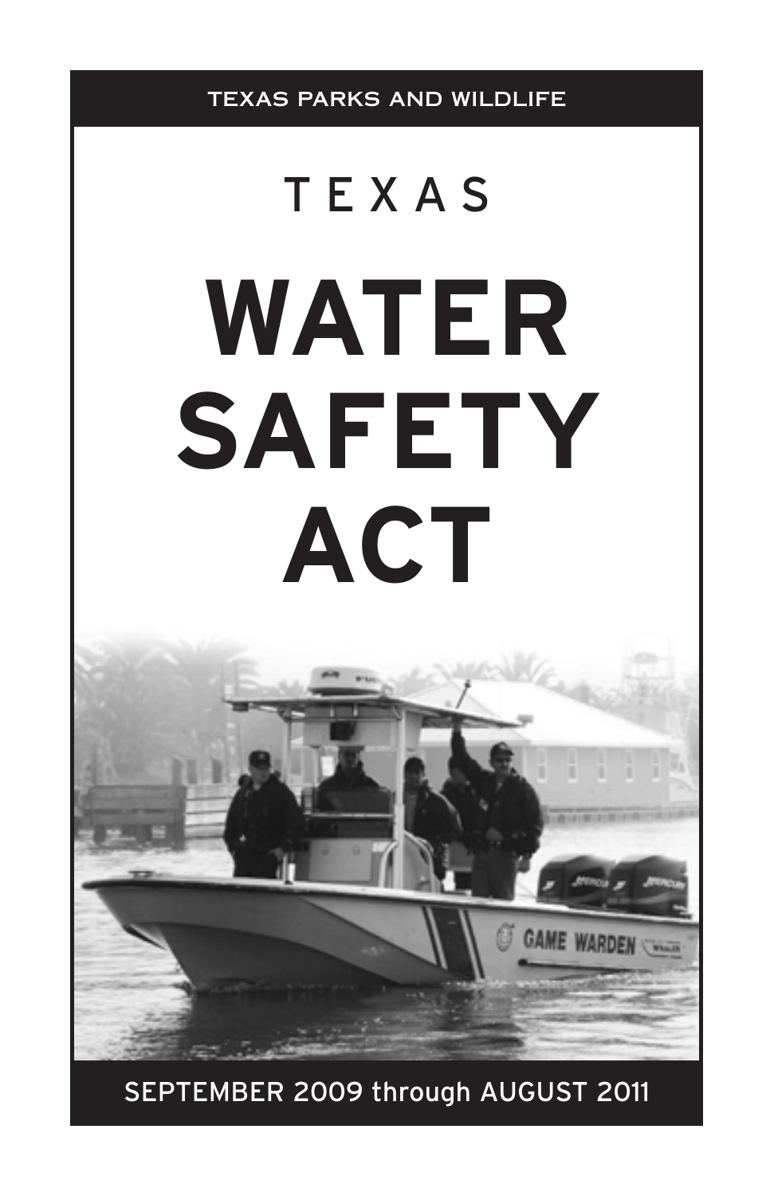TEXAS PARKS AND WILDLIFE

# TEXAS

# WATER SAFETY ACT

SEPTEMBER 2009 through AUGUST 2011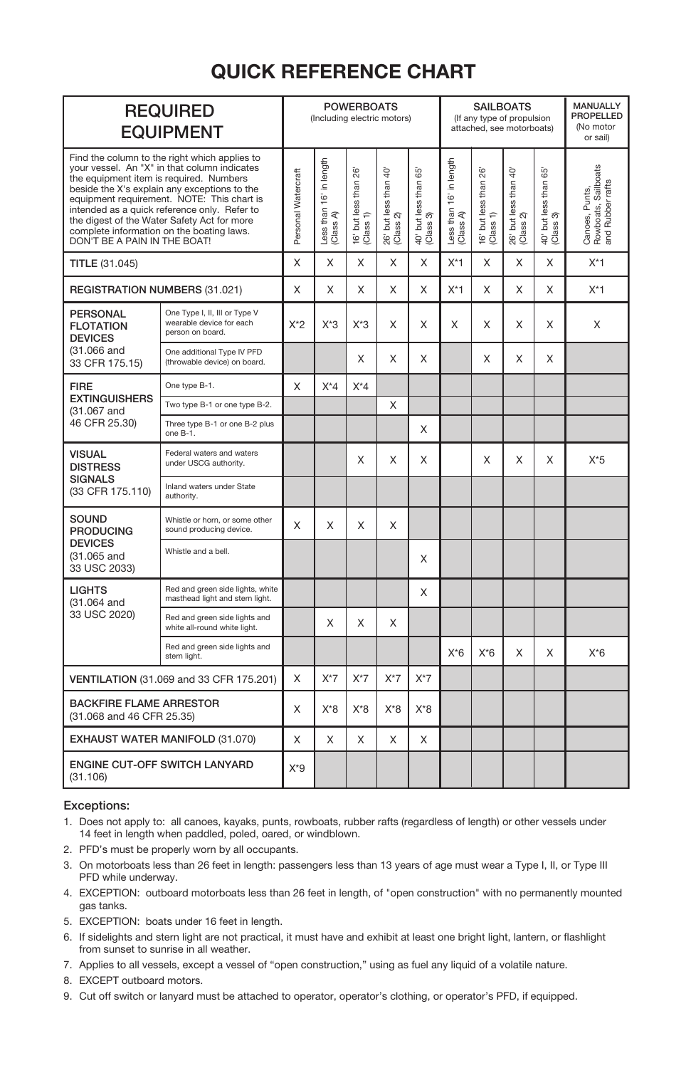# QUICK REFERENCE CHART

| REQUIRED EQUIPMENT | | POWERBOATS (Including electric motors) | | | | | SAILBOATS (If any type of propulsion attached, see motorboats) | | | | MANUALLY PROPELLED (No motor or sail) |
|---|---|---|---|---|---|---|---|---|---|---|---|
| Find the column to the right which applies to your vessel. An "X" in that column indicates the equipment item is required. Numbers beside the X's explain any exceptions to the equipment requirement. NOTE: This chart is intended as a quick reference only. Refer to the digest of the Water Safety Act for more complete information on the boating laws. DON'T BE A PAIN IN THE BOAT! | | Personal Watercraft | Less than 16' in length (Class A) | 16' but less than 26' (Class 1) | 26' but less than 40' (Class 2) | 40' but less than 65' (Class 3) | Less than 16' in length (Class A) | 16' but less than 26' (Class 1) | 26' but less than 40' (Class 2) | 40' but less than 65' (Class 3) | Canoes, Punts, Rowboats, Sailboats and Rubber rafts |
| **TITLE** (31.045) | | X | X | X | X | X | X*1 | X | X | X | X*1 |
| **REGISTRATION NUMBERS** (31.021) | | X | X | X | X | X | X*1 | X | X | X | X*1 |
| **PERSONAL FLOTATION DEVICES** (31.066 and 33 CFR 175.15) | One Type I, II, III or Type V wearable device for each person on board. | X*2 | X*3 | X*3 | X | X | X | X | X | X | X |
| | One additional Type IV PFD (throwable device) on board. | | | X | X | X | | X | X | X | |
| **FIRE EXTINGUISHERS** (31.067 and 46 CFR 25.30) | One type B-1. | X | X*4 | X*4 | | | | | | | |
| | Two type B-1 or one type B-2. | | | | X | | | | | | |
| | Three type B-1 or one B-2 plus one B-1. | | | | | X | | | | | |
| **VISUAL DISTRESS SIGNALS** (33 CFR 175.110) | Federal waters and waters under USCG authority. | | | X | X | X | | X | X | X | X*5 |
| | Inland waters under State authority. | | | | | | | | | | |
| **SOUND PRODUCING DEVICES** (31.065 and 33 USC 2033) | Whistle or horn, or some other sound producing device. | X | X | X | X | | | | | | |
| | Whistle and a bell. | | | | | X | | | | | |
| **LIGHTS** (31.064 and 33 USC 2020) | Red and green side lights, white masthead light and stern light. | | | | | X | | | | | |
| | Red and green side lights and white all-round white light. | | X | X | X | | | | | | |
| | Red and green side lights and stern light. | | | | | | X*6 | X*6 | X | X | X*6 |
| **VENTILATION** (31.069 and 33 CFR 175.201) | | X | X*7 | X*7 | X*7 | X*7 | | | | | |
| **BACKFIRE FLAME ARRESTOR** (31.068 and 46 CFR 25.35) | | X | X*8 | X*8 | X*8 | X*8 | | | | | |
| **EXHAUST WATER MANIFOLD** (31.070) | | X | X | X | X | X | | | | | |
| **ENGINE CUT-OFF SWITCH LANYARD** (31.106) | | X*9 | | | | | | | | | |

**Exceptions:**

1. Does not apply to: all canoes, kayaks, punts, rowboats, rubber rafts (regardless of length) or other vessels under 14 feet in length when paddled, poled, oared, or windblown.
2. PFD's must be properly worn by all occupants.
3. On motorboats less than 26 feet in length: passengers less than 13 years of age must wear a Type I, II, or Type III PFD while underway.
4. EXCEPTION: outboard motorboats less than 26 feet in length, of "open construction" with no permanently mounted gas tanks.
5. EXCEPTION: boats under 16 feet in length.
6. If sidelights and stern light are not practical, it must have and exhibit at least one bright light, lantern, or flashlight from sunset to sunrise in all weather.
7. Applies to all vessels, except a vessel of "open construction," using as fuel any liquid of a volatile nature.
8. EXCEPT outboard motors.
9. Cut off switch or lanyard must be attached to operator, operator's clothing, or operator's PFD, if equipped.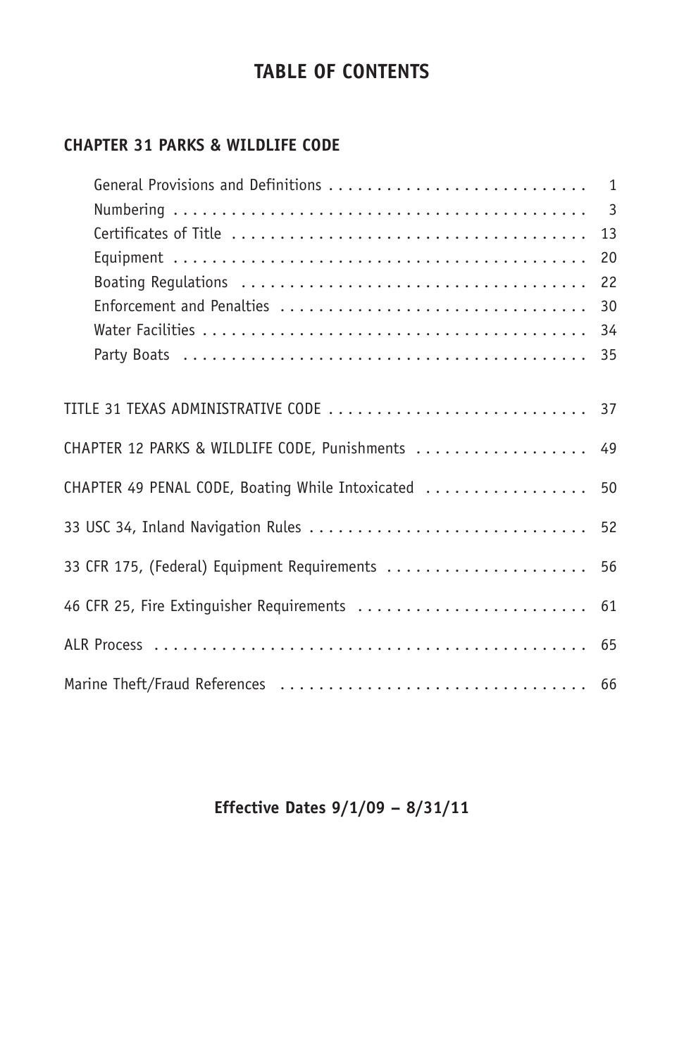# TABLE OF CONTENTS

## CHAPTER 31 PARKS & WILDLIFE CODE

| | |
|---|---|
| General Provisions and Definitions | 1 |
| Numbering | 3 |
| Certificates of Title | 13 |
| Equipment | 20 |
| Boating Regulations | 22 |
| Enforcement and Penalties | 30 |
| Water Facilities | 34 |
| Party Boats | 35 |

| | |
|---|---|
| TITLE 31 TEXAS ADMINISTRATIVE CODE | 37 |
| CHAPTER 12 PARKS & WILDLIFE CODE, Punishments | 49 |
| CHAPTER 49 PENAL CODE, Boating While Intoxicated | 50 |
| 33 USC 34, Inland Navigation Rules | 52 |
| 33 CFR 175, (Federal) Equipment Requirements | 56 |
| 46 CFR 25, Fire Extinguisher Requirements | 61 |
| ALR Process | 65 |
| Marine Theft/Fraud References | 66 |

**Effective Dates 9/1/09 – 8/31/11**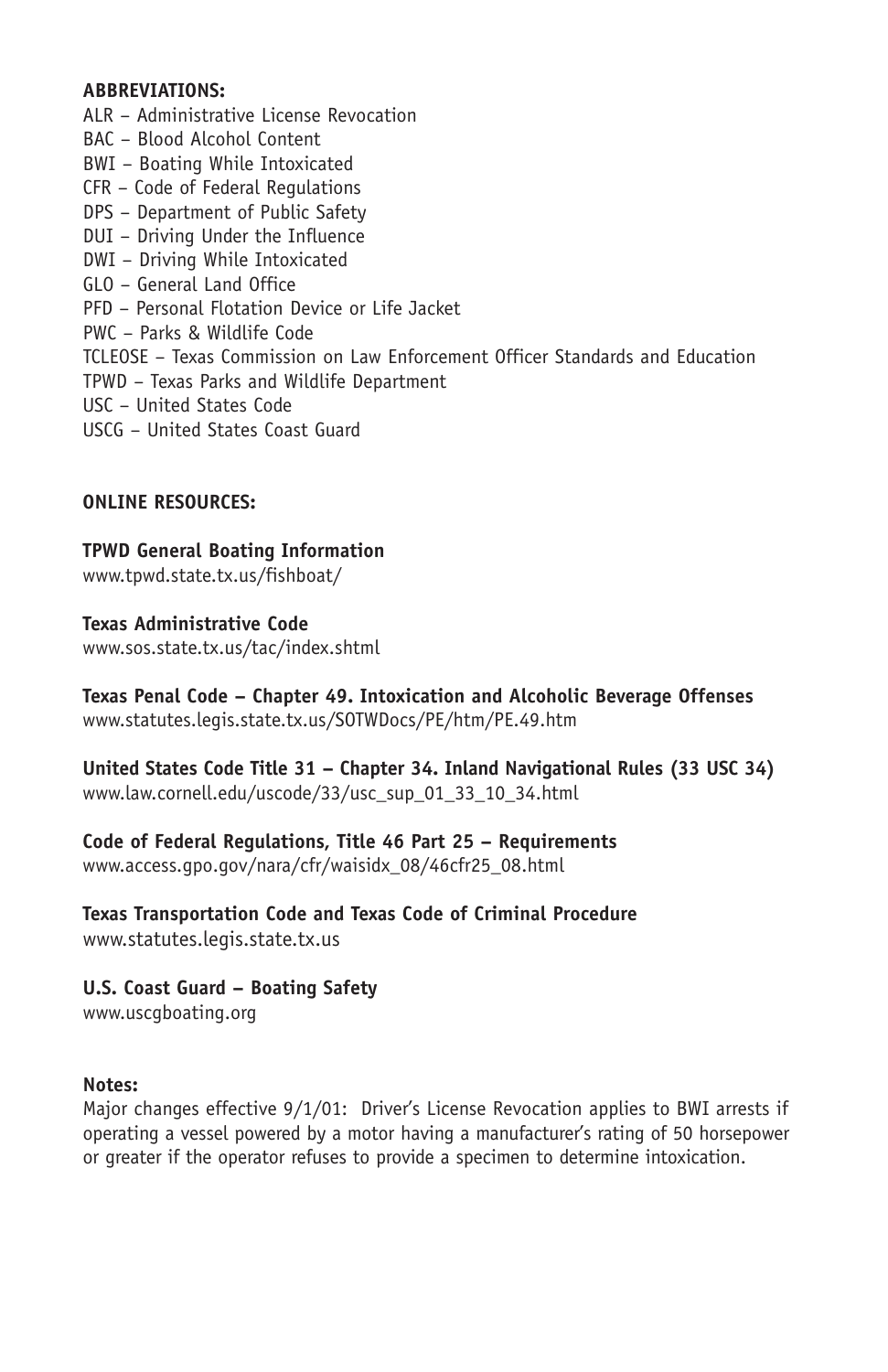**ABBREVIATIONS:**

ALR – Administrative License Revocation
BAC – Blood Alcohol Content
BWI – Boating While Intoxicated
CFR – Code of Federal Regulations
DPS – Department of Public Safety
DUI – Driving Under the Influence
DWI – Driving While Intoxicated
GLO – General Land Office
PFD – Personal Flotation Device or Life Jacket
PWC – Parks & Wildlife Code
TCLEOSE – Texas Commission on Law Enforcement Officer Standards and Education
TPWD – Texas Parks and Wildlife Department
USC – United States Code
USCG – United States Coast Guard

**ONLINE RESOURCES:**

**TPWD General Boating Information**
www.tpwd.state.tx.us/fishboat/

**Texas Administrative Code**
www.sos.state.tx.us/tac/index.shtml

**Texas Penal Code – Chapter 49. Intoxication and Alcoholic Beverage Offenses**
www.statutes.legis.state.tx.us/SOTWDocs/PE/htm/PE.49.htm

**United States Code Title 31 – Chapter 34. Inland Navigational Rules (33 USC 34)**
www.law.cornell.edu/uscode/33/usc_sup_01_33_10_34.html

**Code of Federal Regulations, Title 46 Part 25 – Requirements**
www.access.gpo.gov/nara/cfr/waisidx_08/46cfr25_08.html

**Texas Transportation Code and Texas Code of Criminal Procedure**
www.statutes.legis.state.tx.us

**U.S. Coast Guard – Boating Safety**
www.uscgboating.org

**Notes:**
Major changes effective 9/1/01: Driver's License Revocation applies to BWI arrests if operating a vessel powered by a motor having a manufacturer's rating of 50 horsepower or greater if the operator refuses to provide a specimen to determine intoxication.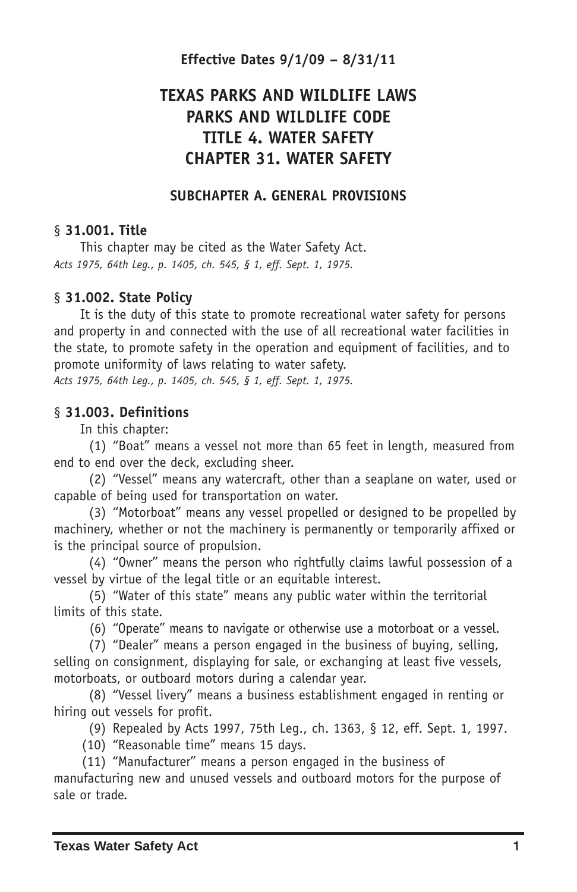**Effective Dates 9/1/09 – 8/31/11**

# TEXAS PARKS AND WILDLIFE LAWS
# PARKS AND WILDLIFE CODE
# TITLE 4. WATER SAFETY
# CHAPTER 31. WATER SAFETY

## SUBCHAPTER A. GENERAL PROVISIONS

### § 31.001. Title

This chapter may be cited as the Water Safety Act.

*Acts 1975, 64th Leg., p. 1405, ch. 545, § 1, eff. Sept. 1, 1975.*

### § 31.002. State Policy

It is the duty of this state to promote recreational water safety for persons and property in and connected with the use of all recreational water facilities in the state, to promote safety in the operation and equipment of facilities, and to promote uniformity of laws relating to water safety.

*Acts 1975, 64th Leg., p. 1405, ch. 545, § 1, eff. Sept. 1, 1975.*

### § 31.003. Definitions

In this chapter:

(1) "Boat" means a vessel not more than 65 feet in length, measured from end to end over the deck, excluding sheer.

(2) "Vessel" means any watercraft, other than a seaplane on water, used or capable of being used for transportation on water.

(3) "Motorboat" means any vessel propelled or designed to be propelled by machinery, whether or not the machinery is permanently or temporarily affixed or is the principal source of propulsion.

(4) "Owner" means the person who rightfully claims lawful possession of a vessel by virtue of the legal title or an equitable interest.

(5) "Water of this state" means any public water within the territorial limits of this state.

(6) "Operate" means to navigate or otherwise use a motorboat or a vessel.

(7) "Dealer" means a person engaged in the business of buying, selling, selling on consignment, displaying for sale, or exchanging at least five vessels, motorboats, or outboard motors during a calendar year.

(8) "Vessel livery" means a business establishment engaged in renting or hiring out vessels for profit.

(9) Repealed by Acts 1997, 75th Leg., ch. 1363, § 12, eff. Sept. 1, 1997.

(10) "Reasonable time" means 15 days.

(11) "Manufacturer" means a person engaged in the business of manufacturing new and unused vessels and outboard motors for the purpose of sale or trade.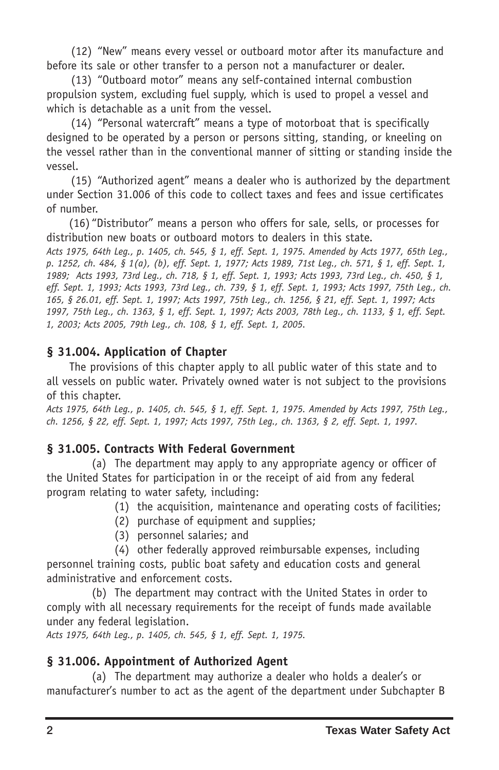(12) "New" means every vessel or outboard motor after its manufacture and before its sale or other transfer to a person not a manufacturer or dealer.

(13) "Outboard motor" means any self-contained internal combustion propulsion system, excluding fuel supply, which is used to propel a vessel and which is detachable as a unit from the vessel.

(14) "Personal watercraft" means a type of motorboat that is specifically designed to be operated by a person or persons sitting, standing, or kneeling on the vessel rather than in the conventional manner of sitting or standing inside the vessel.

(15) "Authorized agent" means a dealer who is authorized by the department under Section 31.006 of this code to collect taxes and fees and issue certificates of number.

(16) "Distributor" means a person who offers for sale, sells, or processes for distribution new boats or outboard motors to dealers in this state.

*Acts 1975, 64th Leg., p. 1405, ch. 545, § 1, eff. Sept. 1, 1975. Amended by Acts 1977, 65th Leg., p. 1252, ch. 484, § 1(a), (b), eff. Sept. 1, 1977; Acts 1989, 71st Leg., ch. 571, § 1, eff. Sept. 1, 1989; Acts 1993, 73rd Leg., ch. 718, § 1, eff. Sept. 1, 1993; Acts 1993, 73rd Leg., ch. 450, § 1, eff. Sept. 1, 1993; Acts 1993, 73rd Leg., ch. 739, § 1, eff. Sept. 1, 1993; Acts 1997, 75th Leg., ch. 165, § 26.01, eff. Sept. 1, 1997; Acts 1997, 75th Leg., ch. 1256, § 21, eff. Sept. 1, 1997; Acts 1997, 75th Leg., ch. 1363, § 1, eff. Sept. 1, 1997; Acts 2003, 78th Leg., ch. 1133, § 1, eff. Sept. 1, 2003; Acts 2005, 79th Leg., ch. 108, § 1, eff. Sept. 1, 2005.*

### § 31.004. Application of Chapter

The provisions of this chapter apply to all public water of this state and to all vessels on public water. Privately owned water is not subject to the provisions of this chapter.

*Acts 1975, 64th Leg., p. 1405, ch. 545, § 1, eff. Sept. 1, 1975. Amended by Acts 1997, 75th Leg., ch. 1256, § 22, eff. Sept. 1, 1997; Acts 1997, 75th Leg., ch. 1363, § 2, eff. Sept. 1, 1997.*

### § 31.005. Contracts With Federal Government

(a) The department may apply to any appropriate agency or officer of the United States for participation in or the receipt of aid from any federal program relating to water safety, including:

(1) the acquisition, maintenance and operating costs of facilities;

(2) purchase of equipment and supplies;

(3) personnel salaries; and

(4) other federally approved reimbursable expenses, including personnel training costs, public boat safety and education costs and general administrative and enforcement costs.

(b) The department may contract with the United States in order to comply with all necessary requirements for the receipt of funds made available under any federal legislation.

*Acts 1975, 64th Leg., p. 1405, ch. 545, § 1, eff. Sept. 1, 1975.*

### § 31.006. Appointment of Authorized Agent

(a) The department may authorize a dealer who holds a dealer's or manufacturer's number to act as the agent of the department under Subchapter B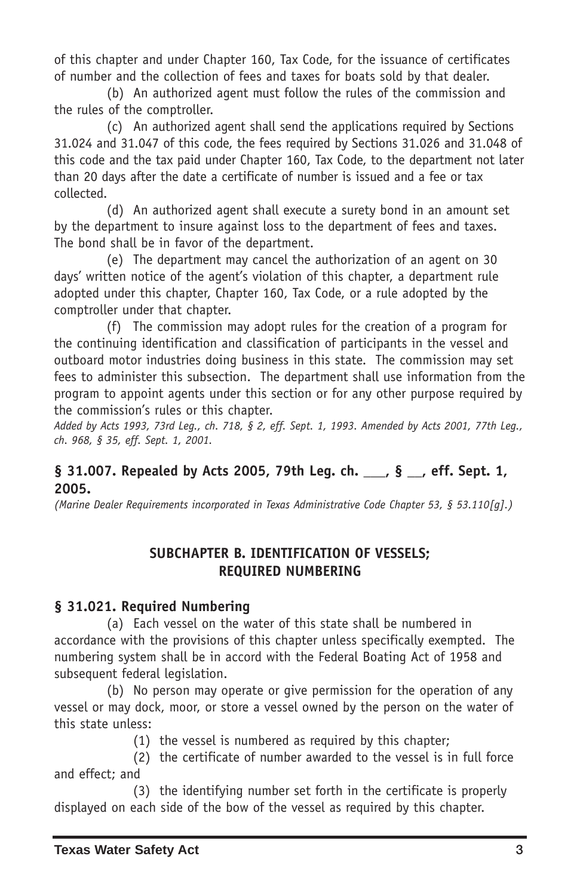of this chapter and under Chapter 160, Tax Code, for the issuance of certificates of number and the collection of fees and taxes for boats sold by that dealer.

(b) An authorized agent must follow the rules of the commission and the rules of the comptroller.

(c) An authorized agent shall send the applications required by Sections 31.024 and 31.047 of this code, the fees required by Sections 31.026 and 31.048 of this code and the tax paid under Chapter 160, Tax Code, to the department not later than 20 days after the date a certificate of number is issued and a fee or tax collected.

(d) An authorized agent shall execute a surety bond in an amount set by the department to insure against loss to the department of fees and taxes. The bond shall be in favor of the department.

(e) The department may cancel the authorization of an agent on 30 days' written notice of the agent's violation of this chapter, a department rule adopted under this chapter, Chapter 160, Tax Code, or a rule adopted by the comptroller under that chapter.

(f) The commission may adopt rules for the creation of a program for the continuing identification and classification of participants in the vessel and outboard motor industries doing business in this state. The commission may set fees to administer this subsection. The department shall use information from the program to appoint agents under this section or for any other purpose required by the commission's rules or this chapter.

*Added by Acts 1993, 73rd Leg., ch. 718, § 2, eff. Sept. 1, 1993. Amended by Acts 2001, 77th Leg., ch. 968, § 35, eff. Sept. 1, 2001.*

### § 31.007. Repealed by Acts 2005, 79th Leg. ch. ___, § __, eff. Sept. 1, 2005.

*(Marine Dealer Requirements incorporated in Texas Administrative Code Chapter 53, § 53.110[g].)*

## SUBCHAPTER B. IDENTIFICATION OF VESSELS; REQUIRED NUMBERING

### § 31.021. Required Numbering

(a) Each vessel on the water of this state shall be numbered in accordance with the provisions of this chapter unless specifically exempted. The numbering system shall be in accord with the Federal Boating Act of 1958 and subsequent federal legislation.

(b) No person may operate or give permission for the operation of any vessel or may dock, moor, or store a vessel owned by the person on the water of this state unless:

(1) the vessel is numbered as required by this chapter;

(2) the certificate of number awarded to the vessel is in full force and effect; and

(3) the identifying number set forth in the certificate is properly displayed on each side of the bow of the vessel as required by this chapter.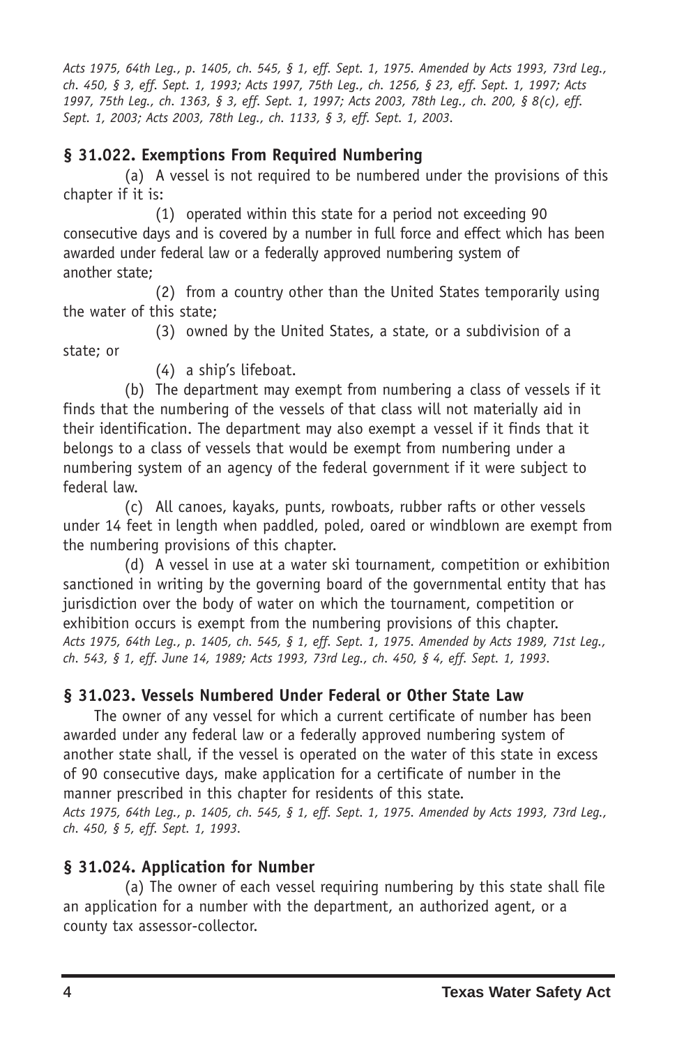*Acts 1975, 64th Leg., p. 1405, ch. 545, § 1, eff. Sept. 1, 1975. Amended by Acts 1993, 73rd Leg., ch. 450, § 3, eff. Sept. 1, 1993; Acts 1997, 75th Leg., ch. 1256, § 23, eff. Sept. 1, 1997; Acts 1997, 75th Leg., ch. 1363, § 3, eff. Sept. 1, 1997; Acts 2003, 78th Leg., ch. 200, § 8(c), eff. Sept. 1, 2003; Acts 2003, 78th Leg., ch. 1133, § 3, eff. Sept. 1, 2003.*

### § 31.022. Exemptions From Required Numbering

(a) A vessel is not required to be numbered under the provisions of this chapter if it is:

(1) operated within this state for a period not exceeding 90 consecutive days and is covered by a number in full force and effect which has been awarded under federal law or a federally approved numbering system of another state;

(2) from a country other than the United States temporarily using the water of this state;

(3) owned by the United States, a state, or a subdivision of a state; or

(4) a ship's lifeboat.

(b) The department may exempt from numbering a class of vessels if it finds that the numbering of the vessels of that class will not materially aid in their identification. The department may also exempt a vessel if it finds that it belongs to a class of vessels that would be exempt from numbering under a numbering system of an agency of the federal government if it were subject to federal law.

(c) All canoes, kayaks, punts, rowboats, rubber rafts or other vessels under 14 feet in length when paddled, poled, oared or windblown are exempt from the numbering provisions of this chapter.

(d) A vessel in use at a water ski tournament, competition or exhibition sanctioned in writing by the governing board of the governmental entity that has jurisdiction over the body of water on which the tournament, competition or exhibition occurs is exempt from the numbering provisions of this chapter.

*Acts 1975, 64th Leg., p. 1405, ch. 545, § 1, eff. Sept. 1, 1975. Amended by Acts 1989, 71st Leg., ch. 543, § 1, eff. June 14, 1989; Acts 1993, 73rd Leg., ch. 450, § 4, eff. Sept. 1, 1993.*

### § 31.023. Vessels Numbered Under Federal or Other State Law

The owner of any vessel for which a current certificate of number has been awarded under any federal law or a federally approved numbering system of another state shall, if the vessel is operated on the water of this state in excess of 90 consecutive days, make application for a certificate of number in the manner prescribed in this chapter for residents of this state.

*Acts 1975, 64th Leg., p. 1405, ch. 545, § 1, eff. Sept. 1, 1975. Amended by Acts 1993, 73rd Leg., ch. 450, § 5, eff. Sept. 1, 1993.*

### § 31.024. Application for Number

(a) The owner of each vessel requiring numbering by this state shall file an application for a number with the department, an authorized agent, or a county tax assessor-collector.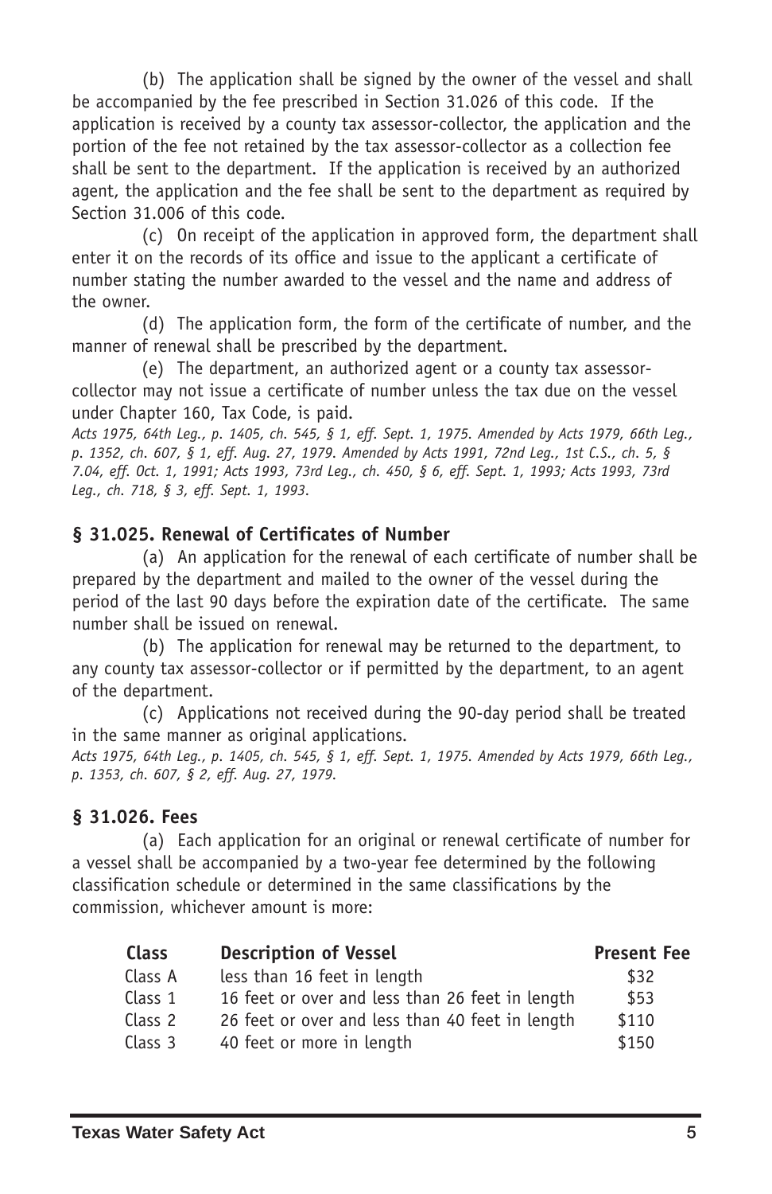(b) The application shall be signed by the owner of the vessel and shall be accompanied by the fee prescribed in Section 31.026 of this code. If the application is received by a county tax assessor-collector, the application and the portion of the fee not retained by the tax assessor-collector as a collection fee shall be sent to the department. If the application is received by an authorized agent, the application and the fee shall be sent to the department as required by Section 31.006 of this code.

(c) On receipt of the application in approved form, the department shall enter it on the records of its office and issue to the applicant a certificate of number stating the number awarded to the vessel and the name and address of the owner.

(d) The application form, the form of the certificate of number, and the manner of renewal shall be prescribed by the department.

(e) The department, an authorized agent or a county tax assessor-collector may not issue a certificate of number unless the tax due on the vessel under Chapter 160, Tax Code, is paid.

*Acts 1975, 64th Leg., p. 1405, ch. 545, § 1, eff. Sept. 1, 1975. Amended by Acts 1979, 66th Leg., p. 1352, ch. 607, § 1, eff. Aug. 27, 1979. Amended by Acts 1991, 72nd Leg., 1st C.S., ch. 5, § 7.04, eff. Oct. 1, 1991; Acts 1993, 73rd Leg., ch. 450, § 6, eff. Sept. 1, 1993; Acts 1993, 73rd Leg., ch. 718, § 3, eff. Sept. 1, 1993.*

### § 31.025. Renewal of Certificates of Number

(a) An application for the renewal of each certificate of number shall be prepared by the department and mailed to the owner of the vessel during the period of the last 90 days before the expiration date of the certificate. The same number shall be issued on renewal.

(b) The application for renewal may be returned to the department, to any county tax assessor-collector or if permitted by the department, to an agent of the department.

(c) Applications not received during the 90-day period shall be treated in the same manner as original applications.

*Acts 1975, 64th Leg., p. 1405, ch. 545, § 1, eff. Sept. 1, 1975. Amended by Acts 1979, 66th Leg., p. 1353, ch. 607, § 2, eff. Aug. 27, 1979.*

### § 31.026. Fees

(a) Each application for an original or renewal certificate of number for a vessel shall be accompanied by a two-year fee determined by the following classification schedule or determined in the same classifications by the commission, whichever amount is more:

| Class | Description of Vessel | Present Fee |
|---|---|---|
| Class A | less than 16 feet in length | $32 |
| Class 1 | 16 feet or over and less than 26 feet in length | $53 |
| Class 2 | 26 feet or over and less than 40 feet in length | $110 |
| Class 3 | 40 feet or more in length | $150 |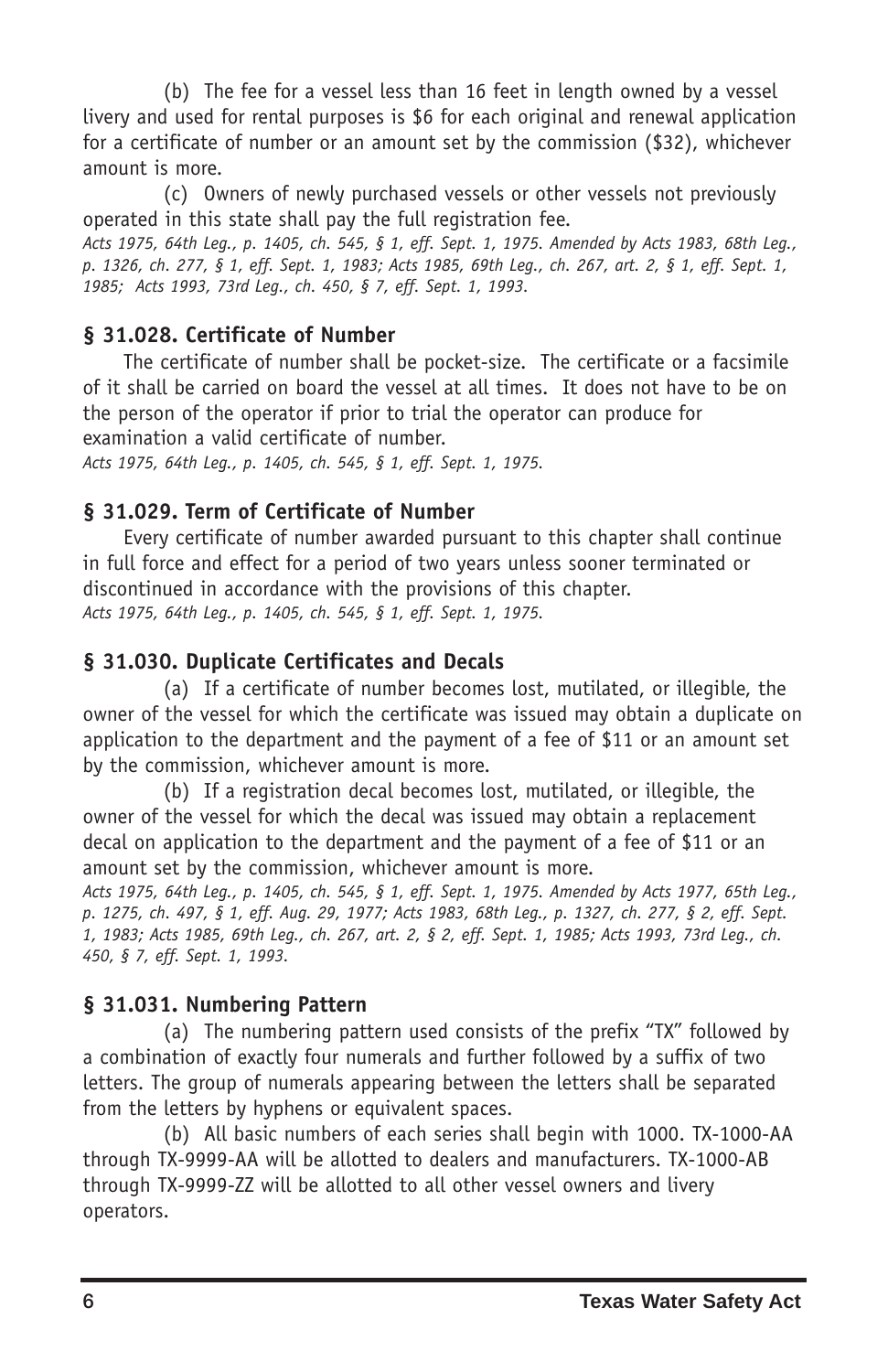(b) The fee for a vessel less than 16 feet in length owned by a vessel livery and used for rental purposes is $6 for each original and renewal application for a certificate of number or an amount set by the commission ($32), whichever amount is more.

(c) Owners of newly purchased vessels or other vessels not previously operated in this state shall pay the full registration fee.

*Acts 1975, 64th Leg., p. 1405, ch. 545, § 1, eff. Sept. 1, 1975. Amended by Acts 1983, 68th Leg., p. 1326, ch. 277, § 1, eff. Sept. 1, 1983; Acts 1985, 69th Leg., ch. 267, art. 2, § 1, eff. Sept. 1, 1985; Acts 1993, 73rd Leg., ch. 450, § 7, eff. Sept. 1, 1993.*

### § 31.028. Certificate of Number

The certificate of number shall be pocket-size. The certificate or a facsimile of it shall be carried on board the vessel at all times. It does not have to be on the person of the operator if prior to trial the operator can produce for examination a valid certificate of number.

*Acts 1975, 64th Leg., p. 1405, ch. 545, § 1, eff. Sept. 1, 1975.*

### § 31.029. Term of Certificate of Number

Every certificate of number awarded pursuant to this chapter shall continue in full force and effect for a period of two years unless sooner terminated or discontinued in accordance with the provisions of this chapter.

*Acts 1975, 64th Leg., p. 1405, ch. 545, § 1, eff. Sept. 1, 1975.*

### § 31.030. Duplicate Certificates and Decals

(a) If a certificate of number becomes lost, mutilated, or illegible, the owner of the vessel for which the certificate was issued may obtain a duplicate on application to the department and the payment of a fee of $11 or an amount set by the commission, whichever amount is more.

(b) If a registration decal becomes lost, mutilated, or illegible, the owner of the vessel for which the decal was issued may obtain a replacement decal on application to the department and the payment of a fee of $11 or an amount set by the commission, whichever amount is more.

*Acts 1975, 64th Leg., p. 1405, ch. 545, § 1, eff. Sept. 1, 1975. Amended by Acts 1977, 65th Leg., p. 1275, ch. 497, § 1, eff. Aug. 29, 1977; Acts 1983, 68th Leg., p. 1327, ch. 277, § 2, eff. Sept. 1, 1983; Acts 1985, 69th Leg., ch. 267, art. 2, § 2, eff. Sept. 1, 1985; Acts 1993, 73rd Leg., ch. 450, § 7, eff. Sept. 1, 1993.*

### § 31.031. Numbering Pattern

(a) The numbering pattern used consists of the prefix "TX" followed by a combination of exactly four numerals and further followed by a suffix of two letters. The group of numerals appearing between the letters shall be separated from the letters by hyphens or equivalent spaces.

(b) All basic numbers of each series shall begin with 1000. TX-1000-AA through TX-9999-AA will be allotted to dealers and manufacturers. TX-1000-AB through TX-9999-ZZ will be allotted to all other vessel owners and livery operators.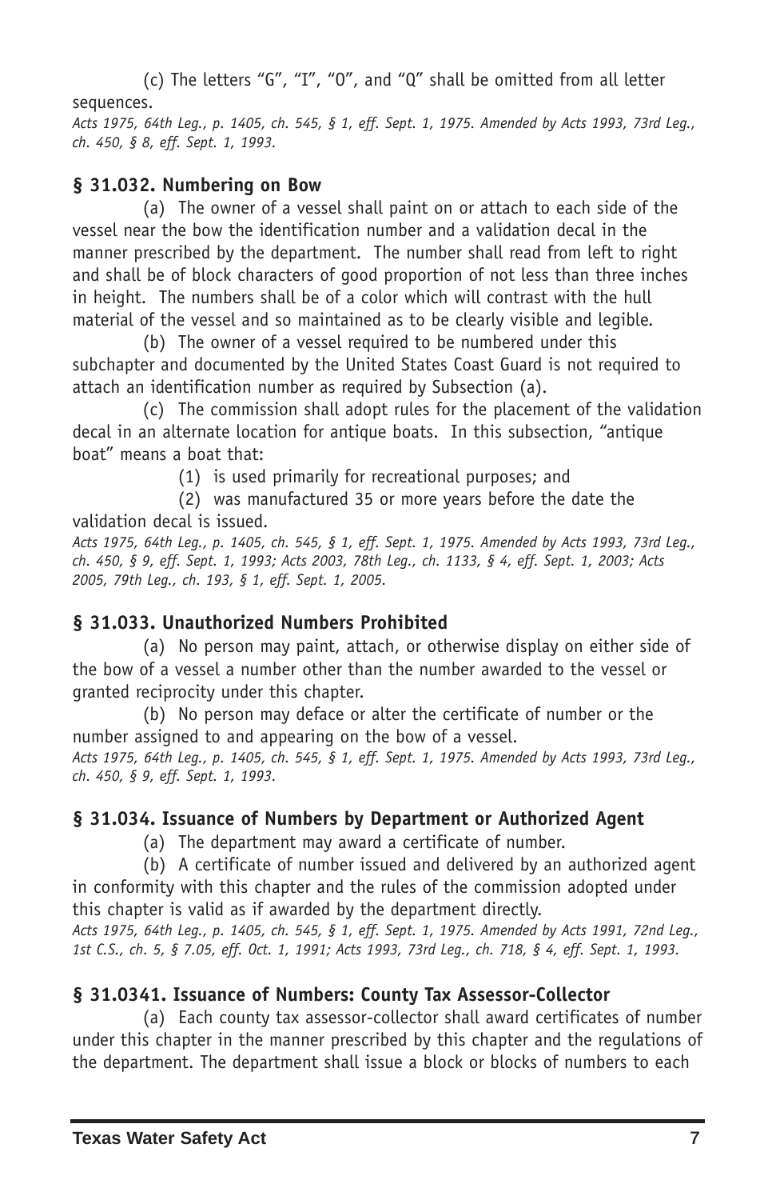(c) The letters "G", "I", "O", and "Q" shall be omitted from all letter sequences.

*Acts 1975, 64th Leg., p. 1405, ch. 545, § 1, eff. Sept. 1, 1975. Amended by Acts 1993, 73rd Leg., ch. 450, § 8, eff. Sept. 1, 1993.*

### § 31.032. Numbering on Bow

(a) The owner of a vessel shall paint on or attach to each side of the vessel near the bow the identification number and a validation decal in the manner prescribed by the department. The number shall read from left to right and shall be of block characters of good proportion of not less than three inches in height. The numbers shall be of a color which will contrast with the hull material of the vessel and so maintained as to be clearly visible and legible.

(b) The owner of a vessel required to be numbered under this subchapter and documented by the United States Coast Guard is not required to attach an identification number as required by Subsection (a).

(c) The commission shall adopt rules for the placement of the validation decal in an alternate location for antique boats. In this subsection, "antique boat" means a boat that:

(1) is used primarily for recreational purposes; and

(2) was manufactured 35 or more years before the date the validation decal is issued.

*Acts 1975, 64th Leg., p. 1405, ch. 545, § 1, eff. Sept. 1, 1975. Amended by Acts 1993, 73rd Leg., ch. 450, § 9, eff. Sept. 1, 1993; Acts 2003, 78th Leg., ch. 1133, § 4, eff. Sept. 1, 2003; Acts 2005, 79th Leg., ch. 193, § 1, eff. Sept. 1, 2005.*

### § 31.033. Unauthorized Numbers Prohibited

(a) No person may paint, attach, or otherwise display on either side of the bow of a vessel a number other than the number awarded to the vessel or granted reciprocity under this chapter.

(b) No person may deface or alter the certificate of number or the number assigned to and appearing on the bow of a vessel.

*Acts 1975, 64th Leg., p. 1405, ch. 545, § 1, eff. Sept. 1, 1975. Amended by Acts 1993, 73rd Leg., ch. 450, § 9, eff. Sept. 1, 1993.*

### § 31.034. Issuance of Numbers by Department or Authorized Agent

(a) The department may award a certificate of number.

(b) A certificate of number issued and delivered by an authorized agent in conformity with this chapter and the rules of the commission adopted under this chapter is valid as if awarded by the department directly.

*Acts 1975, 64th Leg., p. 1405, ch. 545, § 1, eff. Sept. 1, 1975. Amended by Acts 1991, 72nd Leg., 1st C.S., ch. 5, § 7.05, eff. Oct. 1, 1991; Acts 1993, 73rd Leg., ch. 718, § 4, eff. Sept. 1, 1993.*

### § 31.0341. Issuance of Numbers: County Tax Assessor-Collector

(a) Each county tax assessor-collector shall award certificates of number under this chapter in the manner prescribed by this chapter and the regulations of the department. The department shall issue a block or blocks of numbers to each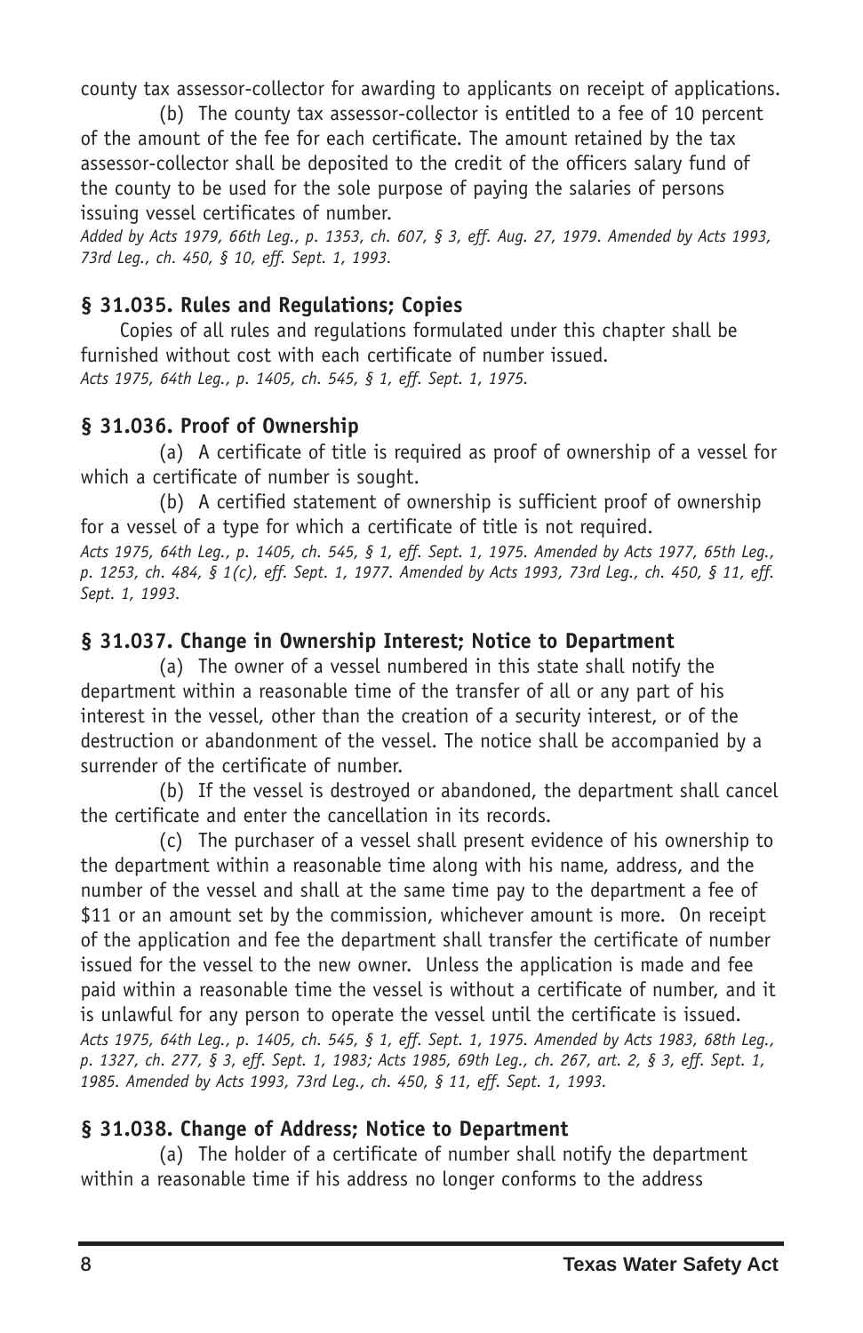county tax assessor-collector for awarding to applicants on receipt of applications.

(b) The county tax assessor-collector is entitled to a fee of 10 percent of the amount of the fee for each certificate. The amount retained by the tax assessor-collector shall be deposited to the credit of the officers salary fund of the county to be used for the sole purpose of paying the salaries of persons issuing vessel certificates of number.

*Added by Acts 1979, 66th Leg., p. 1353, ch. 607, § 3, eff. Aug. 27, 1979. Amended by Acts 1993, 73rd Leg., ch. 450, § 10, eff. Sept. 1, 1993.*

### § 31.035. Rules and Regulations; Copies

Copies of all rules and regulations formulated under this chapter shall be furnished without cost with each certificate of number issued.

*Acts 1975, 64th Leg., p. 1405, ch. 545, § 1, eff. Sept. 1, 1975.*

### § 31.036. Proof of Ownership

(a) A certificate of title is required as proof of ownership of a vessel for which a certificate of number is sought.

(b) A certified statement of ownership is sufficient proof of ownership for a vessel of a type for which a certificate of title is not required.

*Acts 1975, 64th Leg., p. 1405, ch. 545, § 1, eff. Sept. 1, 1975. Amended by Acts 1977, 65th Leg., p. 1253, ch. 484, § 1(c), eff. Sept. 1, 1977. Amended by Acts 1993, 73rd Leg., ch. 450, § 11, eff. Sept. 1, 1993.*

### § 31.037. Change in Ownership Interest; Notice to Department

(a) The owner of a vessel numbered in this state shall notify the department within a reasonable time of the transfer of all or any part of his interest in the vessel, other than the creation of a security interest, or of the destruction or abandonment of the vessel. The notice shall be accompanied by a surrender of the certificate of number.

(b) If the vessel is destroyed or abandoned, the department shall cancel the certificate and enter the cancellation in its records.

(c) The purchaser of a vessel shall present evidence of his ownership to the department within a reasonable time along with his name, address, and the number of the vessel and shall at the same time pay to the department a fee of $11 or an amount set by the commission, whichever amount is more. On receipt of the application and fee the department shall transfer the certificate of number issued for the vessel to the new owner. Unless the application is made and fee paid within a reasonable time the vessel is without a certificate of number, and it is unlawful for any person to operate the vessel until the certificate is issued.

*Acts 1975, 64th Leg., p. 1405, ch. 545, § 1, eff. Sept. 1, 1975. Amended by Acts 1983, 68th Leg., p. 1327, ch. 277, § 3, eff. Sept. 1, 1983; Acts 1985, 69th Leg., ch. 267, art. 2, § 3, eff. Sept. 1, 1985. Amended by Acts 1993, 73rd Leg., ch. 450, § 11, eff. Sept. 1, 1993.*

### § 31.038. Change of Address; Notice to Department

(a) The holder of a certificate of number shall notify the department within a reasonable time if his address no longer conforms to the address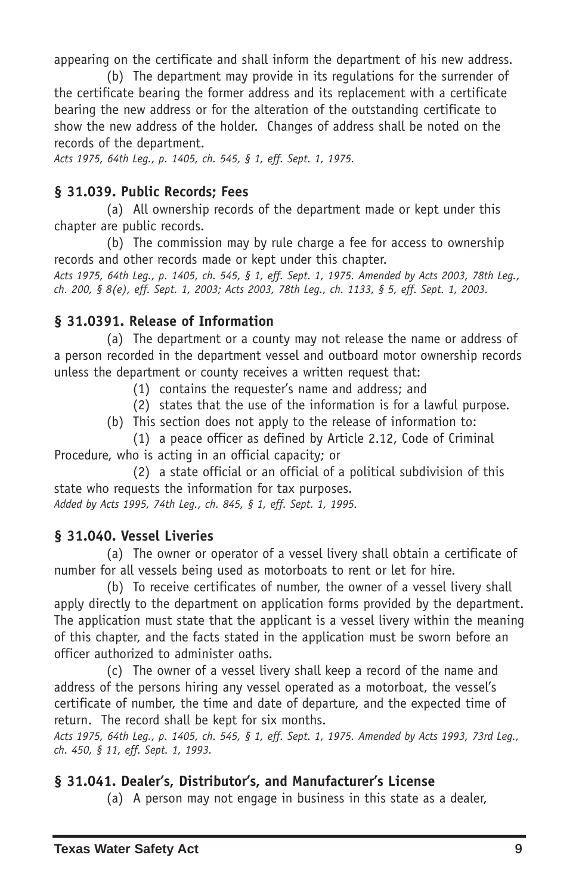appearing on the certificate and shall inform the department of his new address.

(b) The department may provide in its regulations for the surrender of the certificate bearing the former address and its replacement with a certificate bearing the new address or for the alteration of the outstanding certificate to show the new address of the holder. Changes of address shall be noted on the records of the department.

*Acts 1975, 64th Leg., p. 1405, ch. 545, § 1, eff. Sept. 1, 1975.*

### § 31.039. Public Records; Fees

(a) All ownership records of the department made or kept under this chapter are public records.

(b) The commission may by rule charge a fee for access to ownership records and other records made or kept under this chapter.

*Acts 1975, 64th Leg., p. 1405, ch. 545, § 1, eff. Sept. 1, 1975. Amended by Acts 2003, 78th Leg., ch. 200, § 8(e), eff. Sept. 1, 2003; Acts 2003, 78th Leg., ch. 1133, § 5, eff. Sept. 1, 2003.*

### § 31.0391. Release of Information

(a) The department or a county may not release the name or address of a person recorded in the department vessel and outboard motor ownership records unless the department or county receives a written request that:

(1) contains the requester's name and address; and

(2) states that the use of the information is for a lawful purpose.

(b) This section does not apply to the release of information to:

(1) a peace officer as defined by Article 2.12, Code of Criminal Procedure, who is acting in an official capacity; or

(2) a state official or an official of a political subdivision of this state who requests the information for tax purposes.

*Added by Acts 1995, 74th Leg., ch. 845, § 1, eff. Sept. 1, 1995.*

### § 31.040. Vessel Liveries

(a) The owner or operator of a vessel livery shall obtain a certificate of number for all vessels being used as motorboats to rent or let for hire.

(b) To receive certificates of number, the owner of a vessel livery shall apply directly to the department on application forms provided by the department. The application must state that the applicant is a vessel livery within the meaning of this chapter, and the facts stated in the application must be sworn before an officer authorized to administer oaths.

(c) The owner of a vessel livery shall keep a record of the name and address of the persons hiring any vessel operated as a motorboat, the vessel's certificate of number, the time and date of departure, and the expected time of return. The record shall be kept for six months.

*Acts 1975, 64th Leg., p. 1405, ch. 545, § 1, eff. Sept. 1, 1975. Amended by Acts 1993, 73rd Leg., ch. 450, § 11, eff. Sept. 1, 1993.*

### § 31.041. Dealer's, Distributor's, and Manufacturer's License

(a) A person may not engage in business in this state as a dealer,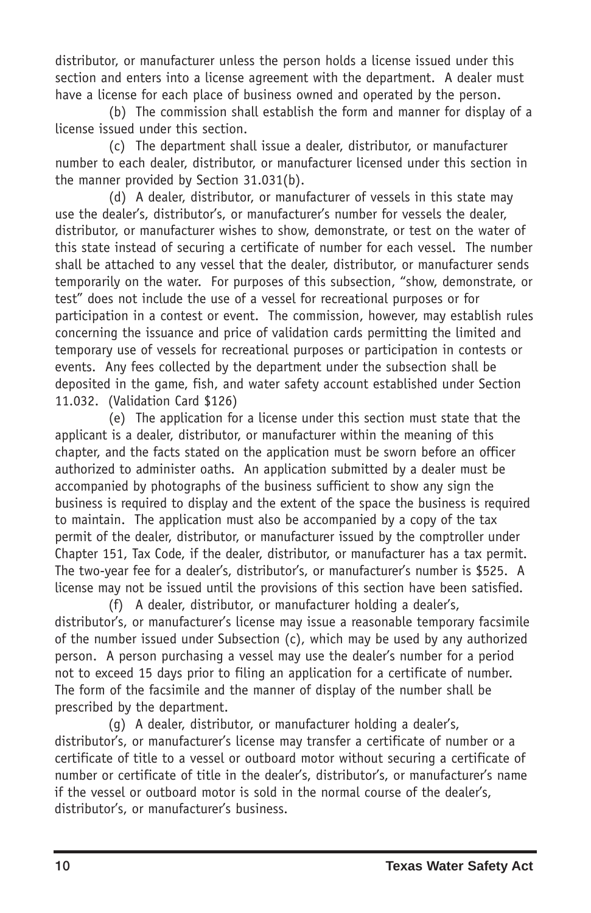distributor, or manufacturer unless the person holds a license issued under this section and enters into a license agreement with the department. A dealer must have a license for each place of business owned and operated by the person.

(b) The commission shall establish the form and manner for display of a license issued under this section.

(c) The department shall issue a dealer, distributor, or manufacturer number to each dealer, distributor, or manufacturer licensed under this section in the manner provided by Section 31.031(b).

(d) A dealer, distributor, or manufacturer of vessels in this state may use the dealer's, distributor's, or manufacturer's number for vessels the dealer, distributor, or manufacturer wishes to show, demonstrate, or test on the water of this state instead of securing a certificate of number for each vessel. The number shall be attached to any vessel that the dealer, distributor, or manufacturer sends temporarily on the water. For purposes of this subsection, "show, demonstrate, or test" does not include the use of a vessel for recreational purposes or for participation in a contest or event. The commission, however, may establish rules concerning the issuance and price of validation cards permitting the limited and temporary use of vessels for recreational purposes or participation in contests or events. Any fees collected by the department under the subsection shall be deposited in the game, fish, and water safety account established under Section 11.032. (Validation Card $126)

(e) The application for a license under this section must state that the applicant is a dealer, distributor, or manufacturer within the meaning of this chapter, and the facts stated on the application must be sworn before an officer authorized to administer oaths. An application submitted by a dealer must be accompanied by photographs of the business sufficient to show any sign the business is required to display and the extent of the space the business is required to maintain. The application must also be accompanied by a copy of the tax permit of the dealer, distributor, or manufacturer issued by the comptroller under Chapter 151, Tax Code, if the dealer, distributor, or manufacturer has a tax permit. The two-year fee for a dealer's, distributor's, or manufacturer's number is $525. A license may not be issued until the provisions of this section have been satisfied.

(f) A dealer, distributor, or manufacturer holding a dealer's, distributor's, or manufacturer's license may issue a reasonable temporary facsimile of the number issued under Subsection (c), which may be used by any authorized person. A person purchasing a vessel may use the dealer's number for a period not to exceed 15 days prior to filing an application for a certificate of number. The form of the facsimile and the manner of display of the number shall be prescribed by the department.

(g) A dealer, distributor, or manufacturer holding a dealer's, distributor's, or manufacturer's license may transfer a certificate of number or a certificate of title to a vessel or outboard motor without securing a certificate of number or certificate of title in the dealer's, distributor's, or manufacturer's name if the vessel or outboard motor is sold in the normal course of the dealer's, distributor's, or manufacturer's business.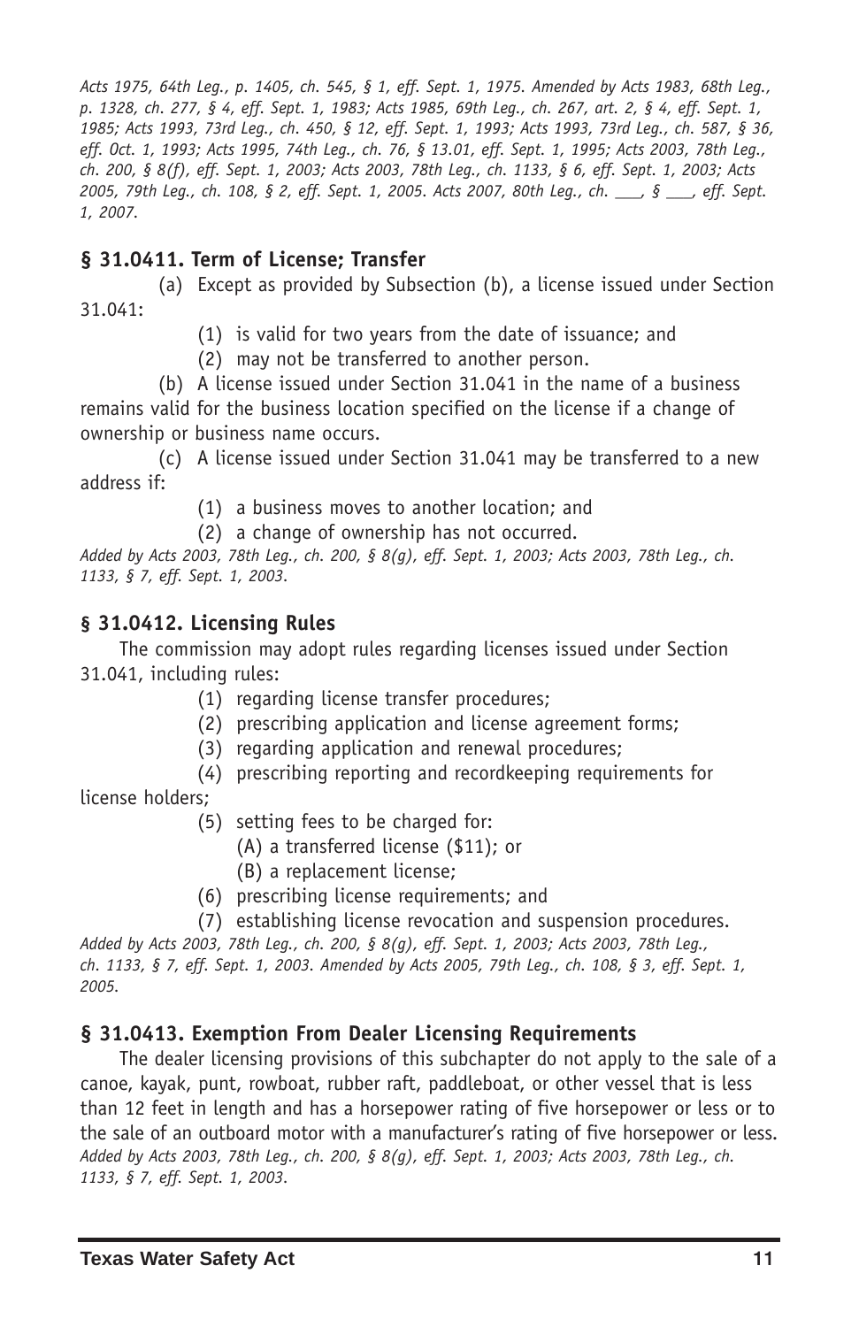*Acts 1975, 64th Leg., p. 1405, ch. 545, § 1, eff. Sept. 1, 1975. Amended by Acts 1983, 68th Leg., p. 1328, ch. 277, § 4, eff. Sept. 1, 1983; Acts 1985, 69th Leg., ch. 267, art. 2, § 4, eff. Sept. 1, 1985; Acts 1993, 73rd Leg., ch. 450, § 12, eff. Sept. 1, 1993; Acts 1993, 73rd Leg., ch. 587, § 36, eff. Oct. 1, 1993; Acts 1995, 74th Leg., ch. 76, § 13.01, eff. Sept. 1, 1995; Acts 2003, 78th Leg., ch. 200, § 8(f), eff. Sept. 1, 2003; Acts 2003, 78th Leg., ch. 1133, § 6, eff. Sept. 1, 2003; Acts 2005, 79th Leg., ch. 108, § 2, eff. Sept. 1, 2005. Acts 2007, 80th Leg., ch. ___, § ___, eff. Sept. 1, 2007.*

### § 31.0411. Term of License; Transfer

(a) Except as provided by Subsection (b), a license issued under Section 31.041:

(1) is valid for two years from the date of issuance; and

(2) may not be transferred to another person.

(b) A license issued under Section 31.041 in the name of a business remains valid for the business location specified on the license if a change of ownership or business name occurs.

(c) A license issued under Section 31.041 may be transferred to a new address if:

(1) a business moves to another location; and

(2) a change of ownership has not occurred.

*Added by Acts 2003, 78th Leg., ch. 200, § 8(g), eff. Sept. 1, 2003; Acts 2003, 78th Leg., ch. 1133, § 7, eff. Sept. 1, 2003.*

### § 31.0412. Licensing Rules

The commission may adopt rules regarding licenses issued under Section 31.041, including rules:

(1) regarding license transfer procedures;

(2) prescribing application and license agreement forms;

(3) regarding application and renewal procedures;

(4) prescribing reporting and recordkeeping requirements for license holders;

(5) setting fees to be charged for:

(A) a transferred license ($11); or

(B) a replacement license;

(6) prescribing license requirements; and

(7) establishing license revocation and suspension procedures.

*Added by Acts 2003, 78th Leg., ch. 200, § 8(g), eff. Sept. 1, 2003; Acts 2003, 78th Leg., ch. 1133, § 7, eff. Sept. 1, 2003. Amended by Acts 2005, 79th Leg., ch. 108, § 3, eff. Sept. 1, 2005.*

### § 31.0413. Exemption From Dealer Licensing Requirements

The dealer licensing provisions of this subchapter do not apply to the sale of a canoe, kayak, punt, rowboat, rubber raft, paddleboat, or other vessel that is less than 12 feet in length and has a horsepower rating of five horsepower or less or to the sale of an outboard motor with a manufacturer's rating of five horsepower or less.

*Added by Acts 2003, 78th Leg., ch. 200, § 8(g), eff. Sept. 1, 2003; Acts 2003, 78th Leg., ch. 1133, § 7, eff. Sept. 1, 2003.*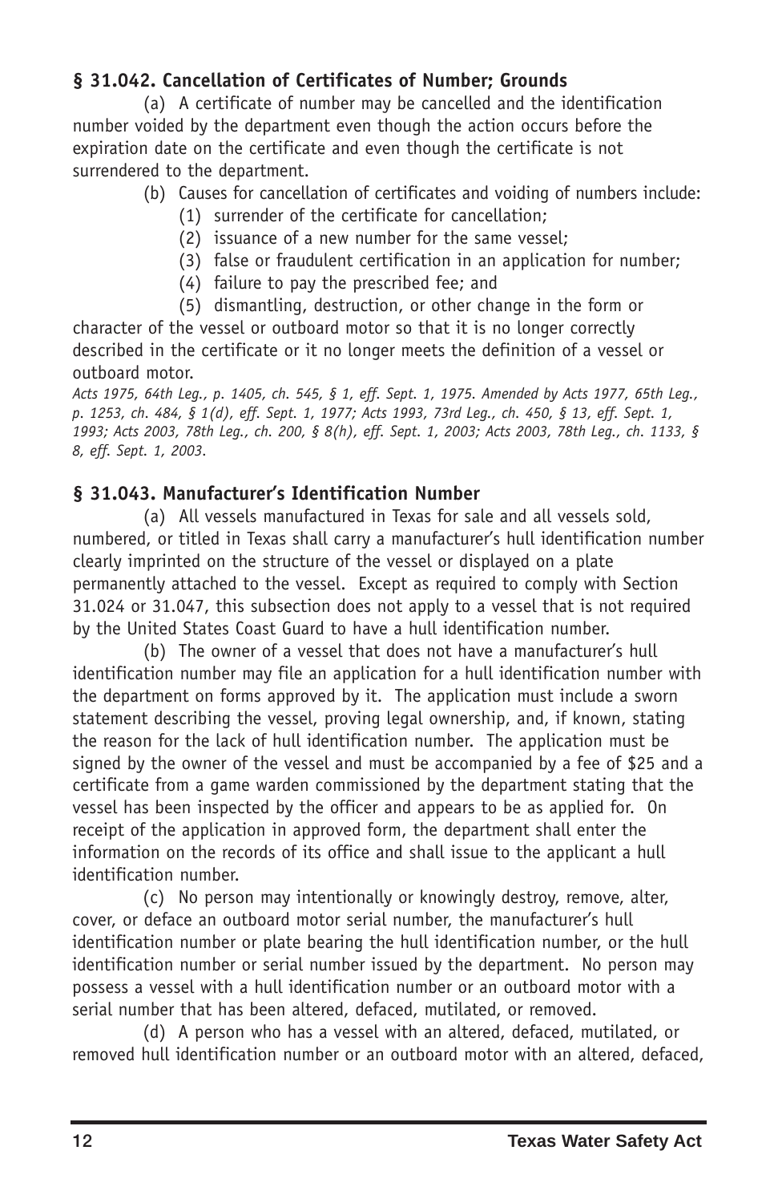### § 31.042. Cancellation of Certificates of Number; Grounds

(a) A certificate of number may be cancelled and the identification number voided by the department even though the action occurs before the expiration date on the certificate and even though the certificate is not surrendered to the department.

(b) Causes for cancellation of certificates and voiding of numbers include:

(1) surrender of the certificate for cancellation;

(2) issuance of a new number for the same vessel;

(3) false or fraudulent certification in an application for number;

(4) failure to pay the prescribed fee; and

(5) dismantling, destruction, or other change in the form or character of the vessel or outboard motor so that it is no longer correctly described in the certificate or it no longer meets the definition of a vessel or outboard motor.

*Acts 1975, 64th Leg., p. 1405, ch. 545, § 1, eff. Sept. 1, 1975. Amended by Acts 1977, 65th Leg., p. 1253, ch. 484, § 1(d), eff. Sept. 1, 1977; Acts 1993, 73rd Leg., ch. 450, § 13, eff. Sept. 1, 1993; Acts 2003, 78th Leg., ch. 200, § 8(h), eff. Sept. 1, 2003; Acts 2003, 78th Leg., ch. 1133, § 8, eff. Sept. 1, 2003.*

### § 31.043. Manufacturer's Identification Number

(a) All vessels manufactured in Texas for sale and all vessels sold, numbered, or titled in Texas shall carry a manufacturer's hull identification number clearly imprinted on the structure of the vessel or displayed on a plate permanently attached to the vessel. Except as required to comply with Section 31.024 or 31.047, this subsection does not apply to a vessel that is not required by the United States Coast Guard to have a hull identification number.

(b) The owner of a vessel that does not have a manufacturer's hull identification number may file an application for a hull identification number with the department on forms approved by it. The application must include a sworn statement describing the vessel, proving legal ownership, and, if known, stating the reason for the lack of hull identification number. The application must be signed by the owner of the vessel and must be accompanied by a fee of $25 and a certificate from a game warden commissioned by the department stating that the vessel has been inspected by the officer and appears to be as applied for. On receipt of the application in approved form, the department shall enter the information on the records of its office and shall issue to the applicant a hull identification number.

(c) No person may intentionally or knowingly destroy, remove, alter, cover, or deface an outboard motor serial number, the manufacturer's hull identification number or plate bearing the hull identification number, or the hull identification number or serial number issued by the department. No person may possess a vessel with a hull identification number or an outboard motor with a serial number that has been altered, defaced, mutilated, or removed.

(d) A person who has a vessel with an altered, defaced, mutilated, or removed hull identification number or an outboard motor with an altered, defaced,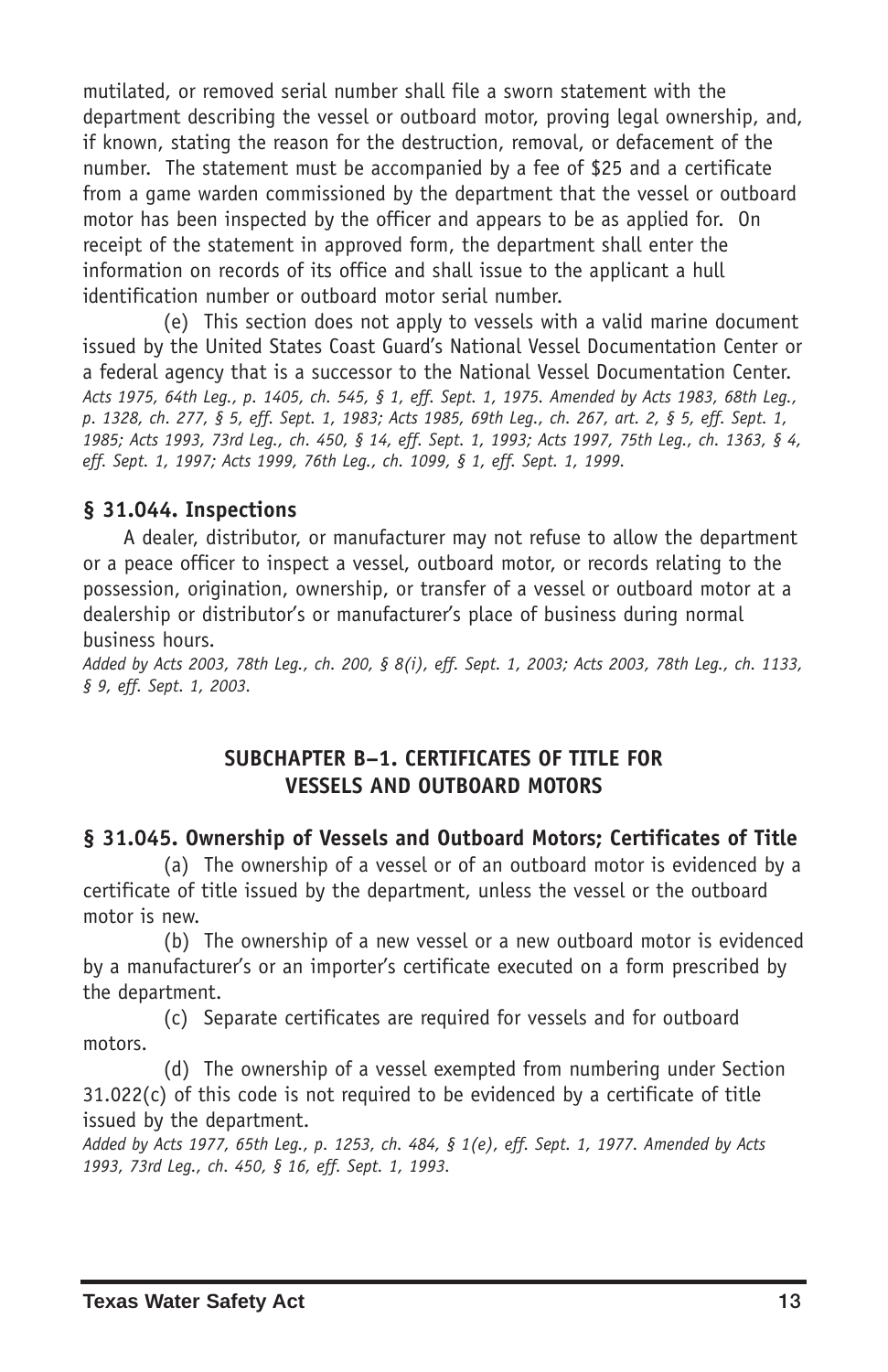mutilated, or removed serial number shall file a sworn statement with the department describing the vessel or outboard motor, proving legal ownership, and, if known, stating the reason for the destruction, removal, or defacement of the number. The statement must be accompanied by a fee of $25 and a certificate from a game warden commissioned by the department that the vessel or outboard motor has been inspected by the officer and appears to be as applied for. On receipt of the statement in approved form, the department shall enter the information on records of its office and shall issue to the applicant a hull identification number or outboard motor serial number.

(e) This section does not apply to vessels with a valid marine document issued by the United States Coast Guard's National Vessel Documentation Center or a federal agency that is a successor to the National Vessel Documentation Center.

*Acts 1975, 64th Leg., p. 1405, ch. 545, § 1, eff. Sept. 1, 1975. Amended by Acts 1983, 68th Leg., p. 1328, ch. 277, § 5, eff. Sept. 1, 1983; Acts 1985, 69th Leg., ch. 267, art. 2, § 5, eff. Sept. 1, 1985; Acts 1993, 73rd Leg., ch. 450, § 14, eff. Sept. 1, 1993; Acts 1997, 75th Leg., ch. 1363, § 4, eff. Sept. 1, 1997; Acts 1999, 76th Leg., ch. 1099, § 1, eff. Sept. 1, 1999.*

### § 31.044. Inspections

A dealer, distributor, or manufacturer may not refuse to allow the department or a peace officer to inspect a vessel, outboard motor, or records relating to the possession, origination, ownership, or transfer of a vessel or outboard motor at a dealership or distributor's or manufacturer's place of business during normal business hours.

*Added by Acts 2003, 78th Leg., ch. 200, § 8(i), eff. Sept. 1, 2003; Acts 2003, 78th Leg., ch. 1133, § 9, eff. Sept. 1, 2003.*

## SUBCHAPTER B–1. CERTIFICATES OF TITLE FOR VESSELS AND OUTBOARD MOTORS

### § 31.045. Ownership of Vessels and Outboard Motors; Certificates of Title

(a) The ownership of a vessel or of an outboard motor is evidenced by a certificate of title issued by the department, unless the vessel or the outboard motor is new.

(b) The ownership of a new vessel or a new outboard motor is evidenced by a manufacturer's or an importer's certificate executed on a form prescribed by the department.

(c) Separate certificates are required for vessels and for outboard motors.

(d) The ownership of a vessel exempted from numbering under Section 31.022(c) of this code is not required to be evidenced by a certificate of title issued by the department.

*Added by Acts 1977, 65th Leg., p. 1253, ch. 484, § 1(e), eff. Sept. 1, 1977. Amended by Acts 1993, 73rd Leg., ch. 450, § 16, eff. Sept. 1, 1993.*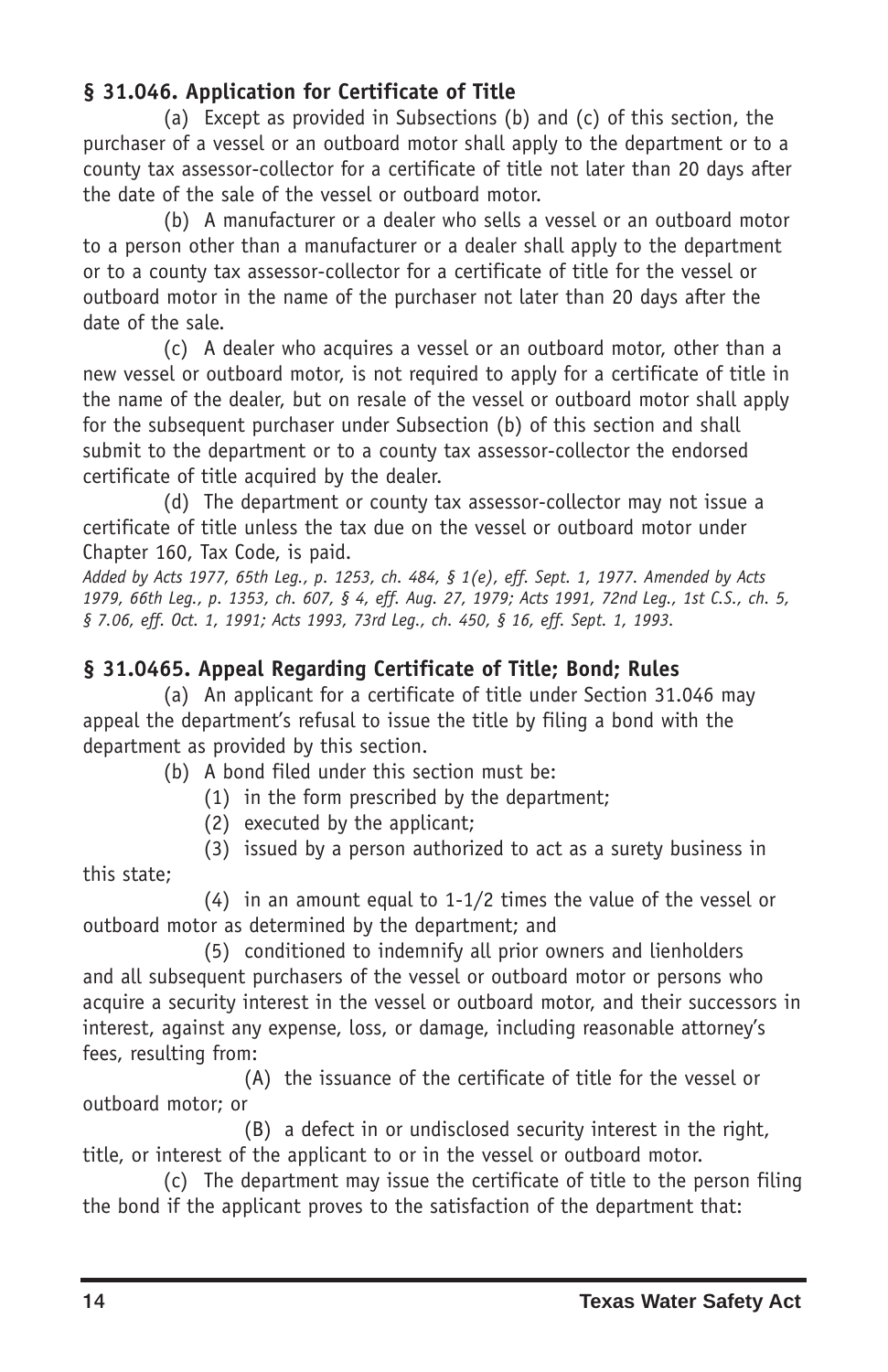### § 31.046. Application for Certificate of Title

(a) Except as provided in Subsections (b) and (c) of this section, the purchaser of a vessel or an outboard motor shall apply to the department or to a county tax assessor-collector for a certificate of title not later than 20 days after the date of the sale of the vessel or outboard motor.

(b) A manufacturer or a dealer who sells a vessel or an outboard motor to a person other than a manufacturer or a dealer shall apply to the department or to a county tax assessor-collector for a certificate of title for the vessel or outboard motor in the name of the purchaser not later than 20 days after the date of the sale.

(c) A dealer who acquires a vessel or an outboard motor, other than a new vessel or outboard motor, is not required to apply for a certificate of title in the name of the dealer, but on resale of the vessel or outboard motor shall apply for the subsequent purchaser under Subsection (b) of this section and shall submit to the department or to a county tax assessor-collector the endorsed certificate of title acquired by the dealer.

(d) The department or county tax assessor-collector may not issue a certificate of title unless the tax due on the vessel or outboard motor under Chapter 160, Tax Code, is paid.

*Added by Acts 1977, 65th Leg., p. 1253, ch. 484, § 1(e), eff. Sept. 1, 1977. Amended by Acts 1979, 66th Leg., p. 1353, ch. 607, § 4, eff. Aug. 27, 1979; Acts 1991, 72nd Leg., 1st C.S., ch. 5, § 7.06, eff. Oct. 1, 1991; Acts 1993, 73rd Leg., ch. 450, § 16, eff. Sept. 1, 1993.*

### § 31.0465. Appeal Regarding Certificate of Title; Bond; Rules

(a) An applicant for a certificate of title under Section 31.046 may appeal the department's refusal to issue the title by filing a bond with the department as provided by this section.

(b) A bond filed under this section must be:

(1) in the form prescribed by the department;

(2) executed by the applicant;

(3) issued by a person authorized to act as a surety business in this state;

(4) in an amount equal to 1-1/2 times the value of the vessel or outboard motor as determined by the department; and

(5) conditioned to indemnify all prior owners and lienholders and all subsequent purchasers of the vessel or outboard motor or persons who acquire a security interest in the vessel or outboard motor, and their successors in interest, against any expense, loss, or damage, including reasonable attorney's fees, resulting from:

(A) the issuance of the certificate of title for the vessel or outboard motor; or

(B) a defect in or undisclosed security interest in the right, title, or interest of the applicant to or in the vessel or outboard motor.

(c) The department may issue the certificate of title to the person filing the bond if the applicant proves to the satisfaction of the department that: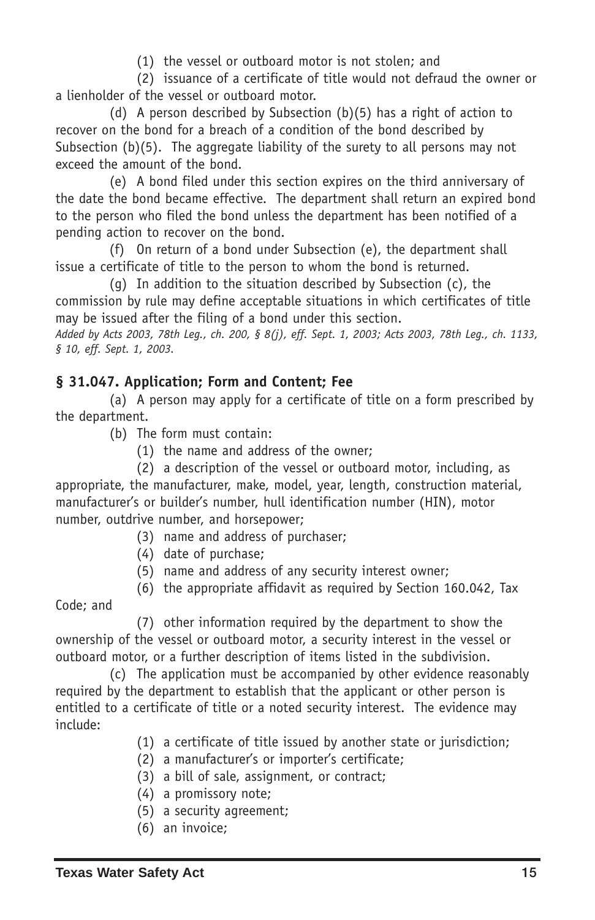(1) the vessel or outboard motor is not stolen; and

(2) issuance of a certificate of title would not defraud the owner or a lienholder of the vessel or outboard motor.

(d) A person described by Subsection (b)(5) has a right of action to recover on the bond for a breach of a condition of the bond described by Subsection (b)(5). The aggregate liability of the surety to all persons may not exceed the amount of the bond.

(e) A bond filed under this section expires on the third anniversary of the date the bond became effective. The department shall return an expired bond to the person who filed the bond unless the department has been notified of a pending action to recover on the bond.

(f) On return of a bond under Subsection (e), the department shall issue a certificate of title to the person to whom the bond is returned.

(g) In addition to the situation described by Subsection (c), the commission by rule may define acceptable situations in which certificates of title may be issued after the filing of a bond under this section.

*Added by Acts 2003, 78th Leg., ch. 200, § 8(j), eff. Sept. 1, 2003; Acts 2003, 78th Leg., ch. 1133, § 10, eff. Sept. 1, 2003.*

### § 31.047. Application; Form and Content; Fee

(a) A person may apply for a certificate of title on a form prescribed by the department.

(b) The form must contain:

(1) the name and address of the owner;

(2) a description of the vessel or outboard motor, including, as appropriate, the manufacturer, make, model, year, length, construction material, manufacturer's or builder's number, hull identification number (HIN), motor number, outdrive number, and horsepower;

(3) name and address of purchaser;

(4) date of purchase;

(5) name and address of any security interest owner;

(6) the appropriate affidavit as required by Section 160.042, Tax Code; and

(7) other information required by the department to show the ownership of the vessel or outboard motor, a security interest in the vessel or outboard motor, or a further description of items listed in the subdivision.

(c) The application must be accompanied by other evidence reasonably required by the department to establish that the applicant or other person is entitled to a certificate of title or a noted security interest. The evidence may include:

(1) a certificate of title issued by another state or jurisdiction;

(2) a manufacturer's or importer's certificate;

(3) a bill of sale, assignment, or contract;

(4) a promissory note;

(5) a security agreement;

(6) an invoice;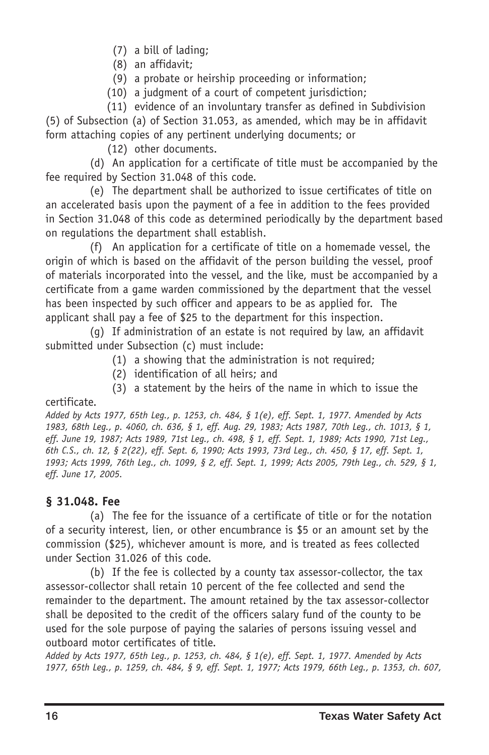(7) a bill of lading;

(8) an affidavit;

(9) a probate or heirship proceeding or information;

(10) a judgment of a court of competent jurisdiction;

(11) evidence of an involuntary transfer as defined in Subdivision (5) of Subsection (a) of Section 31.053, as amended, which may be in affidavit form attaching copies of any pertinent underlying documents; or

(12) other documents.

(d) An application for a certificate of title must be accompanied by the fee required by Section 31.048 of this code.

(e) The department shall be authorized to issue certificates of title on an accelerated basis upon the payment of a fee in addition to the fees provided in Section 31.048 of this code as determined periodically by the department based on regulations the department shall establish.

(f) An application for a certificate of title on a homemade vessel, the origin of which is based on the affidavit of the person building the vessel, proof of materials incorporated into the vessel, and the like, must be accompanied by a certificate from a game warden commissioned by the department that the vessel has been inspected by such officer and appears to be as applied for. The applicant shall pay a fee of $25 to the department for this inspection.

(g) If administration of an estate is not required by law, an affidavit submitted under Subsection (c) must include:

(1) a showing that the administration is not required;

(2) identification of all heirs; and

(3) a statement by the heirs of the name in which to issue the certificate.

*Added by Acts 1977, 65th Leg., p. 1253, ch. 484, § 1(e), eff. Sept. 1, 1977. Amended by Acts 1983, 68th Leg., p. 4060, ch. 636, § 1, eff. Aug. 29, 1983; Acts 1987, 70th Leg., ch. 1013, § 1, eff. June 19, 1987; Acts 1989, 71st Leg., ch. 498, § 1, eff. Sept. 1, 1989; Acts 1990, 71st Leg., 6th C.S., ch. 12, § 2(22), eff. Sept. 6, 1990; Acts 1993, 73rd Leg., ch. 450, § 17, eff. Sept. 1, 1993; Acts 1999, 76th Leg., ch. 1099, § 2, eff. Sept. 1, 1999; Acts 2005, 79th Leg., ch. 529, § 1, eff. June 17, 2005.*

### § 31.048. Fee

(a) The fee for the issuance of a certificate of title or for the notation of a security interest, lien, or other encumbrance is $5 or an amount set by the commission ($25), whichever amount is more, and is treated as fees collected under Section 31.026 of this code.

(b) If the fee is collected by a county tax assessor-collector, the tax assessor-collector shall retain 10 percent of the fee collected and send the remainder to the department. The amount retained by the tax assessor-collector shall be deposited to the credit of the officers salary fund of the county to be used for the sole purpose of paying the salaries of persons issuing vessel and outboard motor certificates of title.

*Added by Acts 1977, 65th Leg., p. 1253, ch. 484, § 1(e), eff. Sept. 1, 1977. Amended by Acts 1977, 65th Leg., p. 1259, ch. 484, § 9, eff. Sept. 1, 1977; Acts 1979, 66th Leg., p. 1353, ch. 607,*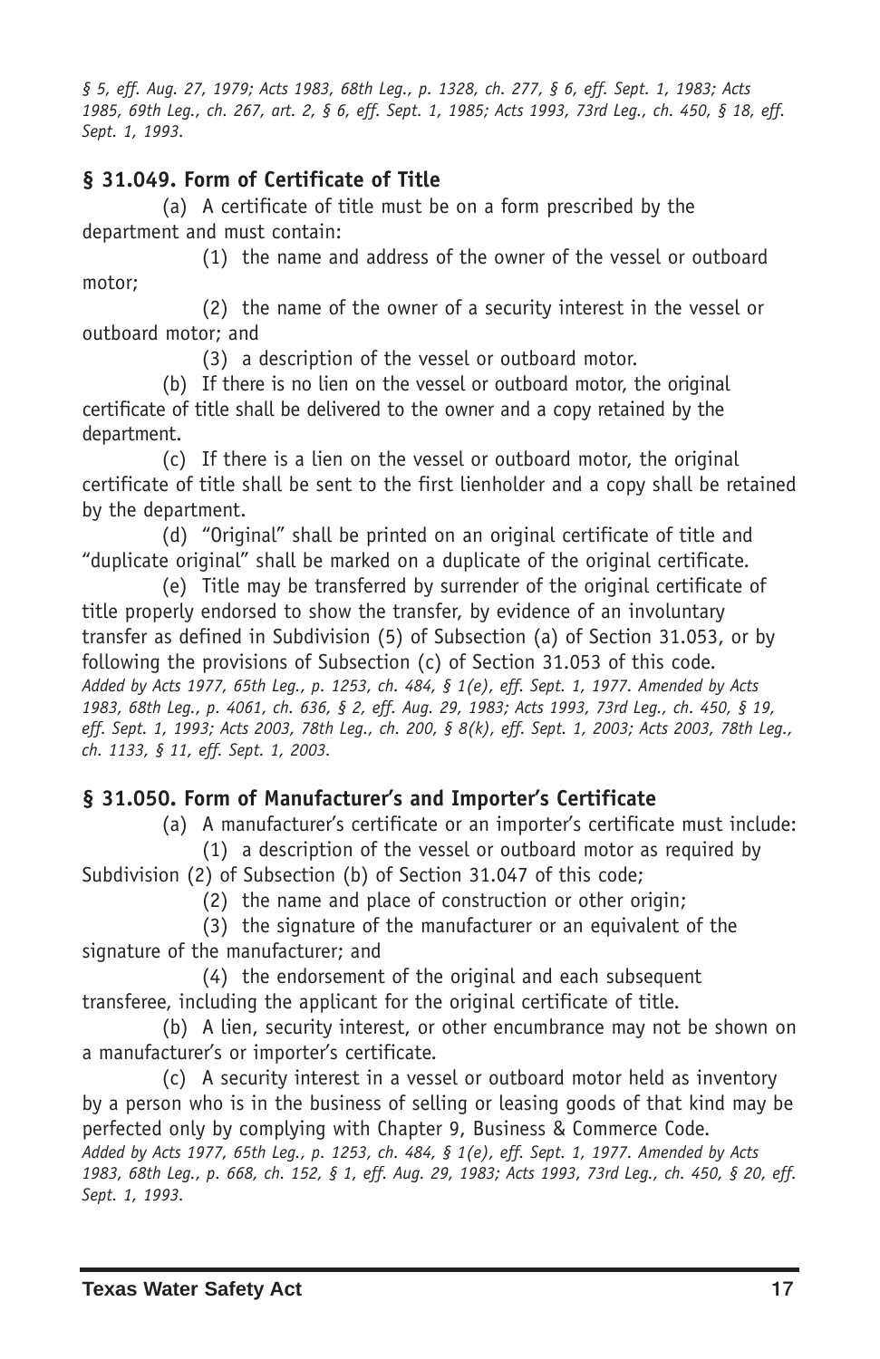*§ 5, eff. Aug. 27, 1979; Acts 1983, 68th Leg., p. 1328, ch. 277, § 6, eff. Sept. 1, 1983; Acts 1985, 69th Leg., ch. 267, art. 2, § 6, eff. Sept. 1, 1985; Acts 1993, 73rd Leg., ch. 450, § 18, eff. Sept. 1, 1993.*

### § 31.049. Form of Certificate of Title

(a) A certificate of title must be on a form prescribed by the department and must contain:

(1) the name and address of the owner of the vessel or outboard motor;

(2) the name of the owner of a security interest in the vessel or outboard motor; and

(3) a description of the vessel or outboard motor.

(b) If there is no lien on the vessel or outboard motor, the original certificate of title shall be delivered to the owner and a copy retained by the department.

(c) If there is a lien on the vessel or outboard motor, the original certificate of title shall be sent to the first lienholder and a copy shall be retained by the department.

(d) "Original" shall be printed on an original certificate of title and "duplicate original" shall be marked on a duplicate of the original certificate.

(e) Title may be transferred by surrender of the original certificate of title properly endorsed to show the transfer, by evidence of an involuntary transfer as defined in Subdivision (5) of Subsection (a) of Section 31.053, or by following the provisions of Subsection (c) of Section 31.053 of this code.

*Added by Acts 1977, 65th Leg., p. 1253, ch. 484, § 1(e), eff. Sept. 1, 1977. Amended by Acts 1983, 68th Leg., p. 4061, ch. 636, § 2, eff. Aug. 29, 1983; Acts 1993, 73rd Leg., ch. 450, § 19, eff. Sept. 1, 1993; Acts 2003, 78th Leg., ch. 200, § 8(k), eff. Sept. 1, 2003; Acts 2003, 78th Leg., ch. 1133, § 11, eff. Sept. 1, 2003.*

### § 31.050. Form of Manufacturer's and Importer's Certificate

(a) A manufacturer's certificate or an importer's certificate must include:

(1) a description of the vessel or outboard motor as required by Subdivision (2) of Subsection (b) of Section 31.047 of this code;

(2) the name and place of construction or other origin;

(3) the signature of the manufacturer or an equivalent of the signature of the manufacturer; and

(4) the endorsement of the original and each subsequent transferee, including the applicant for the original certificate of title.

(b) A lien, security interest, or other encumbrance may not be shown on a manufacturer's or importer's certificate.

(c) A security interest in a vessel or outboard motor held as inventory by a person who is in the business of selling or leasing goods of that kind may be perfected only by complying with Chapter 9, Business & Commerce Code.

*Added by Acts 1977, 65th Leg., p. 1253, ch. 484, § 1(e), eff. Sept. 1, 1977. Amended by Acts 1983, 68th Leg., p. 668, ch. 152, § 1, eff. Aug. 29, 1983; Acts 1993, 73rd Leg., ch. 450, § 20, eff. Sept. 1, 1993.*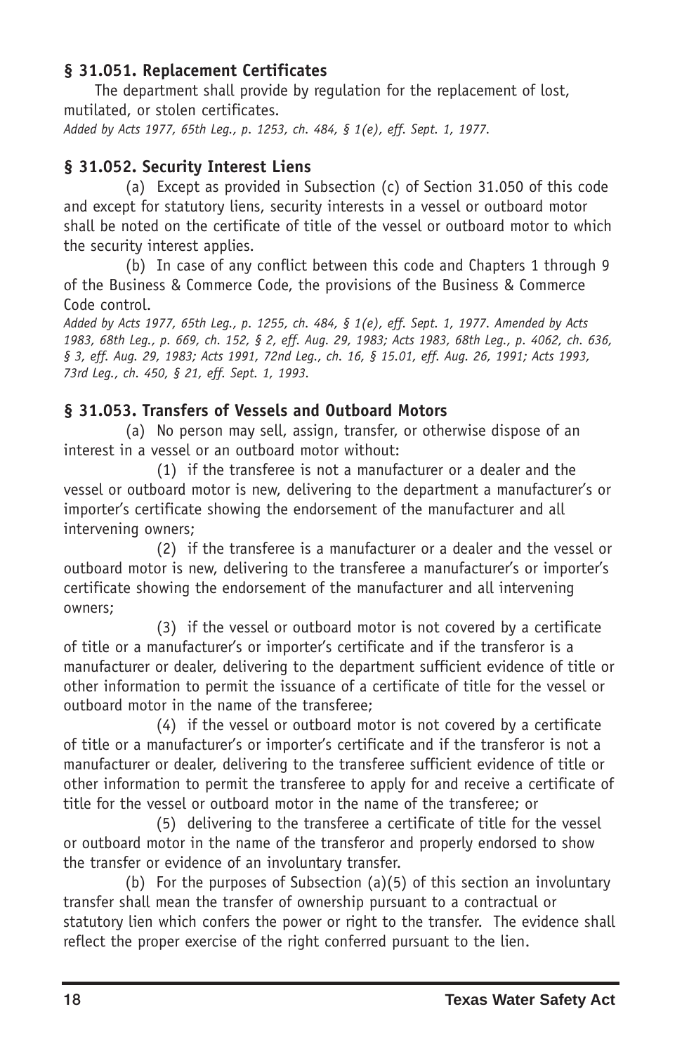### § 31.051. Replacement Certificates

The department shall provide by regulation for the replacement of lost, mutilated, or stolen certificates.

*Added by Acts 1977, 65th Leg., p. 1253, ch. 484, § 1(e), eff. Sept. 1, 1977.*

### § 31.052. Security Interest Liens

(a) Except as provided in Subsection (c) of Section 31.050 of this code and except for statutory liens, security interests in a vessel or outboard motor shall be noted on the certificate of title of the vessel or outboard motor to which the security interest applies.

(b) In case of any conflict between this code and Chapters 1 through 9 of the Business & Commerce Code, the provisions of the Business & Commerce Code control.

*Added by Acts 1977, 65th Leg., p. 1255, ch. 484, § 1(e), eff. Sept. 1, 1977. Amended by Acts 1983, 68th Leg., p. 669, ch. 152, § 2, eff. Aug. 29, 1983; Acts 1983, 68th Leg., p. 4062, ch. 636, § 3, eff. Aug. 29, 1983; Acts 1991, 72nd Leg., ch. 16, § 15.01, eff. Aug. 26, 1991; Acts 1993, 73rd Leg., ch. 450, § 21, eff. Sept. 1, 1993.*

### § 31.053. Transfers of Vessels and Outboard Motors

(a) No person may sell, assign, transfer, or otherwise dispose of an interest in a vessel or an outboard motor without:

(1) if the transferee is not a manufacturer or a dealer and the vessel or outboard motor is new, delivering to the department a manufacturer's or importer's certificate showing the endorsement of the manufacturer and all intervening owners;

(2) if the transferee is a manufacturer or a dealer and the vessel or outboard motor is new, delivering to the transferee a manufacturer's or importer's certificate showing the endorsement of the manufacturer and all intervening owners;

(3) if the vessel or outboard motor is not covered by a certificate of title or a manufacturer's or importer's certificate and if the transferor is a manufacturer or dealer, delivering to the department sufficient evidence of title or other information to permit the issuance of a certificate of title for the vessel or outboard motor in the name of the transferee;

(4) if the vessel or outboard motor is not covered by a certificate of title or a manufacturer's or importer's certificate and if the transferor is not a manufacturer or dealer, delivering to the transferee sufficient evidence of title or other information to permit the transferee to apply for and receive a certificate of title for the vessel or outboard motor in the name of the transferee; or

(5) delivering to the transferee a certificate of title for the vessel or outboard motor in the name of the transferor and properly endorsed to show the transfer or evidence of an involuntary transfer.

(b) For the purposes of Subsection (a)(5) of this section an involuntary transfer shall mean the transfer of ownership pursuant to a contractual or statutory lien which confers the power or right to the transfer. The evidence shall reflect the proper exercise of the right conferred pursuant to the lien.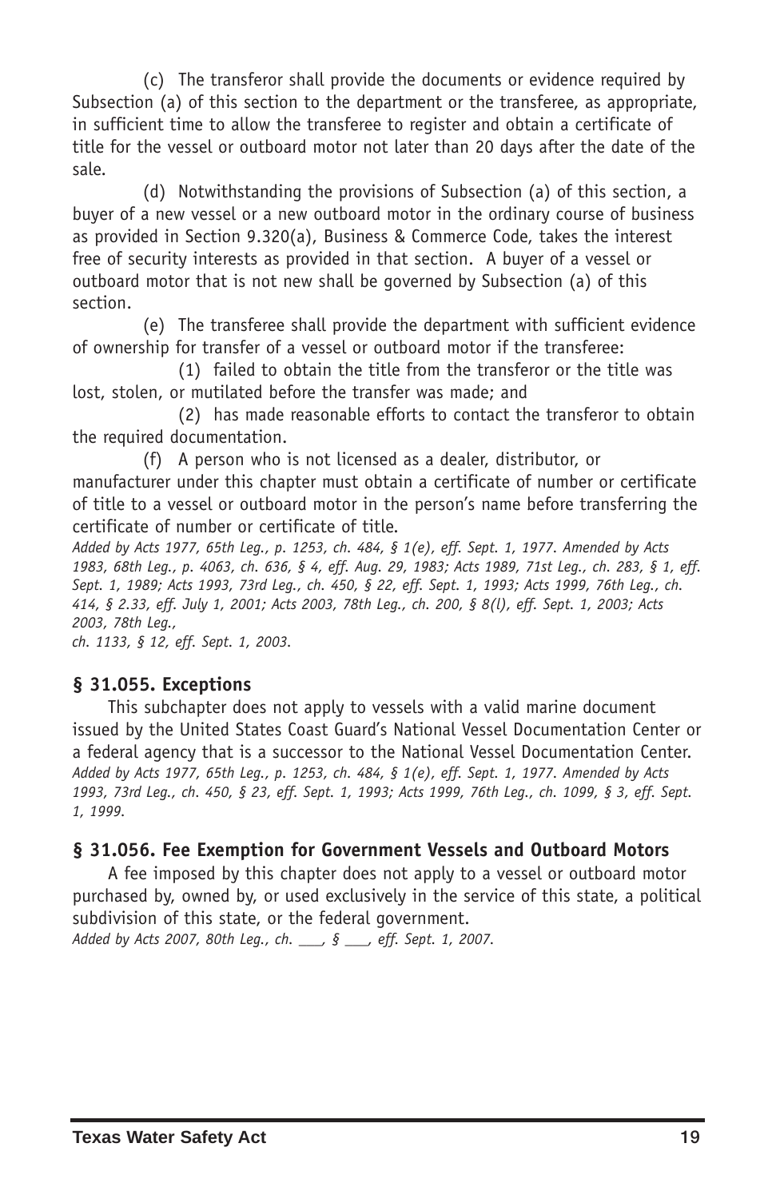(c) The transferor shall provide the documents or evidence required by Subsection (a) of this section to the department or the transferee, as appropriate, in sufficient time to allow the transferee to register and obtain a certificate of title for the vessel or outboard motor not later than 20 days after the date of the sale.

(d) Notwithstanding the provisions of Subsection (a) of this section, a buyer of a new vessel or a new outboard motor in the ordinary course of business as provided in Section 9.320(a), Business & Commerce Code, takes the interest free of security interests as provided in that section. A buyer of a vessel or outboard motor that is not new shall be governed by Subsection (a) of this section.

(e) The transferee shall provide the department with sufficient evidence of ownership for transfer of a vessel or outboard motor if the transferee:

(1) failed to obtain the title from the transferor or the title was lost, stolen, or mutilated before the transfer was made; and

(2) has made reasonable efforts to contact the transferor to obtain the required documentation.

(f) A person who is not licensed as a dealer, distributor, or manufacturer under this chapter must obtain a certificate of number or certificate of title to a vessel or outboard motor in the person's name before transferring the certificate of number or certificate of title.

*Added by Acts 1977, 65th Leg., p. 1253, ch. 484, § 1(e), eff. Sept. 1, 1977. Amended by Acts 1983, 68th Leg., p. 4063, ch. 636, § 4, eff. Aug. 29, 1983; Acts 1989, 71st Leg., ch. 283, § 1, eff. Sept. 1, 1989; Acts 1993, 73rd Leg., ch. 450, § 22, eff. Sept. 1, 1993; Acts 1999, 76th Leg., ch. 414, § 2.33, eff. July 1, 2001; Acts 2003, 78th Leg., ch. 200, § 8(l), eff. Sept. 1, 2003; Acts 2003, 78th Leg., ch. 1133, § 12, eff. Sept. 1, 2003.*

### § 31.055. Exceptions

This subchapter does not apply to vessels with a valid marine document issued by the United States Coast Guard's National Vessel Documentation Center or a federal agency that is a successor to the National Vessel Documentation Center.

*Added by Acts 1977, 65th Leg., p. 1253, ch. 484, § 1(e), eff. Sept. 1, 1977. Amended by Acts 1993, 73rd Leg., ch. 450, § 23, eff. Sept. 1, 1993; Acts 1999, 76th Leg., ch. 1099, § 3, eff. Sept. 1, 1999.*

### § 31.056. Fee Exemption for Government Vessels and Outboard Motors

A fee imposed by this chapter does not apply to a vessel or outboard motor purchased by, owned by, or used exclusively in the service of this state, a political subdivision of this state, or the federal government.

*Added by Acts 2007, 80th Leg., ch. ___, § ___, eff. Sept. 1, 2007.*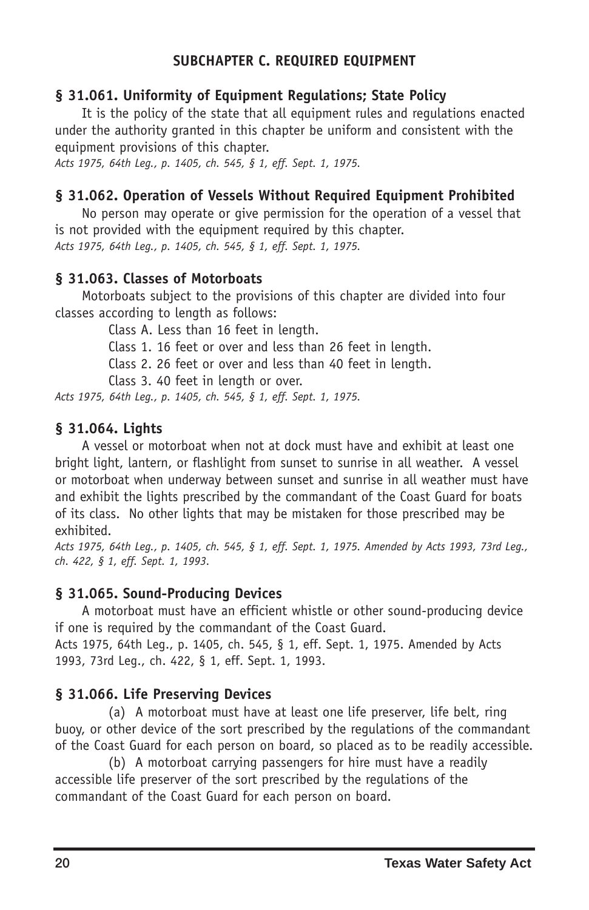## SUBCHAPTER C. REQUIRED EQUIPMENT

### § 31.061. Uniformity of Equipment Regulations; State Policy

It is the policy of the state that all equipment rules and regulations enacted under the authority granted in this chapter be uniform and consistent with the equipment provisions of this chapter.

*Acts 1975, 64th Leg., p. 1405, ch. 545, § 1, eff. Sept. 1, 1975.*

### § 31.062. Operation of Vessels Without Required Equipment Prohibited

No person may operate or give permission for the operation of a vessel that is not provided with the equipment required by this chapter.

*Acts 1975, 64th Leg., p. 1405, ch. 545, § 1, eff. Sept. 1, 1975.*

### § 31.063. Classes of Motorboats

Motorboats subject to the provisions of this chapter are divided into four classes according to length as follows:

Class A. Less than 16 feet in length.

Class 1. 16 feet or over and less than 26 feet in length.

Class 2. 26 feet or over and less than 40 feet in length.

Class 3. 40 feet in length or over.

*Acts 1975, 64th Leg., p. 1405, ch. 545, § 1, eff. Sept. 1, 1975.*

### § 31.064. Lights

A vessel or motorboat when not at dock must have and exhibit at least one bright light, lantern, or flashlight from sunset to sunrise in all weather. A vessel or motorboat when underway between sunset and sunrise in all weather must have and exhibit the lights prescribed by the commandant of the Coast Guard for boats of its class. No other lights that may be mistaken for those prescribed may be exhibited.

*Acts 1975, 64th Leg., p. 1405, ch. 545, § 1, eff. Sept. 1, 1975. Amended by Acts 1993, 73rd Leg., ch. 422, § 1, eff. Sept. 1, 1993.*

### § 31.065. Sound-Producing Devices

A motorboat must have an efficient whistle or other sound-producing device if one is required by the commandant of the Coast Guard.

Acts 1975, 64th Leg., p. 1405, ch. 545, § 1, eff. Sept. 1, 1975. Amended by Acts 1993, 73rd Leg., ch. 422, § 1, eff. Sept. 1, 1993.

### § 31.066. Life Preserving Devices

(a) A motorboat must have at least one life preserver, life belt, ring buoy, or other device of the sort prescribed by the regulations of the commandant of the Coast Guard for each person on board, so placed as to be readily accessible.

(b) A motorboat carrying passengers for hire must have a readily accessible life preserver of the sort prescribed by the regulations of the commandant of the Coast Guard for each person on board.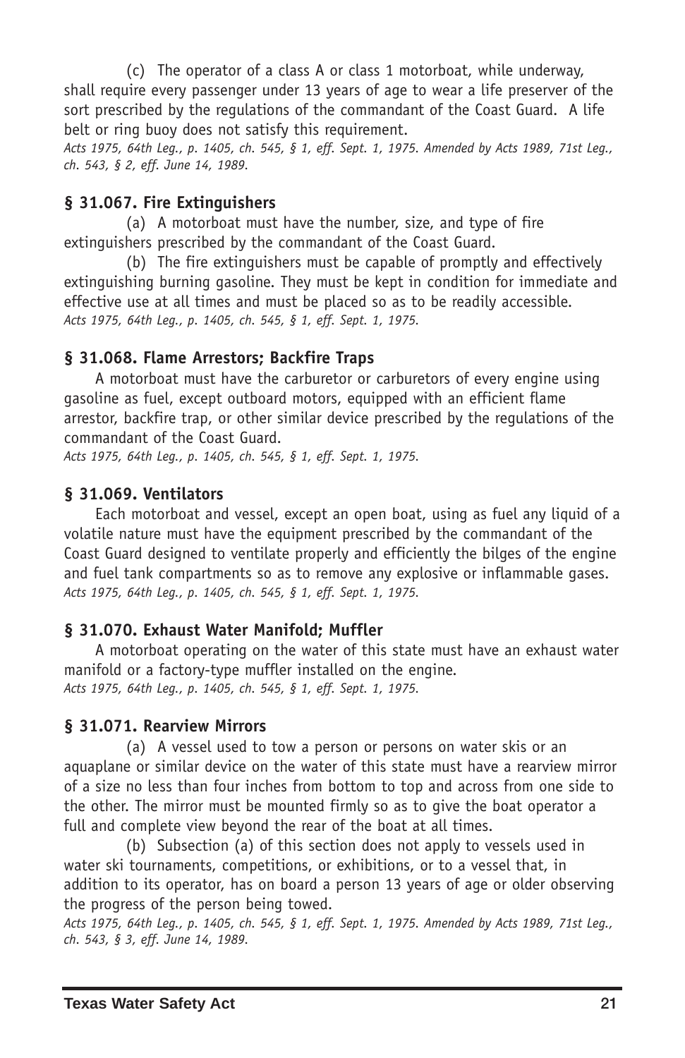(c) The operator of a class A or class 1 motorboat, while underway, shall require every passenger under 13 years of age to wear a life preserver of the sort prescribed by the regulations of the commandant of the Coast Guard. A life belt or ring buoy does not satisfy this requirement.

*Acts 1975, 64th Leg., p. 1405, ch. 545, § 1, eff. Sept. 1, 1975. Amended by Acts 1989, 71st Leg., ch. 543, § 2, eff. June 14, 1989.*

### § 31.067. Fire Extinguishers

(a) A motorboat must have the number, size, and type of fire extinguishers prescribed by the commandant of the Coast Guard.

(b) The fire extinguishers must be capable of promptly and effectively extinguishing burning gasoline. They must be kept in condition for immediate and effective use at all times and must be placed so as to be readily accessible.

*Acts 1975, 64th Leg., p. 1405, ch. 545, § 1, eff. Sept. 1, 1975.*

### § 31.068. Flame Arrestors; Backfire Traps

A motorboat must have the carburetor or carburetors of every engine using gasoline as fuel, except outboard motors, equipped with an efficient flame arrestor, backfire trap, or other similar device prescribed by the regulations of the commandant of the Coast Guard.

*Acts 1975, 64th Leg., p. 1405, ch. 545, § 1, eff. Sept. 1, 1975.*

### § 31.069. Ventilators

Each motorboat and vessel, except an open boat, using as fuel any liquid of a volatile nature must have the equipment prescribed by the commandant of the Coast Guard designed to ventilate properly and efficiently the bilges of the engine and fuel tank compartments so as to remove any explosive or inflammable gases.

*Acts 1975, 64th Leg., p. 1405, ch. 545, § 1, eff. Sept. 1, 1975.*

### § 31.070. Exhaust Water Manifold; Muffler

A motorboat operating on the water of this state must have an exhaust water manifold or a factory-type muffler installed on the engine.

*Acts 1975, 64th Leg., p. 1405, ch. 545, § 1, eff. Sept. 1, 1975.*

### § 31.071. Rearview Mirrors

(a) A vessel used to tow a person or persons on water skis or an aquaplane or similar device on the water of this state must have a rearview mirror of a size no less than four inches from bottom to top and across from one side to the other. The mirror must be mounted firmly so as to give the boat operator a full and complete view beyond the rear of the boat at all times.

(b) Subsection (a) of this section does not apply to vessels used in water ski tournaments, competitions, or exhibitions, or to a vessel that, in addition to its operator, has on board a person 13 years of age or older observing the progress of the person being towed.

*Acts 1975, 64th Leg., p. 1405, ch. 545, § 1, eff. Sept. 1, 1975. Amended by Acts 1989, 71st Leg., ch. 543, § 3, eff. June 14, 1989.*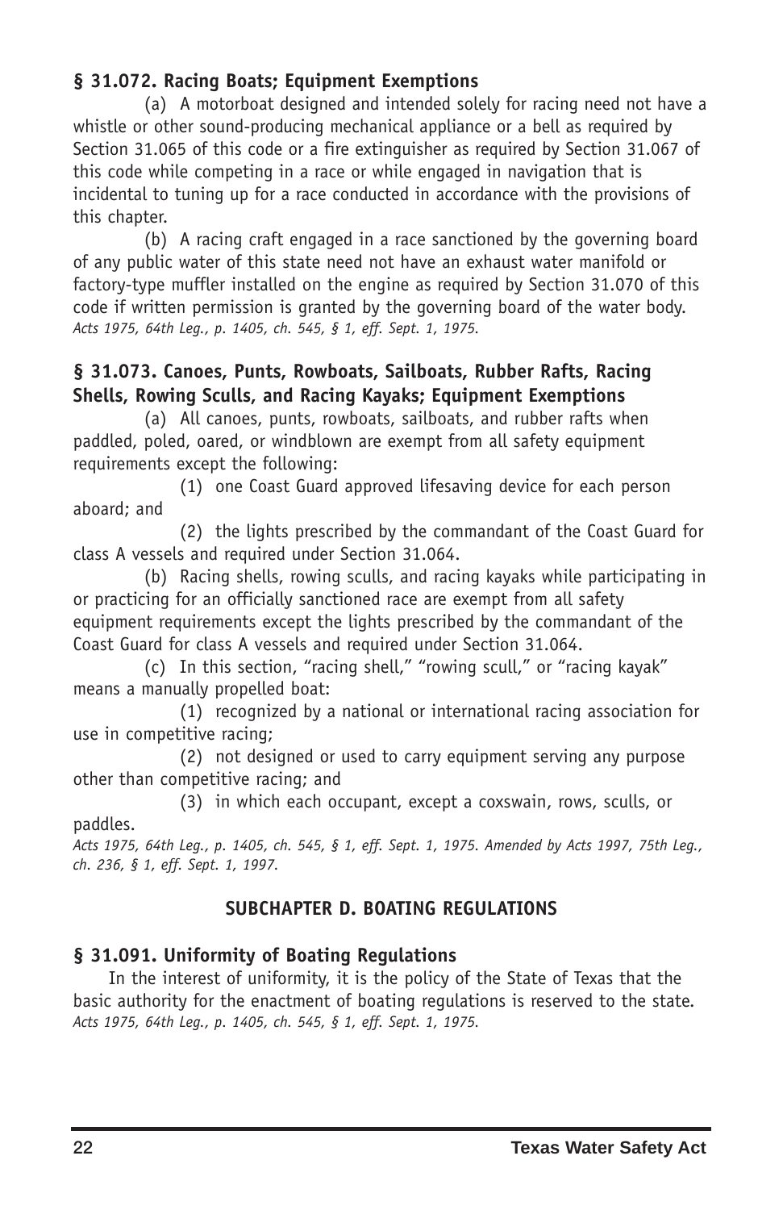### § 31.072. Racing Boats; Equipment Exemptions

(a) A motorboat designed and intended solely for racing need not have a whistle or other sound-producing mechanical appliance or a bell as required by Section 31.065 of this code or a fire extinguisher as required by Section 31.067 of this code while competing in a race or while engaged in navigation that is incidental to tuning up for a race conducted in accordance with the provisions of this chapter.

(b) A racing craft engaged in a race sanctioned by the governing board of any public water of this state need not have an exhaust water manifold or factory-type muffler installed on the engine as required by Section 31.070 of this code if written permission is granted by the governing board of the water body.

*Acts 1975, 64th Leg., p. 1405, ch. 545, § 1, eff. Sept. 1, 1975.*

### § 31.073. Canoes, Punts, Rowboats, Sailboats, Rubber Rafts, Racing Shells, Rowing Sculls, and Racing Kayaks; Equipment Exemptions

(a) All canoes, punts, rowboats, sailboats, and rubber rafts when paddled, poled, oared, or windblown are exempt from all safety equipment requirements except the following:

(1) one Coast Guard approved lifesaving device for each person aboard; and

(2) the lights prescribed by the commandant of the Coast Guard for class A vessels and required under Section 31.064.

(b) Racing shells, rowing sculls, and racing kayaks while participating in or practicing for an officially sanctioned race are exempt from all safety equipment requirements except the lights prescribed by the commandant of the Coast Guard for class A vessels and required under Section 31.064.

(c) In this section, "racing shell," "rowing scull," or "racing kayak" means a manually propelled boat:

(1) recognized by a national or international racing association for use in competitive racing;

(2) not designed or used to carry equipment serving any purpose other than competitive racing; and

(3) in which each occupant, except a coxswain, rows, sculls, or paddles.

*Acts 1975, 64th Leg., p. 1405, ch. 545, § 1, eff. Sept. 1, 1975. Amended by Acts 1997, 75th Leg., ch. 236, § 1, eff. Sept. 1, 1997.*

## SUBCHAPTER D. BOATING REGULATIONS

### § 31.091. Uniformity of Boating Regulations

In the interest of uniformity, it is the policy of the State of Texas that the basic authority for the enactment of boating regulations is reserved to the state.

*Acts 1975, 64th Leg., p. 1405, ch. 545, § 1, eff. Sept. 1, 1975.*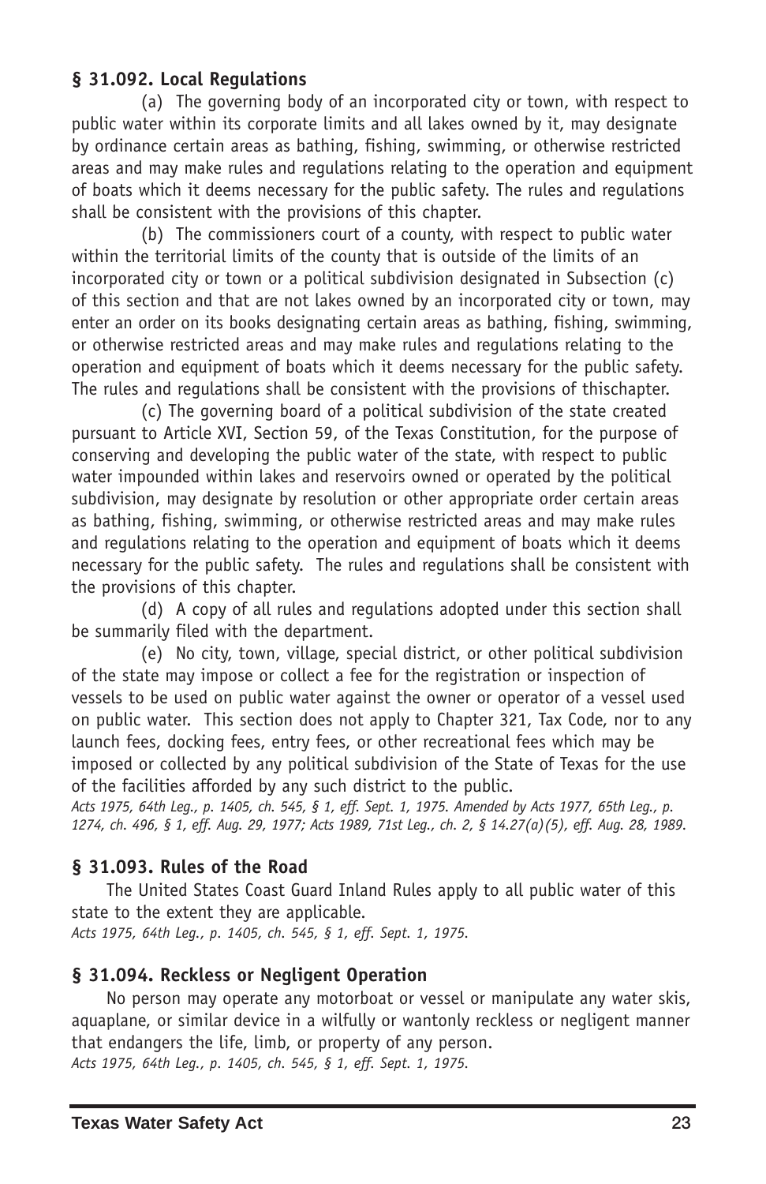### § 31.092. Local Regulations

(a) The governing body of an incorporated city or town, with respect to public water within its corporate limits and all lakes owned by it, may designate by ordinance certain areas as bathing, fishing, swimming, or otherwise restricted areas and may make rules and regulations relating to the operation and equipment of boats which it deems necessary for the public safety. The rules and regulations shall be consistent with the provisions of this chapter.

(b) The commissioners court of a county, with respect to public water within the territorial limits of the county that is outside of the limits of an incorporated city or town or a political subdivision designated in Subsection (c) of this section and that are not lakes owned by an incorporated city or town, may enter an order on its books designating certain areas as bathing, fishing, swimming, or otherwise restricted areas and may make rules and regulations relating to the operation and equipment of boats which it deems necessary for the public safety. The rules and regulations shall be consistent with the provisions of thischapter.

(c) The governing board of a political subdivision of the state created pursuant to Article XVI, Section 59, of the Texas Constitution, for the purpose of conserving and developing the public water of the state, with respect to public water impounded within lakes and reservoirs owned or operated by the political subdivision, may designate by resolution or other appropriate order certain areas as bathing, fishing, swimming, or otherwise restricted areas and may make rules and regulations relating to the operation and equipment of boats which it deems necessary for the public safety. The rules and regulations shall be consistent with the provisions of this chapter.

(d) A copy of all rules and regulations adopted under this section shall be summarily filed with the department.

(e) No city, town, village, special district, or other political subdivision of the state may impose or collect a fee for the registration or inspection of vessels to be used on public water against the owner or operator of a vessel used on public water. This section does not apply to Chapter 321, Tax Code, nor to any launch fees, docking fees, entry fees, or other recreational fees which may be imposed or collected by any political subdivision of the State of Texas for the use of the facilities afforded by any such district to the public.

*Acts 1975, 64th Leg., p. 1405, ch. 545, § 1, eff. Sept. 1, 1975. Amended by Acts 1977, 65th Leg., p. 1274, ch. 496, § 1, eff. Aug. 29, 1977; Acts 1989, 71st Leg., ch. 2, § 14.27(a)(5), eff. Aug. 28, 1989.*

### § 31.093. Rules of the Road

The United States Coast Guard Inland Rules apply to all public water of this state to the extent they are applicable.

*Acts 1975, 64th Leg., p. 1405, ch. 545, § 1, eff. Sept. 1, 1975.*

### § 31.094. Reckless or Negligent Operation

No person may operate any motorboat or vessel or manipulate any water skis, aquaplane, or similar device in a wilfully or wantonly reckless or negligent manner that endangers the life, limb, or property of any person.

*Acts 1975, 64th Leg., p. 1405, ch. 545, § 1, eff. Sept. 1, 1975.*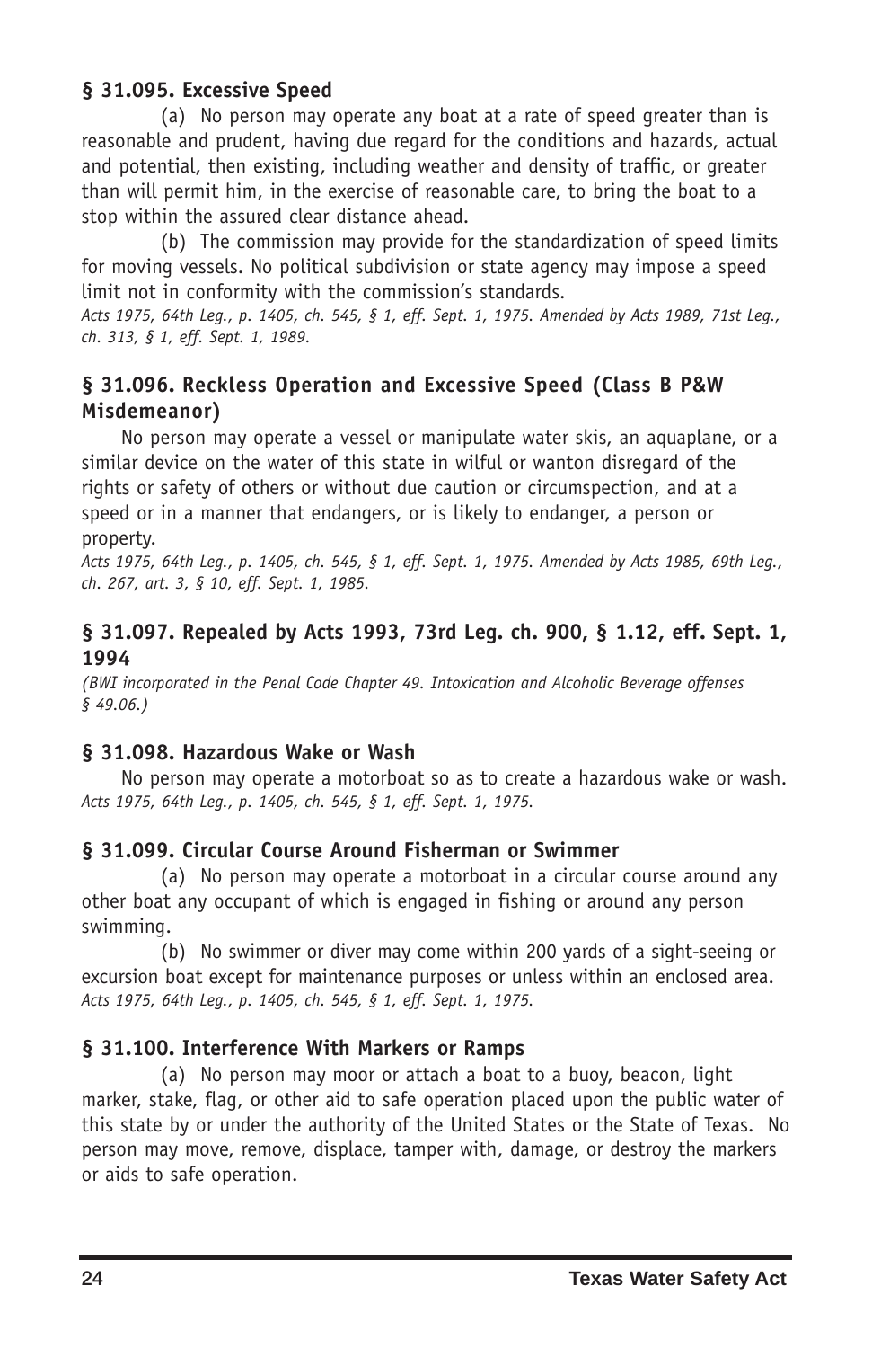### § 31.095. Excessive Speed

(a) No person may operate any boat at a rate of speed greater than is reasonable and prudent, having due regard for the conditions and hazards, actual and potential, then existing, including weather and density of traffic, or greater than will permit him, in the exercise of reasonable care, to bring the boat to a stop within the assured clear distance ahead.

(b) The commission may provide for the standardization of speed limits for moving vessels. No political subdivision or state agency may impose a speed limit not in conformity with the commission's standards.

*Acts 1975, 64th Leg., p. 1405, ch. 545, § 1, eff. Sept. 1, 1975. Amended by Acts 1989, 71st Leg., ch. 313, § 1, eff. Sept. 1, 1989.*

### § 31.096. Reckless Operation and Excessive Speed (Class B P&W Misdemeanor)

No person may operate a vessel or manipulate water skis, an aquaplane, or a similar device on the water of this state in wilful or wanton disregard of the rights or safety of others or without due caution or circumspection, and at a speed or in a manner that endangers, or is likely to endanger, a person or property.

*Acts 1975, 64th Leg., p. 1405, ch. 545, § 1, eff. Sept. 1, 1975. Amended by Acts 1985, 69th Leg., ch. 267, art. 3, § 10, eff. Sept. 1, 1985.*

### § 31.097. Repealed by Acts 1993, 73rd Leg. ch. 900, § 1.12, eff. Sept. 1, 1994

*(BWI incorporated in the Penal Code Chapter 49. Intoxication and Alcoholic Beverage offenses § 49.06.)*

### § 31.098. Hazardous Wake or Wash

No person may operate a motorboat so as to create a hazardous wake or wash.

*Acts 1975, 64th Leg., p. 1405, ch. 545, § 1, eff. Sept. 1, 1975.*

### § 31.099. Circular Course Around Fisherman or Swimmer

(a) No person may operate a motorboat in a circular course around any other boat any occupant of which is engaged in fishing or around any person swimming.

(b) No swimmer or diver may come within 200 yards of a sight-seeing or excursion boat except for maintenance purposes or unless within an enclosed area.

*Acts 1975, 64th Leg., p. 1405, ch. 545, § 1, eff. Sept. 1, 1975.*

### § 31.100. Interference With Markers or Ramps

(a) No person may moor or attach a boat to a buoy, beacon, light marker, stake, flag, or other aid to safe operation placed upon the public water of this state by or under the authority of the United States or the State of Texas. No person may move, remove, displace, tamper with, damage, or destroy the markers or aids to safe operation.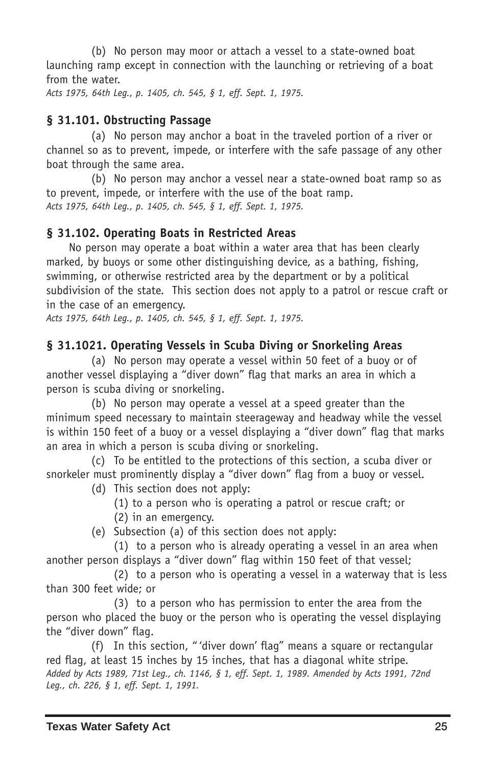(b) No person may moor or attach a vessel to a state-owned boat launching ramp except in connection with the launching or retrieving of a boat from the water.

*Acts 1975, 64th Leg., p. 1405, ch. 545, § 1, eff. Sept. 1, 1975.*

### § 31.101. Obstructing Passage

(a) No person may anchor a boat in the traveled portion of a river or channel so as to prevent, impede, or interfere with the safe passage of any other boat through the same area.

(b) No person may anchor a vessel near a state-owned boat ramp so as to prevent, impede, or interfere with the use of the boat ramp.

*Acts 1975, 64th Leg., p. 1405, ch. 545, § 1, eff. Sept. 1, 1975.*

### § 31.102. Operating Boats in Restricted Areas

No person may operate a boat within a water area that has been clearly marked, by buoys or some other distinguishing device, as a bathing, fishing, swimming, or otherwise restricted area by the department or by a political subdivision of the state. This section does not apply to a patrol or rescue craft or in the case of an emergency.

*Acts 1975, 64th Leg., p. 1405, ch. 545, § 1, eff. Sept. 1, 1975.*

### § 31.1021. Operating Vessels in Scuba Diving or Snorkeling Areas

(a) No person may operate a vessel within 50 feet of a buoy or of another vessel displaying a "diver down" flag that marks an area in which a person is scuba diving or snorkeling.

(b) No person may operate a vessel at a speed greater than the minimum speed necessary to maintain steerageway and headway while the vessel is within 150 feet of a buoy or a vessel displaying a "diver down" flag that marks an area in which a person is scuba diving or snorkeling.

(c) To be entitled to the protections of this section, a scuba diver or snorkeler must prominently display a "diver down" flag from a buoy or vessel.

(d) This section does not apply:

(1) to a person who is operating a patrol or rescue craft; or

(2) in an emergency.

(e) Subsection (a) of this section does not apply:

(1) to a person who is already operating a vessel in an area when another person displays a "diver down" flag within 150 feet of that vessel;

(2) to a person who is operating a vessel in a waterway that is less than 300 feet wide; or

(3) to a person who has permission to enter the area from the person who placed the buoy or the person who is operating the vessel displaying the "diver down" flag.

(f) In this section, "'diver down' flag" means a square or rectangular red flag, at least 15 inches by 15 inches, that has a diagonal white stripe.

*Added by Acts 1989, 71st Leg., ch. 1146, § 1, eff. Sept. 1, 1989. Amended by Acts 1991, 72nd Leg., ch. 226, § 1, eff. Sept. 1, 1991.*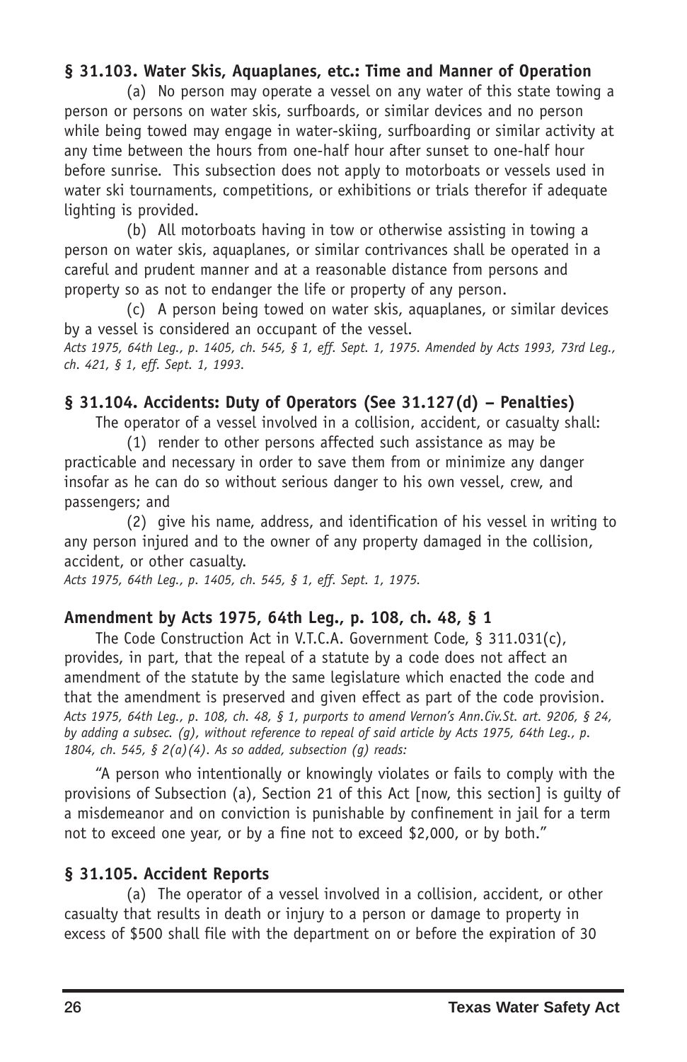**§ 31.103. Water Skis, Aquaplanes, etc.: Time and Manner of Operation**

(a) No person may operate a vessel on any water of this state towing a person or persons on water skis, surfboards, or similar devices and no person while being towed may engage in water-skiing, surfboarding or similar activity at any time between the hours from one-half hour after sunset to one-half hour before sunrise. This subsection does not apply to motorboats or vessels used in water ski tournaments, competitions, or exhibitions or trials therefor if adequate lighting is provided.

(b) All motorboats having in tow or otherwise assisting in towing a person on water skis, aquaplanes, or similar contrivances shall be operated in a careful and prudent manner and at a reasonable distance from persons and property so as not to endanger the life or property of any person.

(c) A person being towed on water skis, aquaplanes, or similar devices by a vessel is considered an occupant of the vessel.

*Acts 1975, 64th Leg., p. 1405, ch. 545, § 1, eff. Sept. 1, 1975. Amended by Acts 1993, 73rd Leg., ch. 421, § 1, eff. Sept. 1, 1993.*

**§ 31.104. Accidents: Duty of Operators (See 31.127(d) – Penalties)**

The operator of a vessel involved in a collision, accident, or casualty shall:

(1) render to other persons affected such assistance as may be practicable and necessary in order to save them from or minimize any danger insofar as he can do so without serious danger to his own vessel, crew, and passengers; and

(2) give his name, address, and identification of his vessel in writing to any person injured and to the owner of any property damaged in the collision, accident, or other casualty.

*Acts 1975, 64th Leg., p. 1405, ch. 545, § 1, eff. Sept. 1, 1975.*

**Amendment by Acts 1975, 64th Leg., p. 108, ch. 48, § 1**

The Code Construction Act in V.T.C.A. Government Code, § 311.031(c), provides, in part, that the repeal of a statute by a code does not affect an amendment of the statute by the same legislature which enacted the code and that the amendment is preserved and given effect as part of the code provision. *Acts 1975, 64th Leg., p. 108, ch. 48, § 1, purports to amend Vernon's Ann.Civ.St. art. 9206, § 24, by adding a subsec. (g), without reference to repeal of said article by Acts 1975, 64th Leg., p. 1804, ch. 545, § 2(a)(4). As so added, subsection (g) reads:*

"A person who intentionally or knowingly violates or fails to comply with the provisions of Subsection (a), Section 21 of this Act [now, this section] is guilty of a misdemeanor and on conviction is punishable by confinement in jail for a term not to exceed one year, or by a fine not to exceed $2,000, or by both."

**§ 31.105. Accident Reports**

(a) The operator of a vessel involved in a collision, accident, or other casualty that results in death or injury to a person or damage to property in excess of $500 shall file with the department on or before the expiration of 30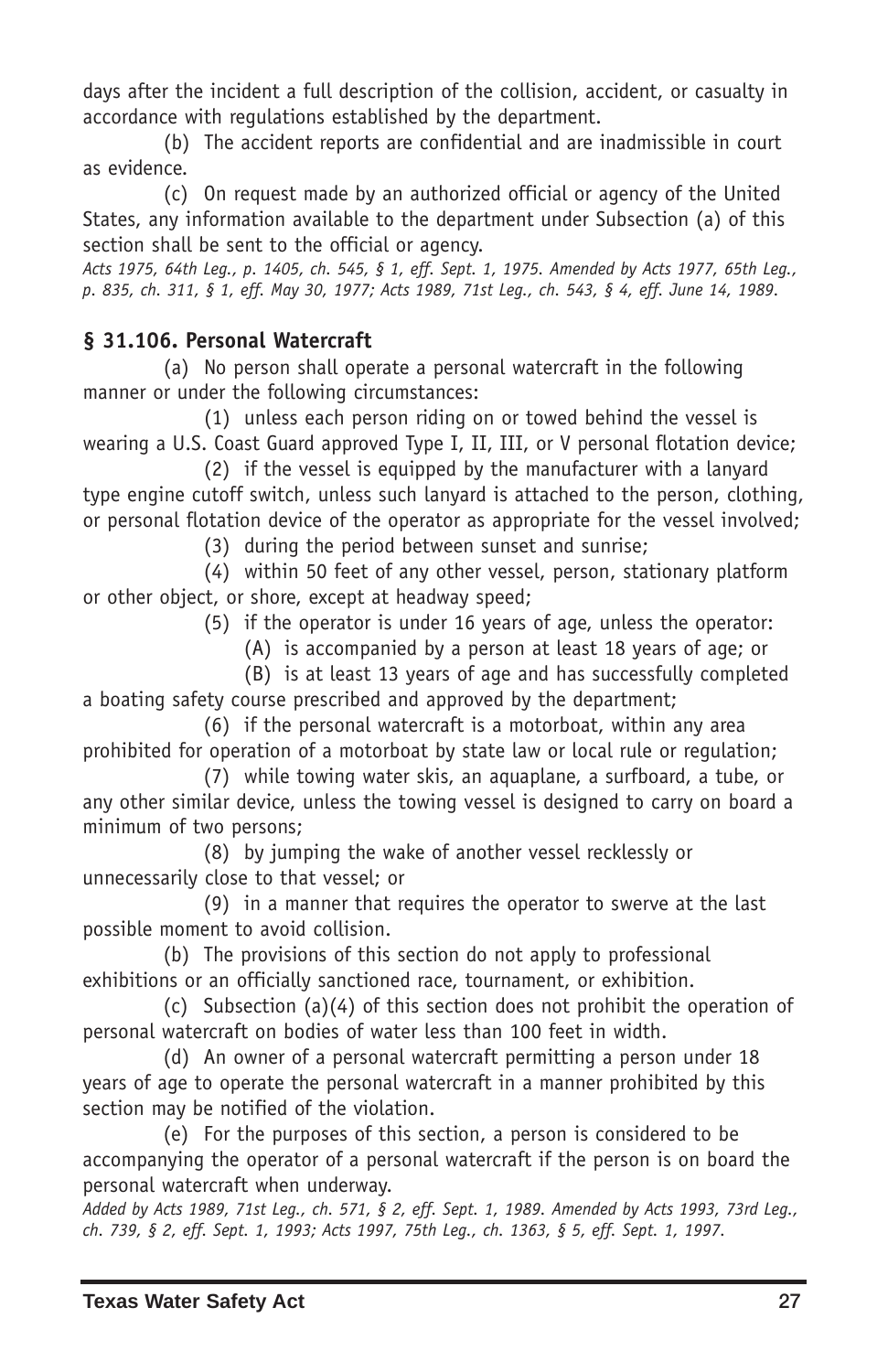days after the incident a full description of the collision, accident, or casualty in accordance with regulations established by the department.

(b) The accident reports are confidential and are inadmissible in court as evidence.

(c) On request made by an authorized official or agency of the United States, any information available to the department under Subsection (a) of this section shall be sent to the official or agency.

*Acts 1975, 64th Leg., p. 1405, ch. 545, § 1, eff. Sept. 1, 1975. Amended by Acts 1977, 65th Leg., p. 835, ch. 311, § 1, eff. May 30, 1977; Acts 1989, 71st Leg., ch. 543, § 4, eff. June 14, 1989.*

### § 31.106. Personal Watercraft

(a) No person shall operate a personal watercraft in the following manner or under the following circumstances:

(1) unless each person riding on or towed behind the vessel is wearing a U.S. Coast Guard approved Type I, II, III, or V personal flotation device;

(2) if the vessel is equipped by the manufacturer with a lanyard type engine cutoff switch, unless such lanyard is attached to the person, clothing, or personal flotation device of the operator as appropriate for the vessel involved;

(3) during the period between sunset and sunrise;

(4) within 50 feet of any other vessel, person, stationary platform or other object, or shore, except at headway speed;

(5) if the operator is under 16 years of age, unless the operator:

(A) is accompanied by a person at least 18 years of age; or

(B) is at least 13 years of age and has successfully completed a boating safety course prescribed and approved by the department;

(6) if the personal watercraft is a motorboat, within any area prohibited for operation of a motorboat by state law or local rule or regulation;

(7) while towing water skis, an aquaplane, a surfboard, a tube, or any other similar device, unless the towing vessel is designed to carry on board a minimum of two persons;

(8) by jumping the wake of another vessel recklessly or unnecessarily close to that vessel; or

(9) in a manner that requires the operator to swerve at the last possible moment to avoid collision.

(b) The provisions of this section do not apply to professional exhibitions or an officially sanctioned race, tournament, or exhibition.

(c) Subsection (a)(4) of this section does not prohibit the operation of personal watercraft on bodies of water less than 100 feet in width.

(d) An owner of a personal watercraft permitting a person under 18 years of age to operate the personal watercraft in a manner prohibited by this section may be notified of the violation.

(e) For the purposes of this section, a person is considered to be accompanying the operator of a personal watercraft if the person is on board the personal watercraft when underway.

*Added by Acts 1989, 71st Leg., ch. 571, § 2, eff. Sept. 1, 1989. Amended by Acts 1993, 73rd Leg., ch. 739, § 2, eff. Sept. 1, 1993; Acts 1997, 75th Leg., ch. 1363, § 5, eff. Sept. 1, 1997.*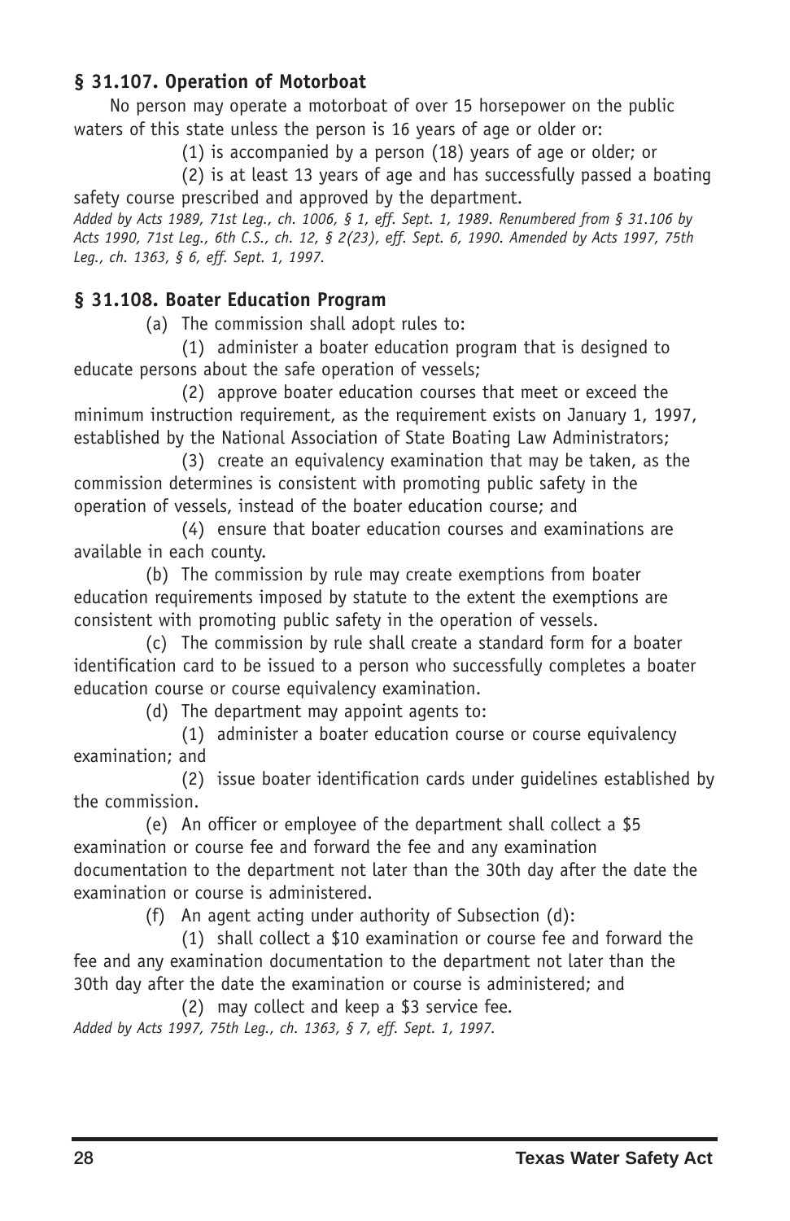### § 31.107. Operation of Motorboat

No person may operate a motorboat of over 15 horsepower on the public waters of this state unless the person is 16 years of age or older or:

(1) is accompanied by a person (18) years of age or older; or

(2) is at least 13 years of age and has successfully passed a boating safety course prescribed and approved by the department.

*Added by Acts 1989, 71st Leg., ch. 1006, § 1, eff. Sept. 1, 1989. Renumbered from § 31.106 by Acts 1990, 71st Leg., 6th C.S., ch. 12, § 2(23), eff. Sept. 6, 1990. Amended by Acts 1997, 75th Leg., ch. 1363, § 6, eff. Sept. 1, 1997.*

### § 31.108. Boater Education Program

(a) The commission shall adopt rules to:

(1) administer a boater education program that is designed to educate persons about the safe operation of vessels;

(2) approve boater education courses that meet or exceed the minimum instruction requirement, as the requirement exists on January 1, 1997, established by the National Association of State Boating Law Administrators;

(3) create an equivalency examination that may be taken, as the commission determines is consistent with promoting public safety in the operation of vessels, instead of the boater education course; and

(4) ensure that boater education courses and examinations are available in each county.

(b) The commission by rule may create exemptions from boater education requirements imposed by statute to the extent the exemptions are consistent with promoting public safety in the operation of vessels.

(c) The commission by rule shall create a standard form for a boater identification card to be issued to a person who successfully completes a boater education course or course equivalency examination.

(d) The department may appoint agents to:

(1) administer a boater education course or course equivalency examination; and

(2) issue boater identification cards under guidelines established by the commission.

(e) An officer or employee of the department shall collect a $5 examination or course fee and forward the fee and any examination documentation to the department not later than the 30th day after the date the examination or course is administered.

(f) An agent acting under authority of Subsection (d):

(1) shall collect a $10 examination or course fee and forward the fee and any examination documentation to the department not later than the 30th day after the date the examination or course is administered; and

(2) may collect and keep a $3 service fee.

*Added by Acts 1997, 75th Leg., ch. 1363, § 7, eff. Sept. 1, 1997.*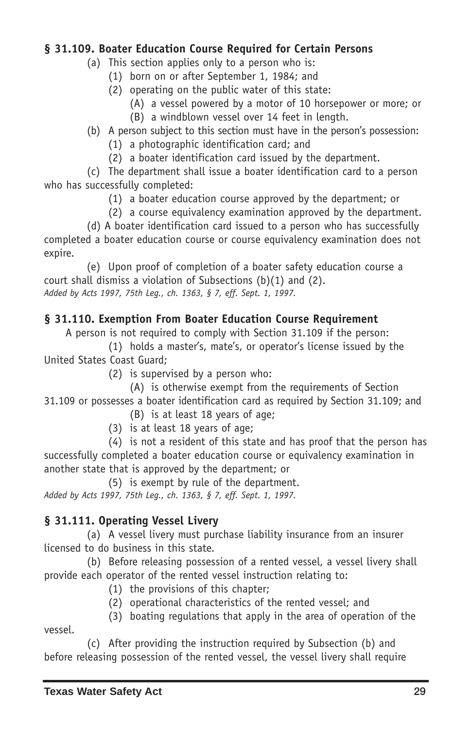### § 31.109. Boater Education Course Required for Certain Persons

(a) This section applies only to a person who is:

(1) born on or after September 1, 1984; and

(2) operating on the public water of this state:

(A) a vessel powered by a motor of 10 horsepower or more; or

(B) a windblown vessel over 14 feet in length.

(b) A person subject to this section must have in the person's possession:

(1) a photographic identification card; and

(2) a boater identification card issued by the department.

(c) The department shall issue a boater identification card to a person who has successfully completed:

(1) a boater education course approved by the department; or

(2) a course equivalency examination approved by the department.

(d) A boater identification card issued to a person who has successfully completed a boater education course or course equivalency examination does not expire.

(e) Upon proof of completion of a boater safety education course a court shall dismiss a violation of Subsections (b)(1) and (2).

*Added by Acts 1997, 75th Leg., ch. 1363, § 7, eff. Sept. 1, 1997.*

### § 31.110. Exemption From Boater Education Course Requirement

A person is not required to comply with Section 31.109 if the person:

(1) holds a master's, mate's, or operator's license issued by the United States Coast Guard;

(2) is supervised by a person who:

(A) is otherwise exempt from the requirements of Section 31.109 or possesses a boater identification card as required by Section 31.109; and

(B) is at least 18 years of age;

(3) is at least 18 years of age;

(4) is not a resident of this state and has proof that the person has successfully completed a boater education course or equivalency examination in another state that is approved by the department; or

(5) is exempt by rule of the department.

*Added by Acts 1997, 75th Leg., ch. 1363, § 7, eff. Sept. 1, 1997.*

### § 31.111. Operating Vessel Livery

(a) A vessel livery must purchase liability insurance from an insurer licensed to do business in this state.

(b) Before releasing possession of a rented vessel, a vessel livery shall provide each operator of the rented vessel instruction relating to:

(1) the provisions of this chapter;

(2) operational characteristics of the rented vessel; and

(3) boating regulations that apply in the area of operation of the vessel.

(c) After providing the instruction required by Subsection (b) and before releasing possession of the rented vessel, the vessel livery shall require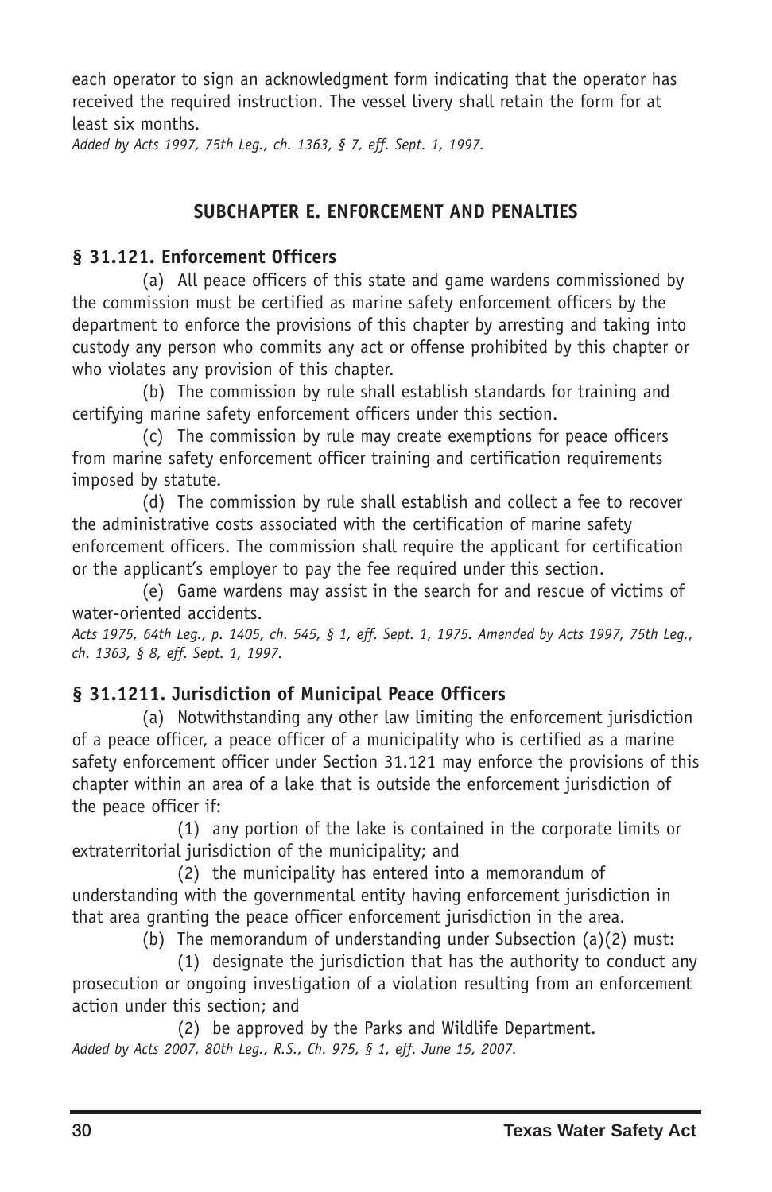each operator to sign an acknowledgment form indicating that the operator has received the required instruction. The vessel livery shall retain the form for at least six months.

*Added by Acts 1997, 75th Leg., ch. 1363, § 7, eff. Sept. 1, 1997.*

## SUBCHAPTER E. ENFORCEMENT AND PENALTIES

### § 31.121. Enforcement Officers

(a) All peace officers of this state and game wardens commissioned by the commission must be certified as marine safety enforcement officers by the department to enforce the provisions of this chapter by arresting and taking into custody any person who commits any act or offense prohibited by this chapter or who violates any provision of this chapter.

(b) The commission by rule shall establish standards for training and certifying marine safety enforcement officers under this section.

(c) The commission by rule may create exemptions for peace officers from marine safety enforcement officer training and certification requirements imposed by statute.

(d) The commission by rule shall establish and collect a fee to recover the administrative costs associated with the certification of marine safety enforcement officers. The commission shall require the applicant for certification or the applicant's employer to pay the fee required under this section.

(e) Game wardens may assist in the search for and rescue of victims of water-oriented accidents.

*Acts 1975, 64th Leg., p. 1405, ch. 545, § 1, eff. Sept. 1, 1975. Amended by Acts 1997, 75th Leg., ch. 1363, § 8, eff. Sept. 1, 1997.*

### § 31.1211. Jurisdiction of Municipal Peace Officers

(a) Notwithstanding any other law limiting the enforcement jurisdiction of a peace officer, a peace officer of a municipality who is certified as a marine safety enforcement officer under Section 31.121 may enforce the provisions of this chapter within an area of a lake that is outside the enforcement jurisdiction of the peace officer if:

(1) any portion of the lake is contained in the corporate limits or extraterritorial jurisdiction of the municipality; and

(2) the municipality has entered into a memorandum of understanding with the governmental entity having enforcement jurisdiction in that area granting the peace officer enforcement jurisdiction in the area.

(b) The memorandum of understanding under Subsection (a)(2) must:

(1) designate the jurisdiction that has the authority to conduct any prosecution or ongoing investigation of a violation resulting from an enforcement action under this section; and

(2) be approved by the Parks and Wildlife Department.

*Added by Acts 2007, 80th Leg., R.S., Ch. 975, § 1, eff. June 15, 2007.*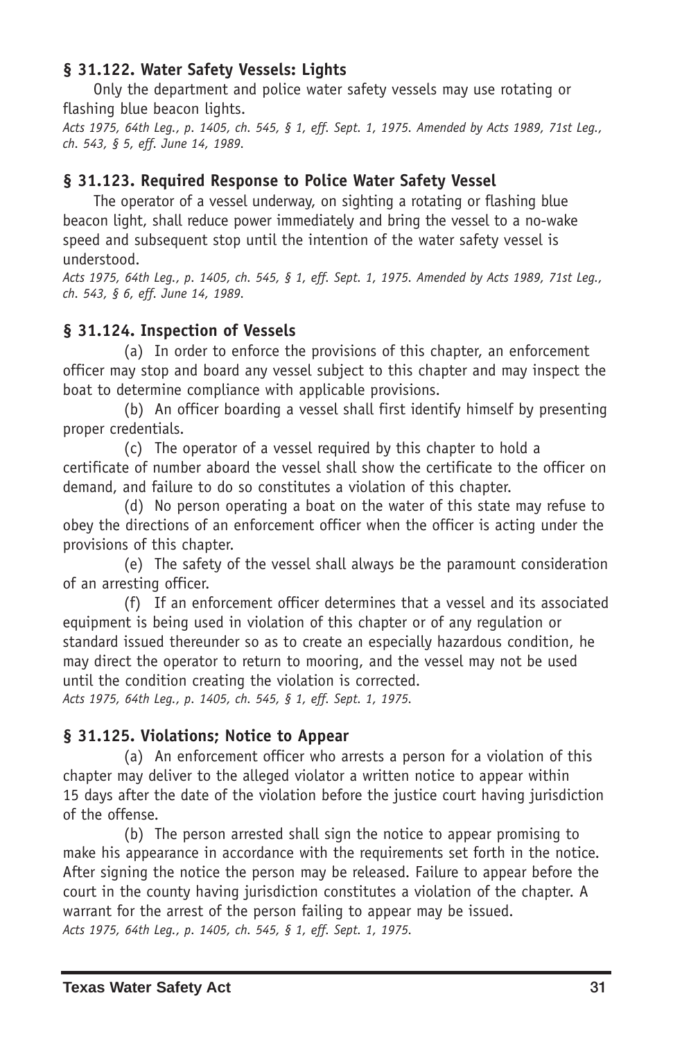### § 31.122. Water Safety Vessels: Lights

Only the department and police water safety vessels may use rotating or flashing blue beacon lights.

*Acts 1975, 64th Leg., p. 1405, ch. 545, § 1, eff. Sept. 1, 1975. Amended by Acts 1989, 71st Leg., ch. 543, § 5, eff. June 14, 1989.*

### § 31.123. Required Response to Police Water Safety Vessel

The operator of a vessel underway, on sighting a rotating or flashing blue beacon light, shall reduce power immediately and bring the vessel to a no-wake speed and subsequent stop until the intention of the water safety vessel is understood.

*Acts 1975, 64th Leg., p. 1405, ch. 545, § 1, eff. Sept. 1, 1975. Amended by Acts 1989, 71st Leg., ch. 543, § 6, eff. June 14, 1989.*

### § 31.124. Inspection of Vessels

(a) In order to enforce the provisions of this chapter, an enforcement officer may stop and board any vessel subject to this chapter and may inspect the boat to determine compliance with applicable provisions.

(b) An officer boarding a vessel shall first identify himself by presenting proper credentials.

(c) The operator of a vessel required by this chapter to hold a certificate of number aboard the vessel shall show the certificate to the officer on demand, and failure to do so constitutes a violation of this chapter.

(d) No person operating a boat on the water of this state may refuse to obey the directions of an enforcement officer when the officer is acting under the provisions of this chapter.

(e) The safety of the vessel shall always be the paramount consideration of an arresting officer.

(f) If an enforcement officer determines that a vessel and its associated equipment is being used in violation of this chapter or of any regulation or standard issued thereunder so as to create an especially hazardous condition, he may direct the operator to return to mooring, and the vessel may not be used until the condition creating the violation is corrected.

*Acts 1975, 64th Leg., p. 1405, ch. 545, § 1, eff. Sept. 1, 1975.*

### § 31.125. Violations; Notice to Appear

(a) An enforcement officer who arrests a person for a violation of this chapter may deliver to the alleged violator a written notice to appear within 15 days after the date of the violation before the justice court having jurisdiction of the offense.

(b) The person arrested shall sign the notice to appear promising to make his appearance in accordance with the requirements set forth in the notice. After signing the notice the person may be released. Failure to appear before the court in the county having jurisdiction constitutes a violation of the chapter. A warrant for the arrest of the person failing to appear may be issued.

*Acts 1975, 64th Leg., p. 1405, ch. 545, § 1, eff. Sept. 1, 1975.*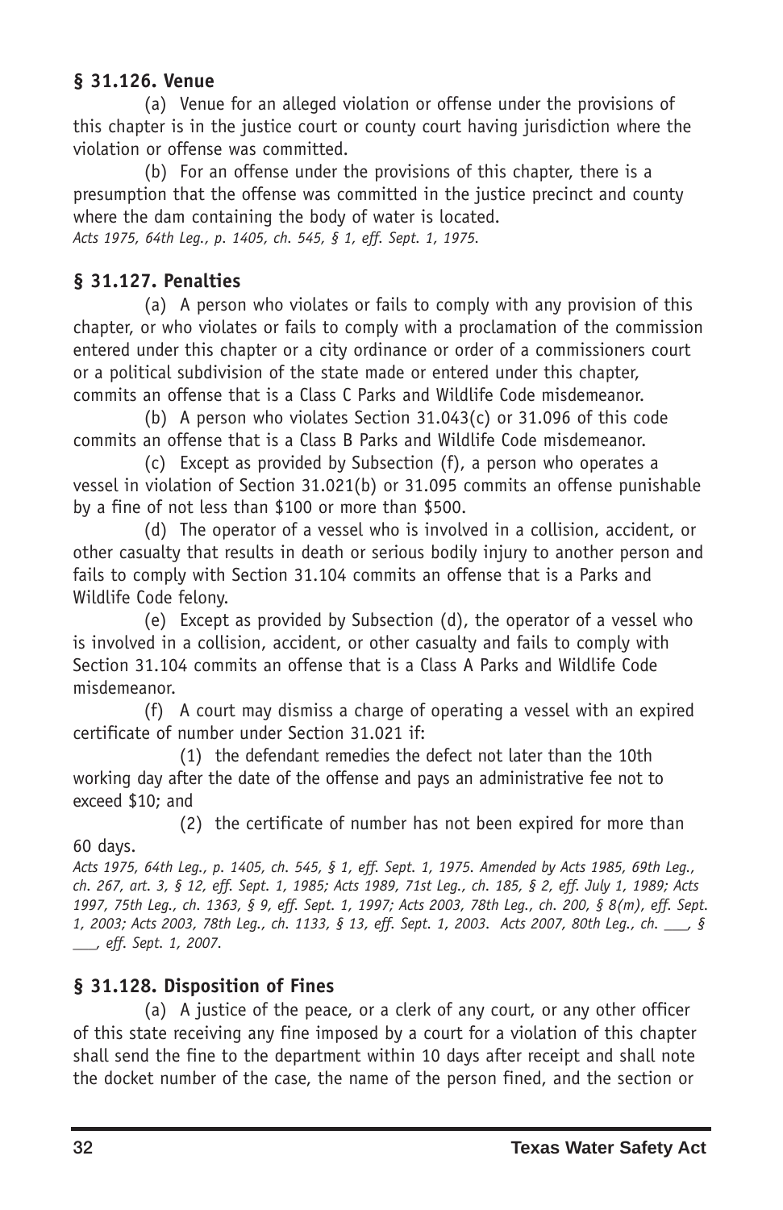### § 31.126. Venue

(a) Venue for an alleged violation or offense under the provisions of this chapter is in the justice court or county court having jurisdiction where the violation or offense was committed.

(b) For an offense under the provisions of this chapter, there is a presumption that the offense was committed in the justice precinct and county where the dam containing the body of water is located.

*Acts 1975, 64th Leg., p. 1405, ch. 545, § 1, eff. Sept. 1, 1975.*

### § 31.127. Penalties

(a) A person who violates or fails to comply with any provision of this chapter, or who violates or fails to comply with a proclamation of the commission entered under this chapter or a city ordinance or order of a commissioners court or a political subdivision of the state made or entered under this chapter, commits an offense that is a Class C Parks and Wildlife Code misdemeanor.

(b) A person who violates Section 31.043(c) or 31.096 of this code commits an offense that is a Class B Parks and Wildlife Code misdemeanor.

(c) Except as provided by Subsection (f), a person who operates a vessel in violation of Section 31.021(b) or 31.095 commits an offense punishable by a fine of not less than $100 or more than $500.

(d) The operator of a vessel who is involved in a collision, accident, or other casualty that results in death or serious bodily injury to another person and fails to comply with Section 31.104 commits an offense that is a Parks and Wildlife Code felony.

(e) Except as provided by Subsection (d), the operator of a vessel who is involved in a collision, accident, or other casualty and fails to comply with Section 31.104 commits an offense that is a Class A Parks and Wildlife Code misdemeanor.

(f) A court may dismiss a charge of operating a vessel with an expired certificate of number under Section 31.021 if:

(1) the defendant remedies the defect not later than the 10th working day after the date of the offense and pays an administrative fee not to exceed $10; and

(2) the certificate of number has not been expired for more than 60 days.

*Acts 1975, 64th Leg., p. 1405, ch. 545, § 1, eff. Sept. 1, 1975. Amended by Acts 1985, 69th Leg., ch. 267, art. 3, § 12, eff. Sept. 1, 1985; Acts 1989, 71st Leg., ch. 185, § 2, eff. July 1, 1989; Acts 1997, 75th Leg., ch. 1363, § 9, eff. Sept. 1, 1997; Acts 2003, 78th Leg., ch. 200, § 8(m), eff. Sept. 1, 2003; Acts 2003, 78th Leg., ch. 1133, § 13, eff. Sept. 1, 2003. Acts 2007, 80th Leg., ch. ___, § ___, eff. Sept. 1, 2007.*

### § 31.128. Disposition of Fines

(a) A justice of the peace, or a clerk of any court, or any other officer of this state receiving any fine imposed by a court for a violation of this chapter shall send the fine to the department within 10 days after receipt and shall note the docket number of the case, the name of the person fined, and the section or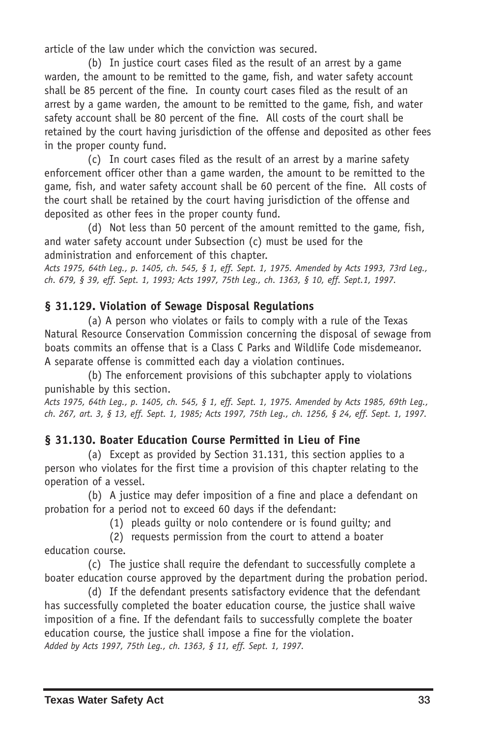article of the law under which the conviction was secured.

(b) In justice court cases filed as the result of an arrest by a game warden, the amount to be remitted to the game, fish, and water safety account shall be 85 percent of the fine. In county court cases filed as the result of an arrest by a game warden, the amount to be remitted to the game, fish, and water safety account shall be 80 percent of the fine. All costs of the court shall be retained by the court having jurisdiction of the offense and deposited as other fees in the proper county fund.

(c) In court cases filed as the result of an arrest by a marine safety enforcement officer other than a game warden, the amount to be remitted to the game, fish, and water safety account shall be 60 percent of the fine. All costs of the court shall be retained by the court having jurisdiction of the offense and deposited as other fees in the proper county fund.

(d) Not less than 50 percent of the amount remitted to the game, fish, and water safety account under Subsection (c) must be used for the administration and enforcement of this chapter.

*Acts 1975, 64th Leg., p. 1405, ch. 545, § 1, eff. Sept. 1, 1975. Amended by Acts 1993, 73rd Leg., ch. 679, § 39, eff. Sept. 1, 1993; Acts 1997, 75th Leg., ch. 1363, § 10, eff. Sept.1, 1997.*

### § 31.129. Violation of Sewage Disposal Regulations

(a) A person who violates or fails to comply with a rule of the Texas Natural Resource Conservation Commission concerning the disposal of sewage from boats commits an offense that is a Class C Parks and Wildlife Code misdemeanor. A separate offense is committed each day a violation continues.

(b) The enforcement provisions of this subchapter apply to violations punishable by this section.

*Acts 1975, 64th Leg., p. 1405, ch. 545, § 1, eff. Sept. 1, 1975. Amended by Acts 1985, 69th Leg., ch. 267, art. 3, § 13, eff. Sept. 1, 1985; Acts 1997, 75th Leg., ch. 1256, § 24, eff. Sept. 1, 1997.*

### § 31.130. Boater Education Course Permitted in Lieu of Fine

(a) Except as provided by Section 31.131, this section applies to a person who violates for the first time a provision of this chapter relating to the operation of a vessel.

(b) A justice may defer imposition of a fine and place a defendant on probation for a period not to exceed 60 days if the defendant:

(1) pleads guilty or nolo contendere or is found guilty; and

(2) requests permission from the court to attend a boater education course.

(c) The justice shall require the defendant to successfully complete a boater education course approved by the department during the probation period.

(d) If the defendant presents satisfactory evidence that the defendant has successfully completed the boater education course, the justice shall waive imposition of a fine. If the defendant fails to successfully complete the boater education course, the justice shall impose a fine for the violation.

*Added by Acts 1997, 75th Leg., ch. 1363, § 11, eff. Sept. 1, 1997.*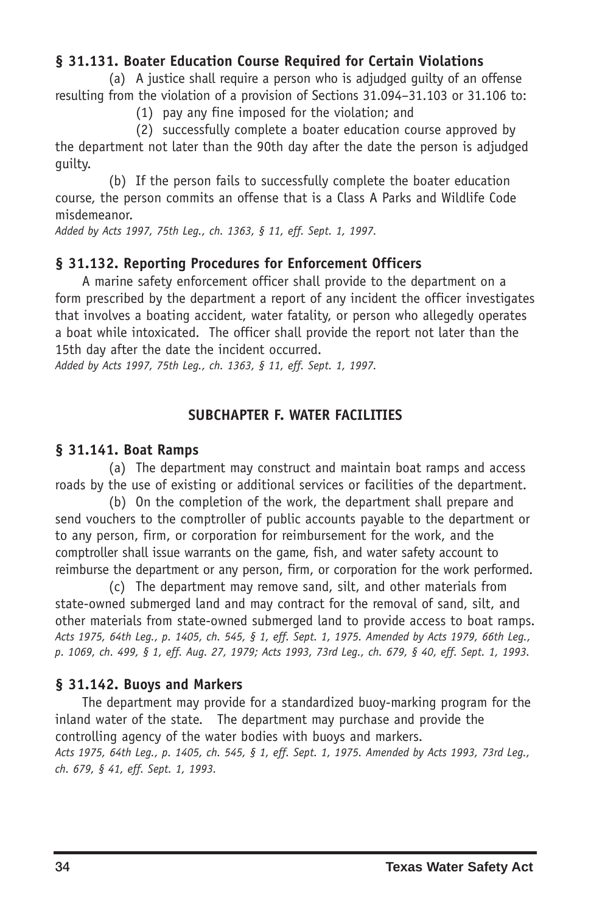### § 31.131. Boater Education Course Required for Certain Violations

(a) A justice shall require a person who is adjudged guilty of an offense resulting from the violation of a provision of Sections 31.094–31.103 or 31.106 to:

(1) pay any fine imposed for the violation; and

(2) successfully complete a boater education course approved by the department not later than the 90th day after the date the person is adjudged guilty.

(b) If the person fails to successfully complete the boater education course, the person commits an offense that is a Class A Parks and Wildlife Code misdemeanor.

*Added by Acts 1997, 75th Leg., ch. 1363, § 11, eff. Sept. 1, 1997.*

### § 31.132. Reporting Procedures for Enforcement Officers

A marine safety enforcement officer shall provide to the department on a form prescribed by the department a report of any incident the officer investigates that involves a boating accident, water fatality, or person who allegedly operates a boat while intoxicated. The officer shall provide the report not later than the 15th day after the date the incident occurred.

*Added by Acts 1997, 75th Leg., ch. 1363, § 11, eff. Sept. 1, 1997.*

## SUBCHAPTER F. WATER FACILITIES

### § 31.141. Boat Ramps

(a) The department may construct and maintain boat ramps and access roads by the use of existing or additional services or facilities of the department.

(b) On the completion of the work, the department shall prepare and send vouchers to the comptroller of public accounts payable to the department or to any person, firm, or corporation for reimbursement for the work, and the comptroller shall issue warrants on the game, fish, and water safety account to reimburse the department or any person, firm, or corporation for the work performed.

(c) The department may remove sand, silt, and other materials from state-owned submerged land and may contract for the removal of sand, silt, and other materials from state-owned submerged land to provide access to boat ramps.

*Acts 1975, 64th Leg., p. 1405, ch. 545, § 1, eff. Sept. 1, 1975. Amended by Acts 1979, 66th Leg., p. 1069, ch. 499, § 1, eff. Aug. 27, 1979; Acts 1993, 73rd Leg., ch. 679, § 40, eff. Sept. 1, 1993.*

### § 31.142. Buoys and Markers

The department may provide for a standardized buoy-marking program for the inland water of the state. The department may purchase and provide the controlling agency of the water bodies with buoys and markers.

*Acts 1975, 64th Leg., p. 1405, ch. 545, § 1, eff. Sept. 1, 1975. Amended by Acts 1993, 73rd Leg., ch. 679, § 41, eff. Sept. 1, 1993.*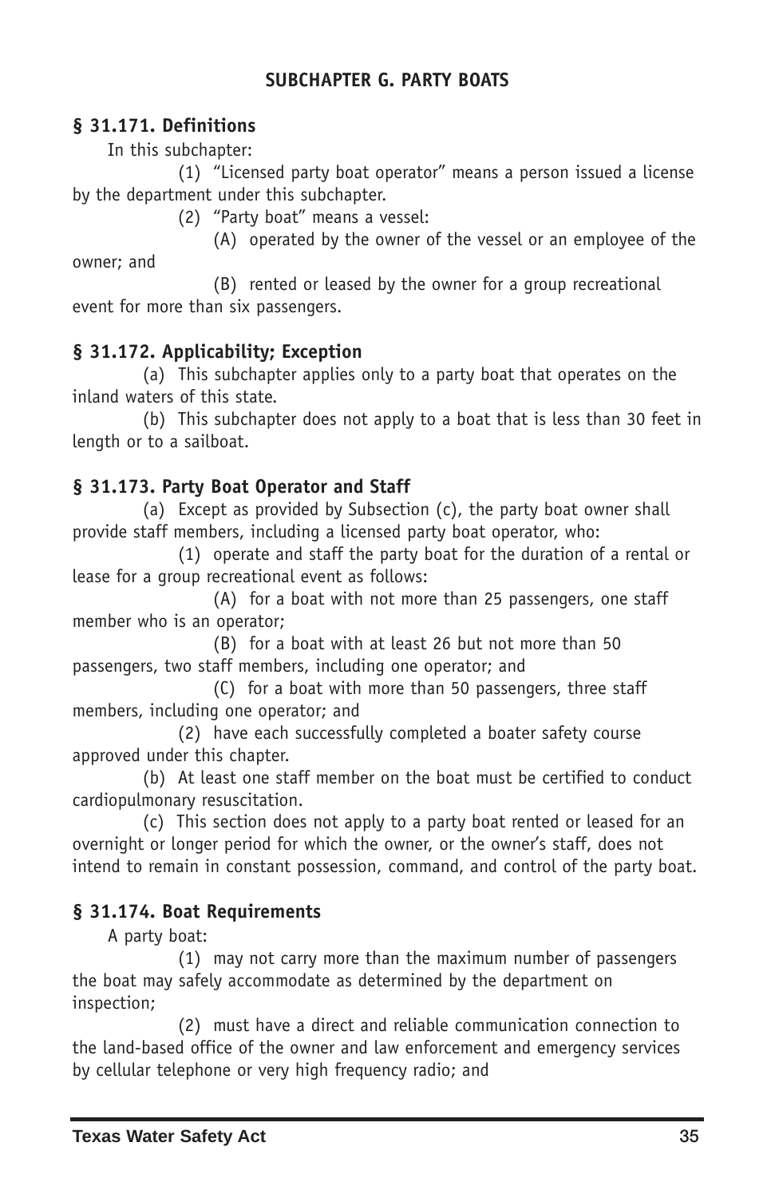## SUBCHAPTER G. PARTY BOATS

### § 31.171. Definitions

In this subchapter:

(1) "Licensed party boat operator" means a person issued a license by the department under this subchapter.

(2) "Party boat" means a vessel:

(A) operated by the owner of the vessel or an employee of the owner; and

(B) rented or leased by the owner for a group recreational event for more than six passengers.

### § 31.172. Applicability; Exception

(a) This subchapter applies only to a party boat that operates on the inland waters of this state.

(b) This subchapter does not apply to a boat that is less than 30 feet in length or to a sailboat.

### § 31.173. Party Boat Operator and Staff

(a) Except as provided by Subsection (c), the party boat owner shall provide staff members, including a licensed party boat operator, who:

(1) operate and staff the party boat for the duration of a rental or lease for a group recreational event as follows:

(A) for a boat with not more than 25 passengers, one staff member who is an operator;

(B) for a boat with at least 26 but not more than 50 passengers, two staff members, including one operator; and

(C) for a boat with more than 50 passengers, three staff members, including one operator; and

(2) have each successfully completed a boater safety course approved under this chapter.

(b) At least one staff member on the boat must be certified to conduct cardiopulmonary resuscitation.

(c) This section does not apply to a party boat rented or leased for an overnight or longer period for which the owner, or the owner's staff, does not intend to remain in constant possession, command, and control of the party boat.

### § 31.174. Boat Requirements

A party boat:

(1) may not carry more than the maximum number of passengers the boat may safely accommodate as determined by the department on inspection;

(2) must have a direct and reliable communication connection to the land-based office of the owner and law enforcement and emergency services by cellular telephone or very high frequency radio; and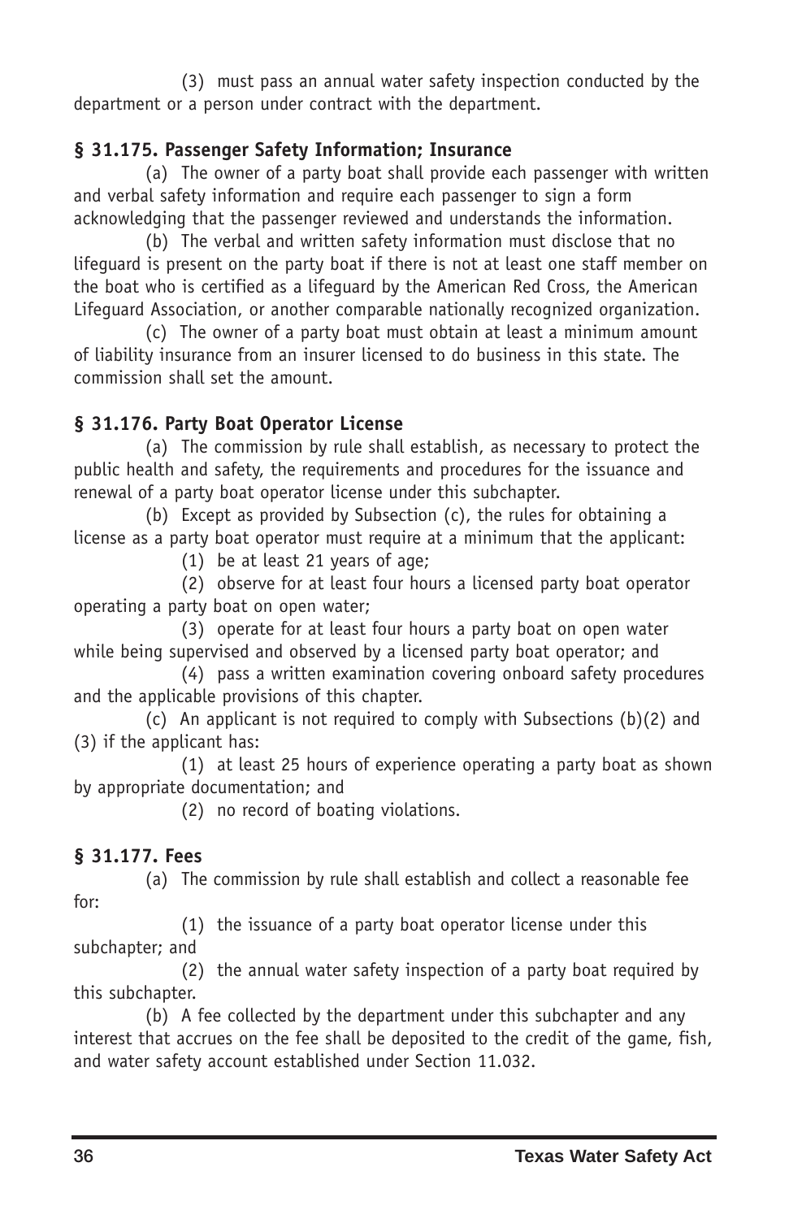(3) must pass an annual water safety inspection conducted by the department or a person under contract with the department.

**§ 31.175. Passenger Safety Information; Insurance**

(a) The owner of a party boat shall provide each passenger with written and verbal safety information and require each passenger to sign a form acknowledging that the passenger reviewed and understands the information.

(b) The verbal and written safety information must disclose that no lifeguard is present on the party boat if there is not at least one staff member on the boat who is certified as a lifeguard by the American Red Cross, the American Lifeguard Association, or another comparable nationally recognized organization.

(c) The owner of a party boat must obtain at least a minimum amount of liability insurance from an insurer licensed to do business in this state. The commission shall set the amount.

**§ 31.176. Party Boat Operator License**

(a) The commission by rule shall establish, as necessary to protect the public health and safety, the requirements and procedures for the issuance and renewal of a party boat operator license under this subchapter.

(b) Except as provided by Subsection (c), the rules for obtaining a license as a party boat operator must require at a minimum that the applicant:

(1) be at least 21 years of age;

(2) observe for at least four hours a licensed party boat operator operating a party boat on open water;

(3) operate for at least four hours a party boat on open water while being supervised and observed by a licensed party boat operator; and

(4) pass a written examination covering onboard safety procedures and the applicable provisions of this chapter.

(c) An applicant is not required to comply with Subsections (b)(2) and (3) if the applicant has:

(1) at least 25 hours of experience operating a party boat as shown by appropriate documentation; and

(2) no record of boating violations.

**§ 31.177. Fees**

(a) The commission by rule shall establish and collect a reasonable fee for:

(1) the issuance of a party boat operator license under this subchapter; and

(2) the annual water safety inspection of a party boat required by this subchapter.

(b) A fee collected by the department under this subchapter and any interest that accrues on the fee shall be deposited to the credit of the game, fish, and water safety account established under Section 11.032.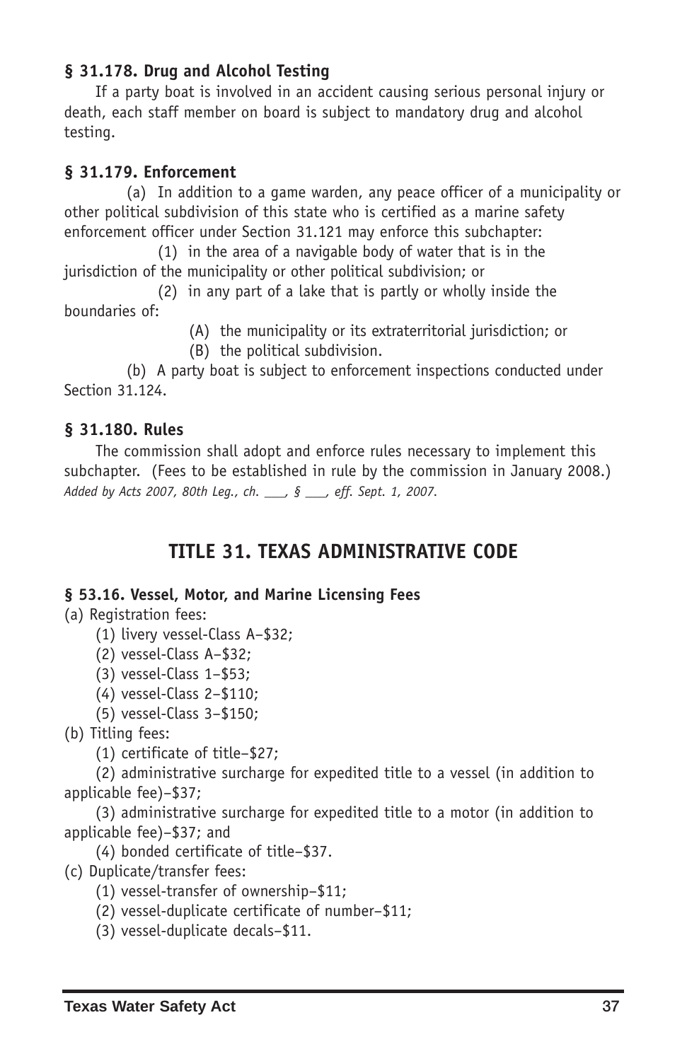### § 31.178. Drug and Alcohol Testing

If a party boat is involved in an accident causing serious personal injury or death, each staff member on board is subject to mandatory drug and alcohol testing.

### § 31.179. Enforcement

(a) In addition to a game warden, any peace officer of a municipality or other political subdivision of this state who is certified as a marine safety enforcement officer under Section 31.121 may enforce this subchapter:

(1) in the area of a navigable body of water that is in the jurisdiction of the municipality or other political subdivision; or

(2) in any part of a lake that is partly or wholly inside the boundaries of:

(A) the municipality or its extraterritorial jurisdiction; or

(B) the political subdivision.

(b) A party boat is subject to enforcement inspections conducted under Section 31.124.

### § 31.180. Rules

The commission shall adopt and enforce rules necessary to implement this subchapter. (Fees to be established in rule by the commission in January 2008.)
*Added by Acts 2007, 80th Leg., ch. ___, § ___, eff. Sept. 1, 2007.*

## TITLE 31. TEXAS ADMINISTRATIVE CODE

### § 53.16. Vessel, Motor, and Marine Licensing Fees

(a) Registration fees:

(1) livery vessel-Class A–$32;

(2) vessel-Class A–$32;

(3) vessel-Class 1–$53;

(4) vessel-Class 2–$110;

(5) vessel-Class 3–$150;

(b) Titling fees:

(1) certificate of title–$27;

(2) administrative surcharge for expedited title to a vessel (in addition to applicable fee)–$37;

(3) administrative surcharge for expedited title to a motor (in addition to applicable fee)–$37; and

(4) bonded certificate of title–$37.

(c) Duplicate/transfer fees:

(1) vessel-transfer of ownership–$11;

(2) vessel-duplicate certificate of number–$11;

(3) vessel-duplicate decals–$11.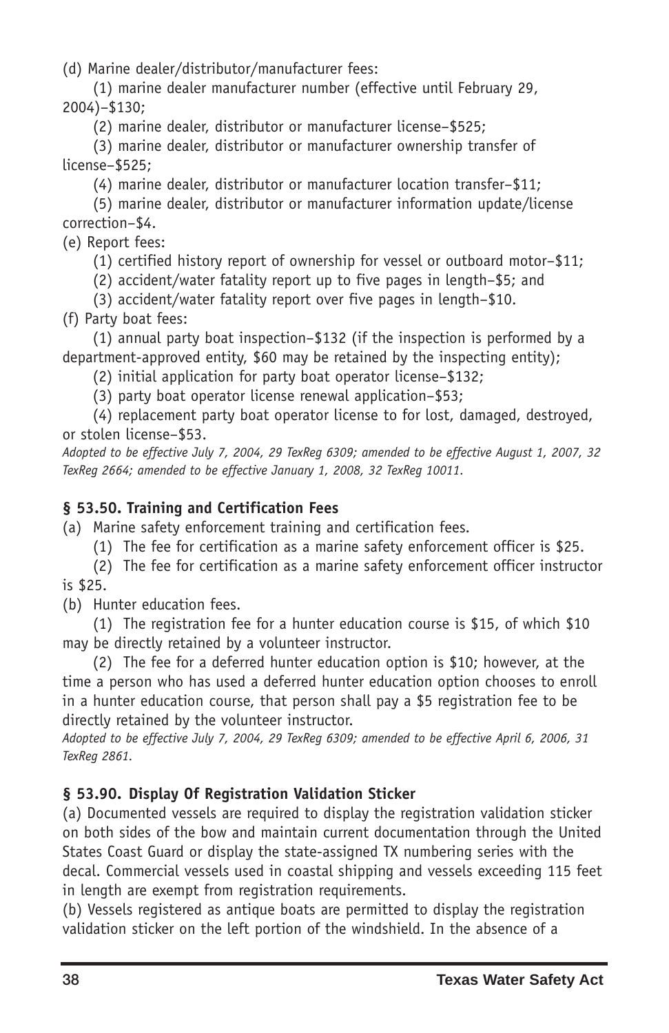(d) Marine dealer/distributor/manufacturer fees:

(1) marine dealer manufacturer number (effective until February 29, 2004)–$130;

(2) marine dealer, distributor or manufacturer license–$525;

(3) marine dealer, distributor or manufacturer ownership transfer of license–$525;

(4) marine dealer, distributor or manufacturer location transfer–$11;

(5) marine dealer, distributor or manufacturer information update/license correction–$4.

(e) Report fees:

(1) certified history report of ownership for vessel or outboard motor–$11;

(2) accident/water fatality report up to five pages in length–$5; and

(3) accident/water fatality report over five pages in length–$10.

(f) Party boat fees:

(1) annual party boat inspection–$132 (if the inspection is performed by a department-approved entity, $60 may be retained by the inspecting entity);

(2) initial application for party boat operator license–$132;

(3) party boat operator license renewal application–$53;

(4) replacement party boat operator license to for lost, damaged, destroyed, or stolen license–$53.

*Adopted to be effective July 7, 2004, 29 TexReg 6309; amended to be effective August 1, 2007, 32 TexReg 2664; amended to be effective January 1, 2008, 32 TexReg 10011.*

### § 53.50. Training and Certification Fees

(a) Marine safety enforcement training and certification fees.

(1) The fee for certification as a marine safety enforcement officer is $25.

(2) The fee for certification as a marine safety enforcement officer instructor is $25.

(b) Hunter education fees.

(1) The registration fee for a hunter education course is $15, of which $10 may be directly retained by a volunteer instructor.

(2) The fee for a deferred hunter education option is $10; however, at the time a person who has used a deferred hunter education option chooses to enroll in a hunter education course, that person shall pay a $5 registration fee to be directly retained by the volunteer instructor.

*Adopted to be effective July 7, 2004, 29 TexReg 6309; amended to be effective April 6, 2006, 31 TexReg 2861.*

### § 53.90. Display Of Registration Validation Sticker

(a) Documented vessels are required to display the registration validation sticker on both sides of the bow and maintain current documentation through the United States Coast Guard or display the state-assigned TX numbering series with the decal. Commercial vessels used in coastal shipping and vessels exceeding 115 feet in length are exempt from registration requirements.

(b) Vessels registered as antique boats are permitted to display the registration validation sticker on the left portion of the windshield. In the absence of a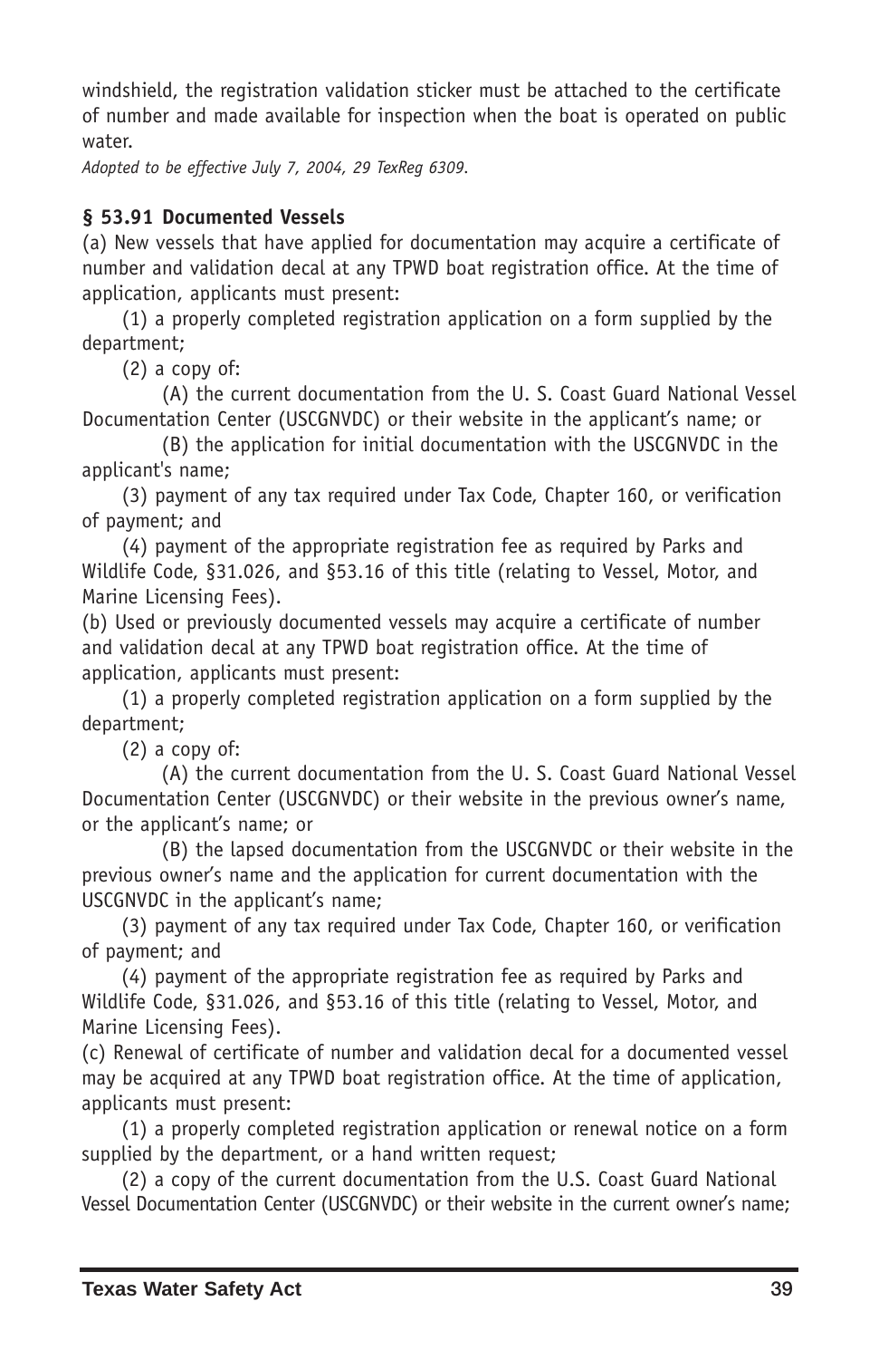windshield, the registration validation sticker must be attached to the certificate of number and made available for inspection when the boat is operated on public water.

*Adopted to be effective July 7, 2004, 29 TexReg 6309.*

**§ 53.91 Documented Vessels**

(a) New vessels that have applied for documentation may acquire a certificate of number and validation decal at any TPWD boat registration office. At the time of application, applicants must present:

(1) a properly completed registration application on a form supplied by the department;

(2) a copy of:

(A) the current documentation from the U. S. Coast Guard National Vessel Documentation Center (USCGNVDC) or their website in the applicant's name; or

(B) the application for initial documentation with the USCGNVDC in the applicant's name;

(3) payment of any tax required under Tax Code, Chapter 160, or verification of payment; and

(4) payment of the appropriate registration fee as required by Parks and Wildlife Code, §31.026, and §53.16 of this title (relating to Vessel, Motor, and Marine Licensing Fees).

(b) Used or previously documented vessels may acquire a certificate of number and validation decal at any TPWD boat registration office. At the time of application, applicants must present:

(1) a properly completed registration application on a form supplied by the department;

(2) a copy of:

(A) the current documentation from the U. S. Coast Guard National Vessel Documentation Center (USCGNVDC) or their website in the previous owner's name, or the applicant's name; or

(B) the lapsed documentation from the USCGNVDC or their website in the previous owner's name and the application for current documentation with the USCGNVDC in the applicant's name;

(3) payment of any tax required under Tax Code, Chapter 160, or verification of payment; and

(4) payment of the appropriate registration fee as required by Parks and Wildlife Code, §31.026, and §53.16 of this title (relating to Vessel, Motor, and Marine Licensing Fees).

(c) Renewal of certificate of number and validation decal for a documented vessel may be acquired at any TPWD boat registration office. At the time of application, applicants must present:

(1) a properly completed registration application or renewal notice on a form supplied by the department, or a hand written request;

(2) a copy of the current documentation from the U.S. Coast Guard National Vessel Documentation Center (USCGNVDC) or their website in the current owner's name;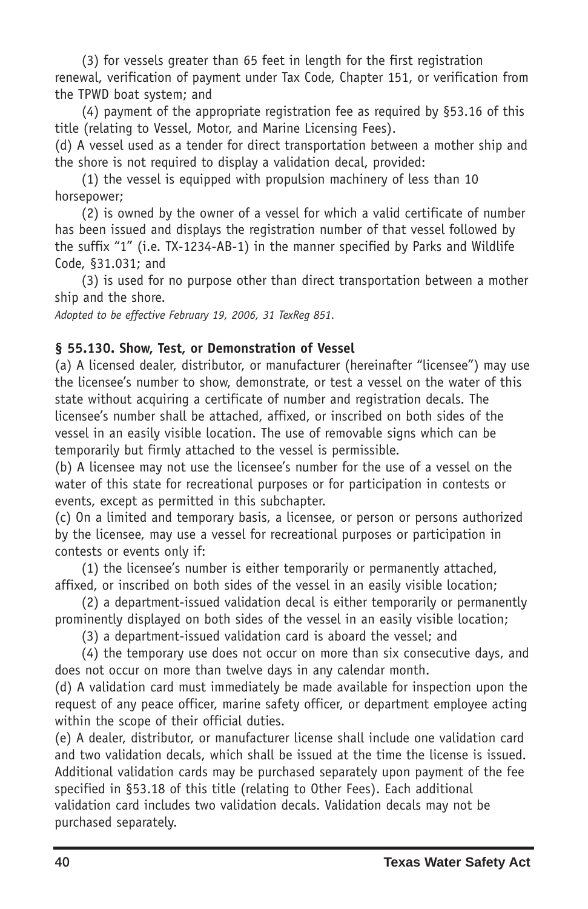(3) for vessels greater than 65 feet in length for the first registration renewal, verification of payment under Tax Code, Chapter 151, or verification from the TPWD boat system; and

(4) payment of the appropriate registration fee as required by §53.16 of this title (relating to Vessel, Motor, and Marine Licensing Fees).

(d) A vessel used as a tender for direct transportation between a mother ship and the shore is not required to display a validation decal, provided:

(1) the vessel is equipped with propulsion machinery of less than 10 horsepower;

(2) is owned by the owner of a vessel for which a valid certificate of number has been issued and displays the registration number of that vessel followed by the suffix "1" (i.e. TX-1234-AB-1) in the manner specified by Parks and Wildlife Code, §31.031; and

(3) is used for no purpose other than direct transportation between a mother ship and the shore.

*Adopted to be effective February 19, 2006, 31 TexReg 851.*

### § 55.130. Show, Test, or Demonstration of Vessel

(a) A licensed dealer, distributor, or manufacturer (hereinafter "licensee") may use the licensee's number to show, demonstrate, or test a vessel on the water of this state without acquiring a certificate of number and registration decals. The licensee's number shall be attached, affixed, or inscribed on both sides of the vessel in an easily visible location. The use of removable signs which can be temporarily but firmly attached to the vessel is permissible.

(b) A licensee may not use the licensee's number for the use of a vessel on the water of this state for recreational purposes or for participation in contests or events, except as permitted in this subchapter.

(c) On a limited and temporary basis, a licensee, or person or persons authorized by the licensee, may use a vessel for recreational purposes or participation in contests or events only if:

(1) the licensee's number is either temporarily or permanently attached, affixed, or inscribed on both sides of the vessel in an easily visible location;

(2) a department-issued validation decal is either temporarily or permanently prominently displayed on both sides of the vessel in an easily visible location;

(3) a department-issued validation card is aboard the vessel; and

(4) the temporary use does not occur on more than six consecutive days, and does not occur on more than twelve days in any calendar month.

(d) A validation card must immediately be made available for inspection upon the request of any peace officer, marine safety officer, or department employee acting within the scope of their official duties.

(e) A dealer, distributor, or manufacturer license shall include one validation card and two validation decals, which shall be issued at the time the license is issued. Additional validation cards may be purchased separately upon payment of the fee specified in §53.18 of this title (relating to Other Fees). Each additional validation card includes two validation decals. Validation decals may not be purchased separately.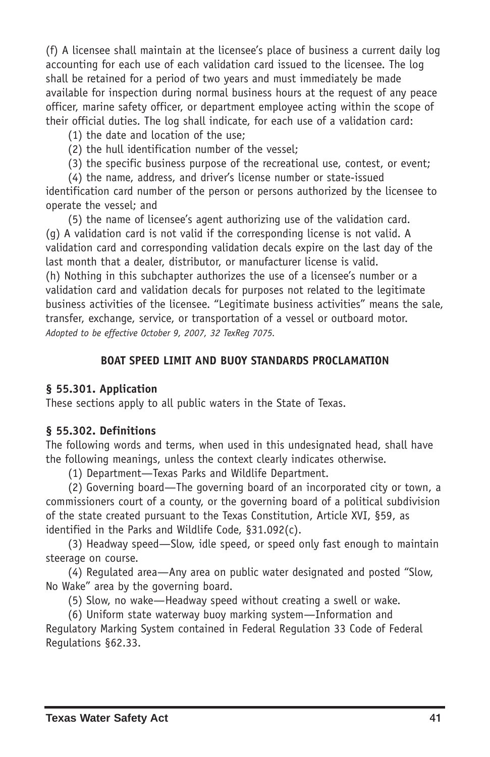(f) A licensee shall maintain at the licensee's place of business a current daily log accounting for each use of each validation card issued to the licensee. The log shall be retained for a period of two years and must immediately be made available for inspection during normal business hours at the request of any peace officer, marine safety officer, or department employee acting within the scope of their official duties. The log shall indicate, for each use of a validation card:

(1) the date and location of the use;

(2) the hull identification number of the vessel;

(3) the specific business purpose of the recreational use, contest, or event;

(4) the name, address, and driver's license number or state-issued identification card number of the person or persons authorized by the licensee to operate the vessel; and

(5) the name of licensee's agent authorizing use of the validation card.

(g) A validation card is not valid if the corresponding license is not valid. A validation card and corresponding validation decals expire on the last day of the last month that a dealer, distributor, or manufacturer license is valid.

(h) Nothing in this subchapter authorizes the use of a licensee's number or a validation card and validation decals for purposes not related to the legitimate business activities of the licensee. "Legitimate business activities" means the sale, transfer, exchange, service, or transportation of a vessel or outboard motor.

*Adopted to be effective October 9, 2007, 32 TexReg 7075.*

## BOAT SPEED LIMIT AND BUOY STANDARDS PROCLAMATION

### § 55.301. Application

These sections apply to all public waters in the State of Texas.

### § 55.302. Definitions

The following words and terms, when used in this undesignated head, shall have the following meanings, unless the context clearly indicates otherwise.

(1) Department—Texas Parks and Wildlife Department.

(2) Governing board—The governing board of an incorporated city or town, a commissioners court of a county, or the governing board of a political subdivision of the state created pursuant to the Texas Constitution, Article XVI, §59, as identified in the Parks and Wildlife Code, §31.092(c).

(3) Headway speed—Slow, idle speed, or speed only fast enough to maintain steerage on course.

(4) Regulated area—Any area on public water designated and posted "Slow, No Wake" area by the governing board.

(5) Slow, no wake—Headway speed without creating a swell or wake.

(6) Uniform state waterway buoy marking system—Information and Regulatory Marking System contained in Federal Regulation 33 Code of Federal Regulations §62.33.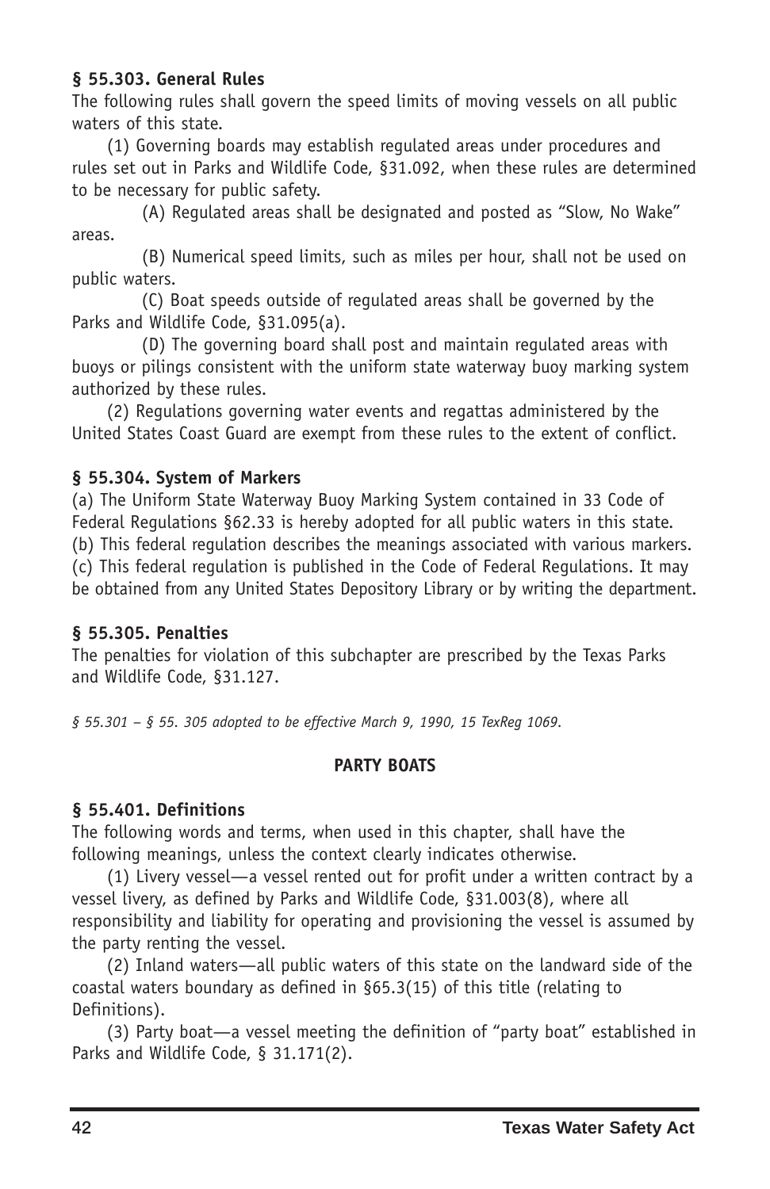**§ 55.303. General Rules**

The following rules shall govern the speed limits of moving vessels on all public waters of this state.

(1) Governing boards may establish regulated areas under procedures and rules set out in Parks and Wildlife Code, §31.092, when these rules are determined to be necessary for public safety.

(A) Regulated areas shall be designated and posted as "Slow, No Wake" areas.

(B) Numerical speed limits, such as miles per hour, shall not be used on public waters.

(C) Boat speeds outside of regulated areas shall be governed by the Parks and Wildlife Code, §31.095(a).

(D) The governing board shall post and maintain regulated areas with buoys or pilings consistent with the uniform state waterway buoy marking system authorized by these rules.

(2) Regulations governing water events and regattas administered by the United States Coast Guard are exempt from these rules to the extent of conflict.

**§ 55.304. System of Markers**

(a) The Uniform State Waterway Buoy Marking System contained in 33 Code of Federal Regulations §62.33 is hereby adopted for all public waters in this state.

(b) This federal regulation describes the meanings associated with various markers.

(c) This federal regulation is published in the Code of Federal Regulations. It may be obtained from any United States Depository Library or by writing the department.

**§ 55.305. Penalties**

The penalties for violation of this subchapter are prescribed by the Texas Parks and Wildlife Code, §31.127.

*§ 55.301 – § 55. 305 adopted to be effective March 9, 1990, 15 TexReg 1069.*

**PARTY BOATS**

**§ 55.401. Definitions**

The following words and terms, when used in this chapter, shall have the following meanings, unless the context clearly indicates otherwise.

(1) Livery vessel—a vessel rented out for profit under a written contract by a vessel livery, as defined by Parks and Wildlife Code, §31.003(8), where all responsibility and liability for operating and provisioning the vessel is assumed by the party renting the vessel.

(2) Inland waters—all public waters of this state on the landward side of the coastal waters boundary as defined in §65.3(15) of this title (relating to Definitions).

(3) Party boat—a vessel meeting the definition of "party boat" established in Parks and Wildlife Code, § 31.171(2).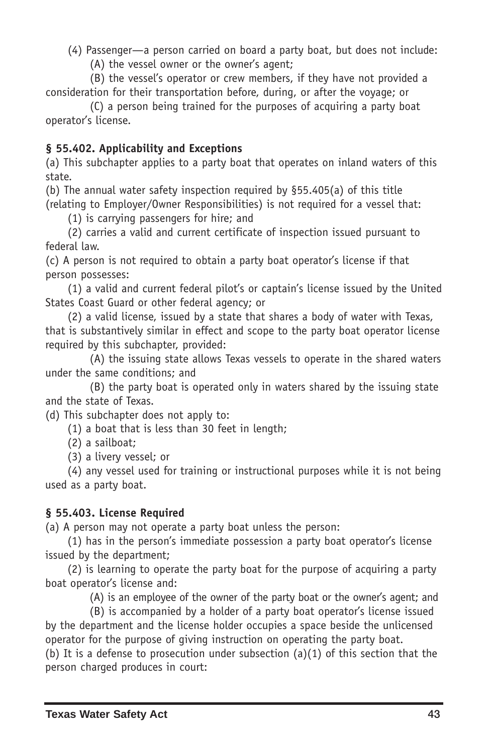(4) Passenger—a person carried on board a party boat, but does not include:

(A) the vessel owner or the owner's agent;

(B) the vessel's operator or crew members, if they have not provided a consideration for their transportation before, during, or after the voyage; or

(C) a person being trained for the purposes of acquiring a party boat operator's license.

### § 55.402. Applicability and Exceptions

(a) This subchapter applies to a party boat that operates on inland waters of this state.

(b) The annual water safety inspection required by §55.405(a) of this title (relating to Employer/Owner Responsibilities) is not required for a vessel that:

(1) is carrying passengers for hire; and

(2) carries a valid and current certificate of inspection issued pursuant to federal law.

(c) A person is not required to obtain a party boat operator's license if that person possesses:

(1) a valid and current federal pilot's or captain's license issued by the United States Coast Guard or other federal agency; or

(2) a valid license, issued by a state that shares a body of water with Texas, that is substantively similar in effect and scope to the party boat operator license required by this subchapter, provided:

(A) the issuing state allows Texas vessels to operate in the shared waters under the same conditions; and

(B) the party boat is operated only in waters shared by the issuing state and the state of Texas.

(d) This subchapter does not apply to:

(1) a boat that is less than 30 feet in length;

(2) a sailboat;

(3) a livery vessel; or

(4) any vessel used for training or instructional purposes while it is not being used as a party boat.

### § 55.403. License Required

(a) A person may not operate a party boat unless the person:

(1) has in the person's immediate possession a party boat operator's license issued by the department;

(2) is learning to operate the party boat for the purpose of acquiring a party boat operator's license and:

(A) is an employee of the owner of the party boat or the owner's agent; and

(B) is accompanied by a holder of a party boat operator's license issued by the department and the license holder occupies a space beside the unlicensed operator for the purpose of giving instruction on operating the party boat.

(b) It is a defense to prosecution under subsection (a)(1) of this section that the person charged produces in court: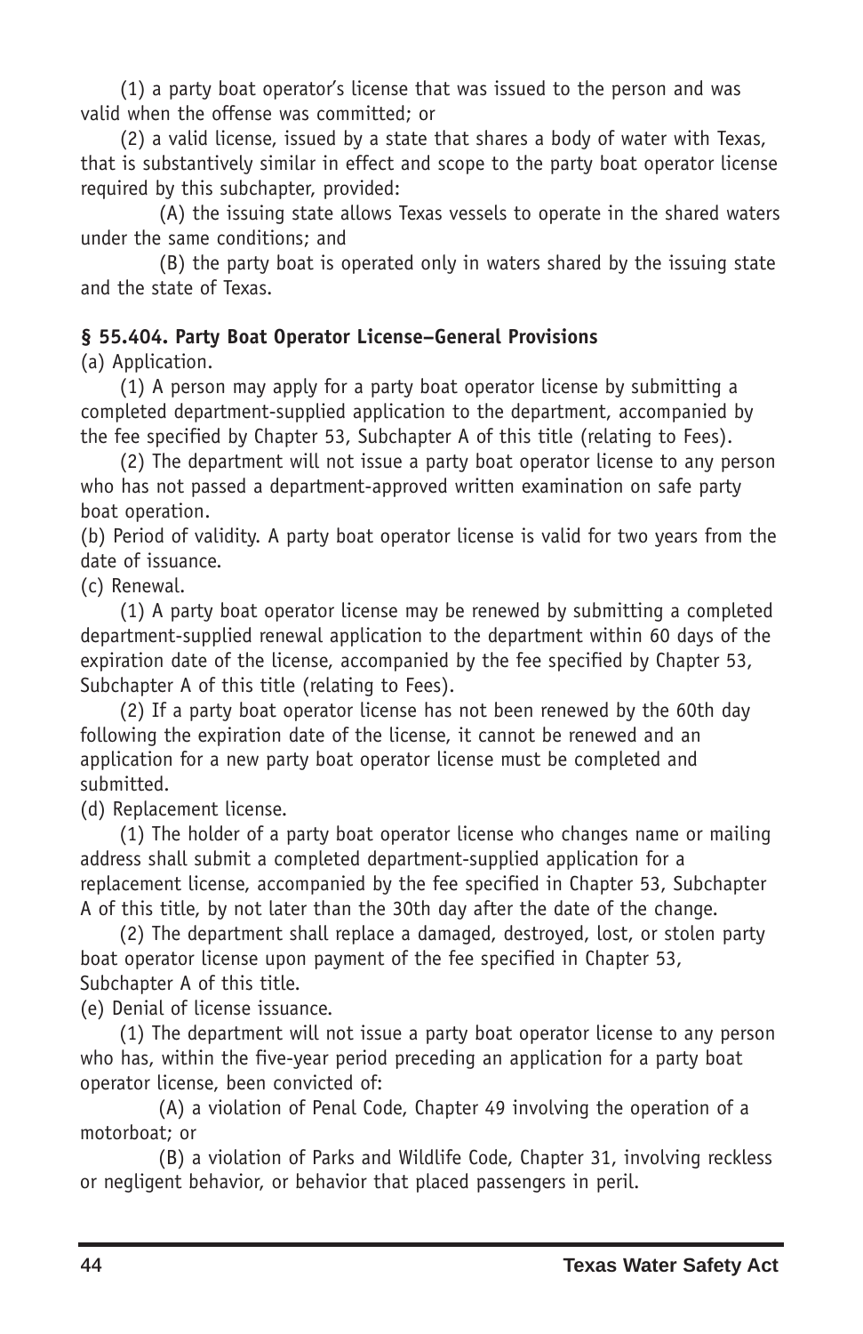(1) a party boat operator's license that was issued to the person and was valid when the offense was committed; or

(2) a valid license, issued by a state that shares a body of water with Texas, that is substantively similar in effect and scope to the party boat operator license required by this subchapter, provided:

(A) the issuing state allows Texas vessels to operate in the shared waters under the same conditions; and

(B) the party boat is operated only in waters shared by the issuing state and the state of Texas.

**§ 55.404. Party Boat Operator License–General Provisions**

(a) Application.

(1) A person may apply for a party boat operator license by submitting a completed department-supplied application to the department, accompanied by the fee specified by Chapter 53, Subchapter A of this title (relating to Fees).

(2) The department will not issue a party boat operator license to any person who has not passed a department-approved written examination on safe party boat operation.

(b) Period of validity. A party boat operator license is valid for two years from the date of issuance.

(c) Renewal.

(1) A party boat operator license may be renewed by submitting a completed department-supplied renewal application to the department within 60 days of the expiration date of the license, accompanied by the fee specified by Chapter 53, Subchapter A of this title (relating to Fees).

(2) If a party boat operator license has not been renewed by the 60th day following the expiration date of the license, it cannot be renewed and an application for a new party boat operator license must be completed and submitted.

(d) Replacement license.

(1) The holder of a party boat operator license who changes name or mailing address shall submit a completed department-supplied application for a replacement license, accompanied by the fee specified in Chapter 53, Subchapter A of this title, by not later than the 30th day after the date of the change.

(2) The department shall replace a damaged, destroyed, lost, or stolen party boat operator license upon payment of the fee specified in Chapter 53, Subchapter A of this title.

(e) Denial of license issuance.

(1) The department will not issue a party boat operator license to any person who has, within the five-year period preceding an application for a party boat operator license, been convicted of:

(A) a violation of Penal Code, Chapter 49 involving the operation of a motorboat; or

(B) a violation of Parks and Wildlife Code, Chapter 31, involving reckless or negligent behavior, or behavior that placed passengers in peril.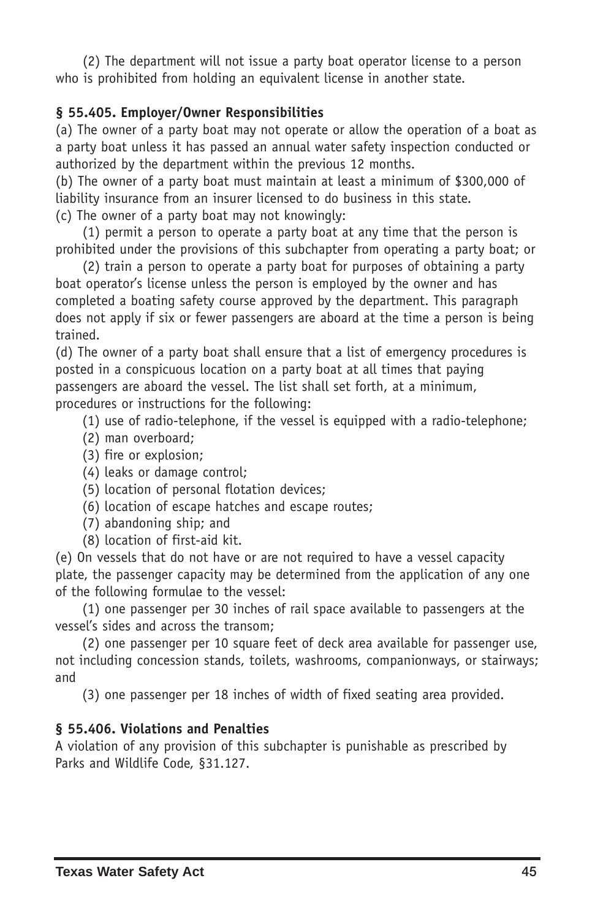(2) The department will not issue a party boat operator license to a person who is prohibited from holding an equivalent license in another state.

### § 55.405. Employer/Owner Responsibilities

(a) The owner of a party boat may not operate or allow the operation of a boat as a party boat unless it has passed an annual water safety inspection conducted or authorized by the department within the previous 12 months.

(b) The owner of a party boat must maintain at least a minimum of $300,000 of liability insurance from an insurer licensed to do business in this state.

(c) The owner of a party boat may not knowingly:

(1) permit a person to operate a party boat at any time that the person is prohibited under the provisions of this subchapter from operating a party boat; or

(2) train a person to operate a party boat for purposes of obtaining a party boat operator's license unless the person is employed by the owner and has completed a boating safety course approved by the department. This paragraph does not apply if six or fewer passengers are aboard at the time a person is being trained.

(d) The owner of a party boat shall ensure that a list of emergency procedures is posted in a conspicuous location on a party boat at all times that paying passengers are aboard the vessel. The list shall set forth, at a minimum, procedures or instructions for the following:

(1) use of radio-telephone, if the vessel is equipped with a radio-telephone;
(2) man overboard;
(3) fire or explosion;
(4) leaks or damage control;
(5) location of personal flotation devices;
(6) location of escape hatches and escape routes;
(7) abandoning ship; and
(8) location of first-aid kit.

(e) On vessels that do not have or are not required to have a vessel capacity plate, the passenger capacity may be determined from the application of any one of the following formulae to the vessel:

(1) one passenger per 30 inches of rail space available to passengers at the vessel's sides and across the transom;

(2) one passenger per 10 square feet of deck area available for passenger use, not including concession stands, toilets, washrooms, companionways, or stairways; and

(3) one passenger per 18 inches of width of fixed seating area provided.

### § 55.406. Violations and Penalties

A violation of any provision of this subchapter is punishable as prescribed by Parks and Wildlife Code, §31.127.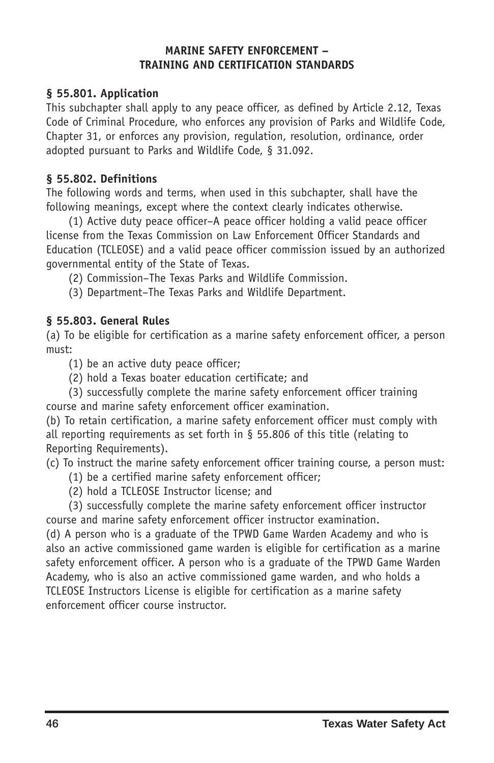## MARINE SAFETY ENFORCEMENT – TRAINING AND CERTIFICATION STANDARDS

### § 55.801. Application

This subchapter shall apply to any peace officer, as defined by Article 2.12, Texas Code of Criminal Procedure, who enforces any provision of Parks and Wildlife Code, Chapter 31, or enforces any provision, regulation, resolution, ordinance, order adopted pursuant to Parks and Wildlife Code, § 31.092.

### § 55.802. Definitions

The following words and terms, when used in this subchapter, shall have the following meanings, except where the context clearly indicates otherwise.

(1) Active duty peace officer–A peace officer holding a valid peace officer license from the Texas Commission on Law Enforcement Officer Standards and Education (TCLEOSE) and a valid peace officer commission issued by an authorized governmental entity of the State of Texas.

(2) Commission–The Texas Parks and Wildlife Commission.

(3) Department–The Texas Parks and Wildlife Department.

### § 55.803. General Rules

(a) To be eligible for certification as a marine safety enforcement officer, a person must:

(1) be an active duty peace officer;

(2) hold a Texas boater education certificate; and

(3) successfully complete the marine safety enforcement officer training course and marine safety enforcement officer examination.

(b) To retain certification, a marine safety enforcement officer must comply with all reporting requirements as set forth in § 55.806 of this title (relating to Reporting Requirements).

(c) To instruct the marine safety enforcement officer training course, a person must:

(1) be a certified marine safety enforcement officer;

(2) hold a TCLEOSE Instructor license; and

(3) successfully complete the marine safety enforcement officer instructor course and marine safety enforcement officer instructor examination.

(d) A person who is a graduate of the TPWD Game Warden Academy and who is also an active commissioned game warden is eligible for certification as a marine safety enforcement officer. A person who is a graduate of the TPWD Game Warden Academy, who is also an active commissioned game warden, and who holds a TCLEOSE Instructors License is eligible for certification as a marine safety enforcement officer course instructor.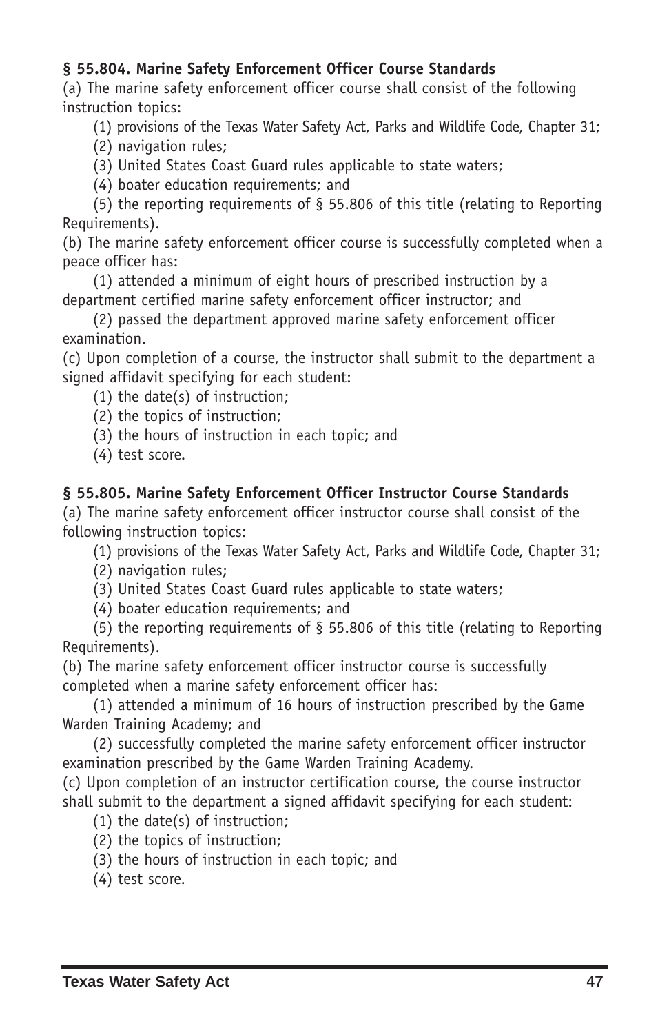**§ 55.804. Marine Safety Enforcement Officer Course Standards**

(a) The marine safety enforcement officer course shall consist of the following instruction topics:

(1) provisions of the Texas Water Safety Act, Parks and Wildlife Code, Chapter 31;

(2) navigation rules;

(3) United States Coast Guard rules applicable to state waters;

(4) boater education requirements; and

(5) the reporting requirements of § 55.806 of this title (relating to Reporting Requirements).

(b) The marine safety enforcement officer course is successfully completed when a peace officer has:

(1) attended a minimum of eight hours of prescribed instruction by a department certified marine safety enforcement officer instructor; and

(2) passed the department approved marine safety enforcement officer examination.

(c) Upon completion of a course, the instructor shall submit to the department a signed affidavit specifying for each student:

(1) the date(s) of instruction;

(2) the topics of instruction;

(3) the hours of instruction in each topic; and

(4) test score.

**§ 55.805. Marine Safety Enforcement Officer Instructor Course Standards**

(a) The marine safety enforcement officer instructor course shall consist of the following instruction topics:

(1) provisions of the Texas Water Safety Act, Parks and Wildlife Code, Chapter 31;

(2) navigation rules;

(3) United States Coast Guard rules applicable to state waters;

(4) boater education requirements; and

(5) the reporting requirements of § 55.806 of this title (relating to Reporting Requirements).

(b) The marine safety enforcement officer instructor course is successfully completed when a marine safety enforcement officer has:

(1) attended a minimum of 16 hours of instruction prescribed by the Game Warden Training Academy; and

(2) successfully completed the marine safety enforcement officer instructor examination prescribed by the Game Warden Training Academy.

(c) Upon completion of an instructor certification course, the course instructor shall submit to the department a signed affidavit specifying for each student:

(1) the date(s) of instruction;

(2) the topics of instruction;

(3) the hours of instruction in each topic; and

(4) test score.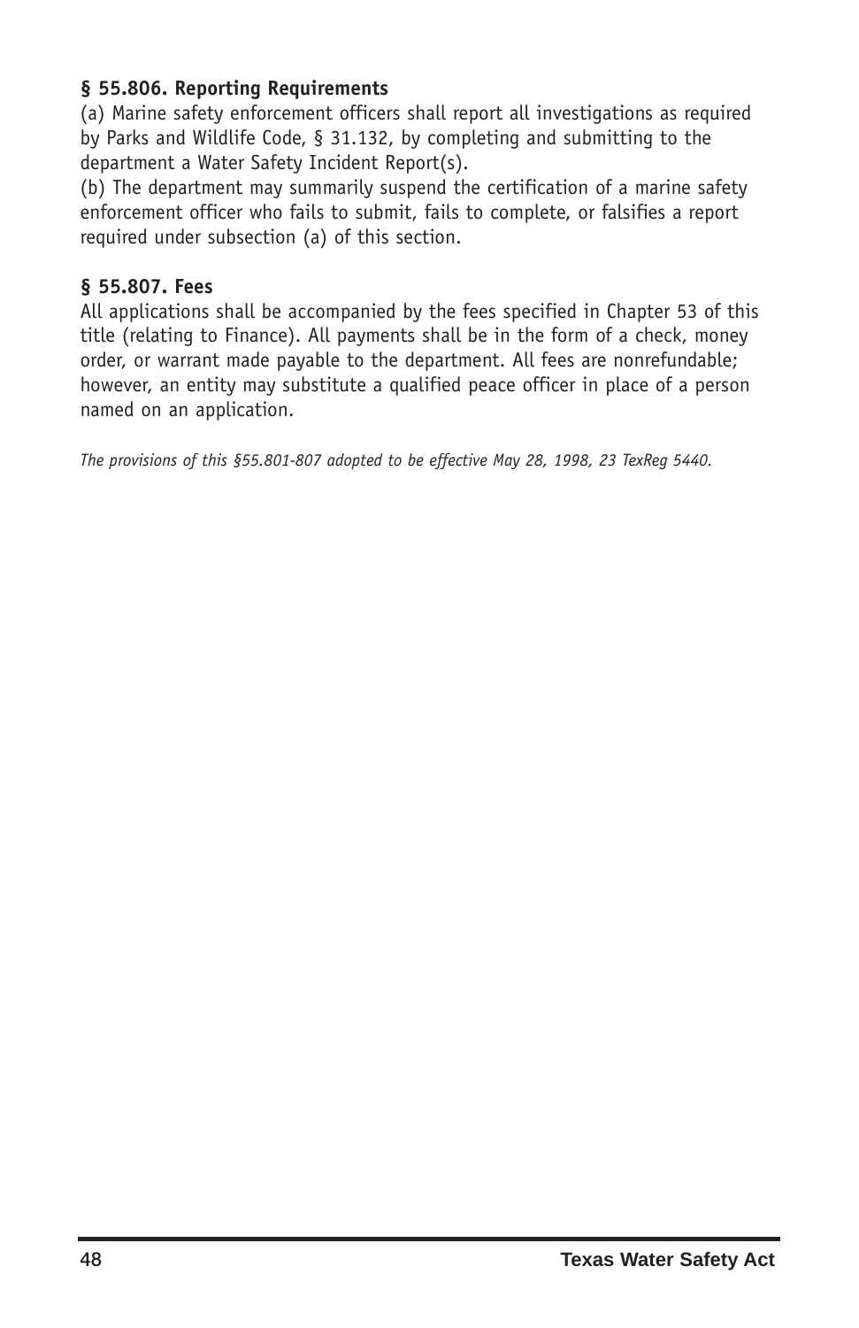**§ 55.806. Reporting Requirements**

(a) Marine safety enforcement officers shall report all investigations as required by Parks and Wildlife Code, § 31.132, by completing and submitting to the department a Water Safety Incident Report(s).

(b) The department may summarily suspend the certification of a marine safety enforcement officer who fails to submit, fails to complete, or falsifies a report required under subsection (a) of this section.

**§ 55.807. Fees**

All applications shall be accompanied by the fees specified in Chapter 53 of this title (relating to Finance). All payments shall be in the form of a check, money order, or warrant made payable to the department. All fees are nonrefundable; however, an entity may substitute a qualified peace officer in place of a person named on an application.

*The provisions of this §55.801-807 adopted to be effective May 28, 1998, 23 TexReg 5440.*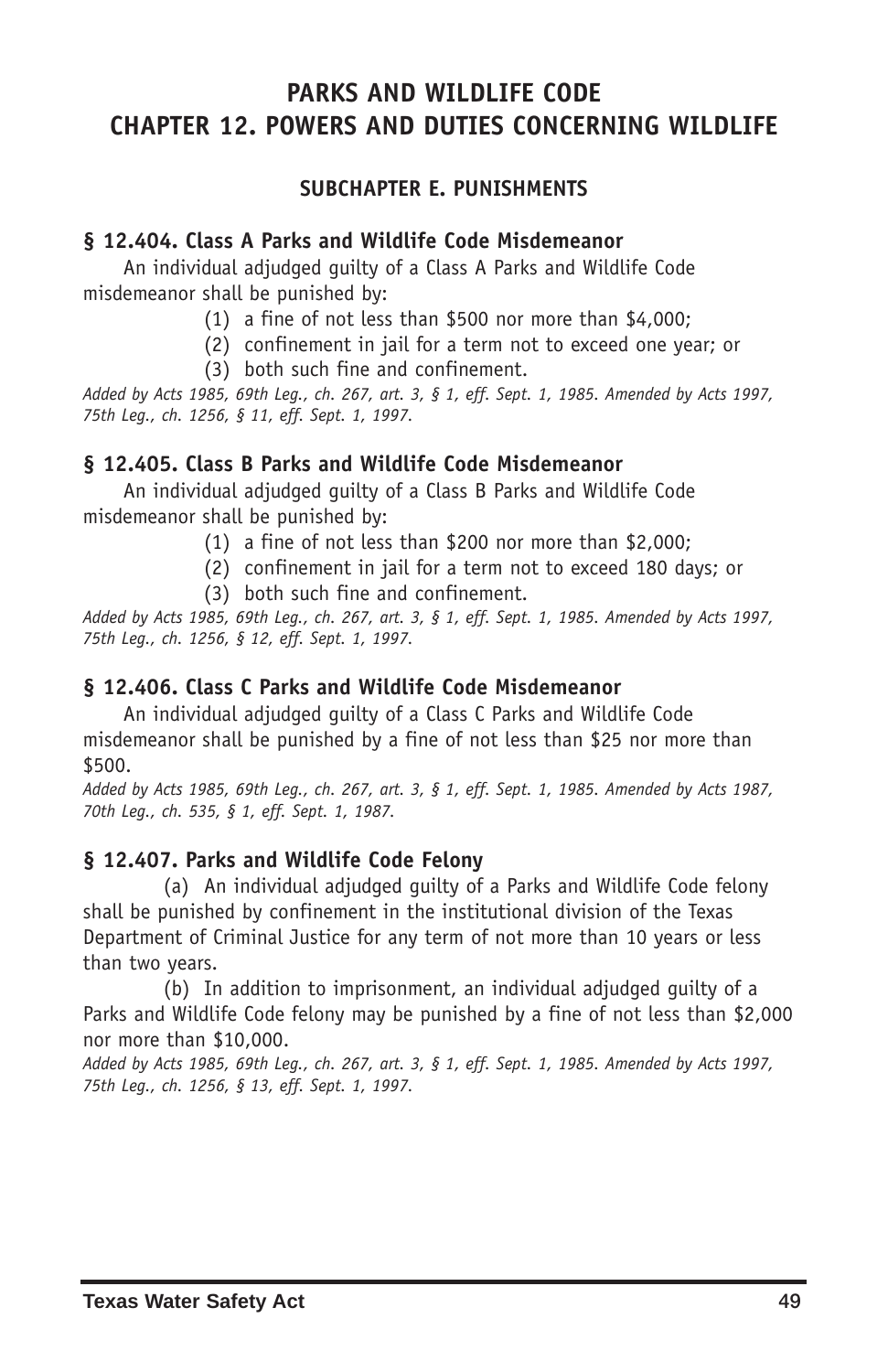# PARKS AND WILDLIFE CODE
# CHAPTER 12. POWERS AND DUTIES CONCERNING WILDLIFE

## SUBCHAPTER E. PUNISHMENTS

### § 12.404. Class A Parks and Wildlife Code Misdemeanor

An individual adjudged guilty of a Class A Parks and Wildlife Code misdemeanor shall be punished by:

(1) a fine of not less than $500 nor more than $4,000;

(2) confinement in jail for a term not to exceed one year; or

(3) both such fine and confinement.

*Added by Acts 1985, 69th Leg., ch. 267, art. 3, § 1, eff. Sept. 1, 1985. Amended by Acts 1997, 75th Leg., ch. 1256, § 11, eff. Sept. 1, 1997.*

### § 12.405. Class B Parks and Wildlife Code Misdemeanor

An individual adjudged guilty of a Class B Parks and Wildlife Code misdemeanor shall be punished by:

(1) a fine of not less than $200 nor more than $2,000;

(2) confinement in jail for a term not to exceed 180 days; or

(3) both such fine and confinement.

*Added by Acts 1985, 69th Leg., ch. 267, art. 3, § 1, eff. Sept. 1, 1985. Amended by Acts 1997, 75th Leg., ch. 1256, § 12, eff. Sept. 1, 1997.*

### § 12.406. Class C Parks and Wildlife Code Misdemeanor

An individual adjudged guilty of a Class C Parks and Wildlife Code misdemeanor shall be punished by a fine of not less than $25 nor more than $500.

*Added by Acts 1985, 69th Leg., ch. 267, art. 3, § 1, eff. Sept. 1, 1985. Amended by Acts 1987, 70th Leg., ch. 535, § 1, eff. Sept. 1, 1987.*

### § 12.407. Parks and Wildlife Code Felony

(a) An individual adjudged guilty of a Parks and Wildlife Code felony shall be punished by confinement in the institutional division of the Texas Department of Criminal Justice for any term of not more than 10 years or less than two years.

(b) In addition to imprisonment, an individual adjudged guilty of a Parks and Wildlife Code felony may be punished by a fine of not less than $2,000 nor more than $10,000.

*Added by Acts 1985, 69th Leg., ch. 267, art. 3, § 1, eff. Sept. 1, 1985. Amended by Acts 1997, 75th Leg., ch. 1256, § 13, eff. Sept. 1, 1997.*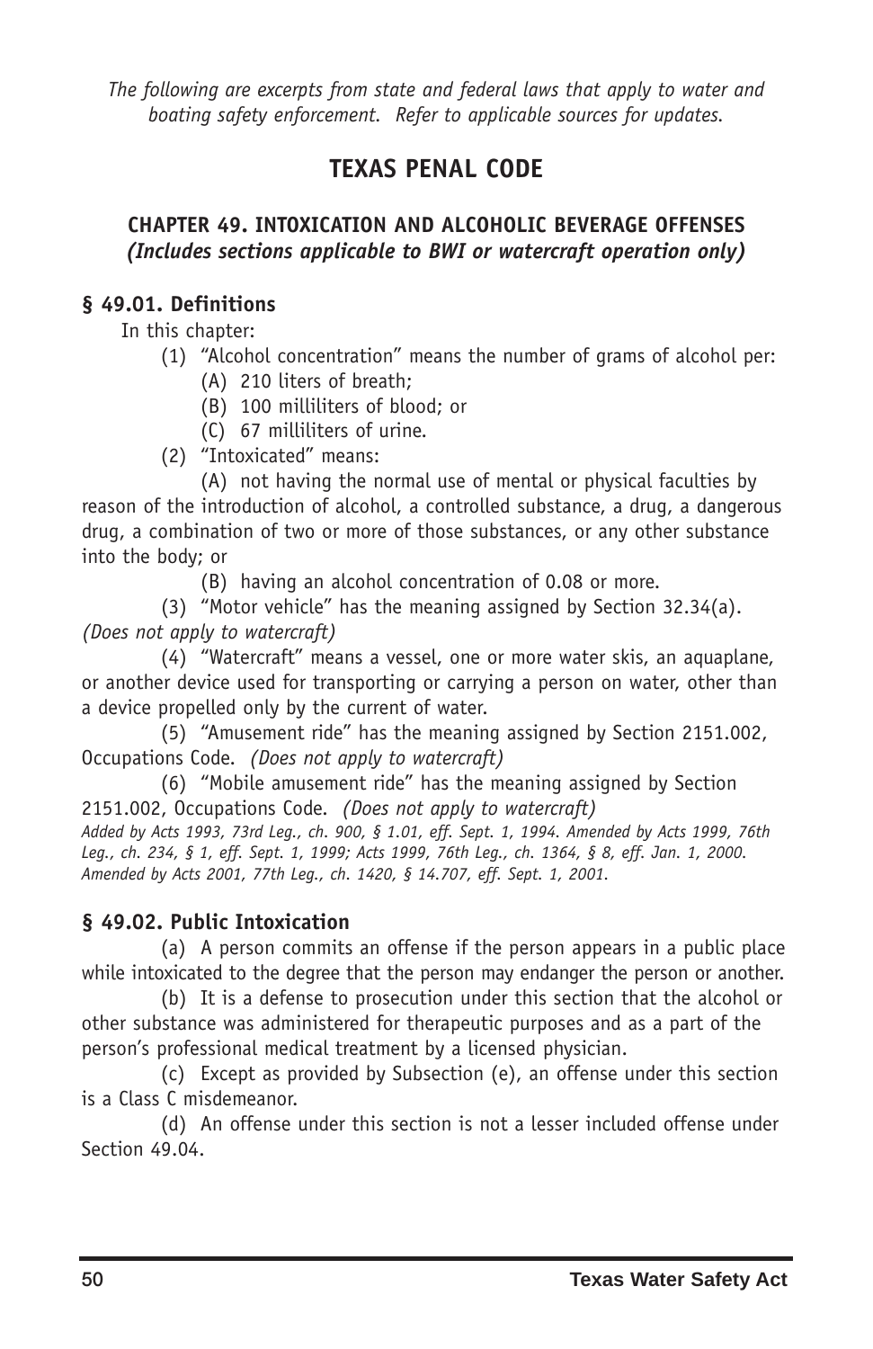*The following are excerpts from state and federal laws that apply to water and boating safety enforcement. Refer to applicable sources for updates.*

# TEXAS PENAL CODE

## CHAPTER 49. INTOXICATION AND ALCOHOLIC BEVERAGE OFFENSES
***(Includes sections applicable to BWI or watercraft operation only)***

### § 49.01. Definitions

In this chapter:

(1) "Alcohol concentration" means the number of grams of alcohol per:
   (A) 210 liters of breath;
   (B) 100 milliliters of blood; or
   (C) 67 milliliters of urine.

(2) "Intoxicated" means:

(A) not having the normal use of mental or physical faculties by reason of the introduction of alcohol, a controlled substance, a drug, a dangerous drug, a combination of two or more of those substances, or any other substance into the body; or

(B) having an alcohol concentration of 0.08 or more.

(3) "Motor vehicle" has the meaning assigned by Section 32.34(a). *(Does not apply to watercraft)*

(4) "Watercraft" means a vessel, one or more water skis, an aquaplane, or another device used for transporting or carrying a person on water, other than a device propelled only by the current of water.

(5) "Amusement ride" has the meaning assigned by Section 2151.002, Occupations Code. *(Does not apply to watercraft)*

(6) "Mobile amusement ride" has the meaning assigned by Section 2151.002, Occupations Code. *(Does not apply to watercraft)*

*Added by Acts 1993, 73rd Leg., ch. 900, § 1.01, eff. Sept. 1, 1994. Amended by Acts 1999, 76th Leg., ch. 234, § 1, eff. Sept. 1, 1999; Acts 1999, 76th Leg., ch. 1364, § 8, eff. Jan. 1, 2000. Amended by Acts 2001, 77th Leg., ch. 1420, § 14.707, eff. Sept. 1, 2001.*

### § 49.02. Public Intoxication

(a) A person commits an offense if the person appears in a public place while intoxicated to the degree that the person may endanger the person or another.

(b) It is a defense to prosecution under this section that the alcohol or other substance was administered for therapeutic purposes and as a part of the person's professional medical treatment by a licensed physician.

(c) Except as provided by Subsection (e), an offense under this section is a Class C misdemeanor.

(d) An offense under this section is not a lesser included offense under Section 49.04.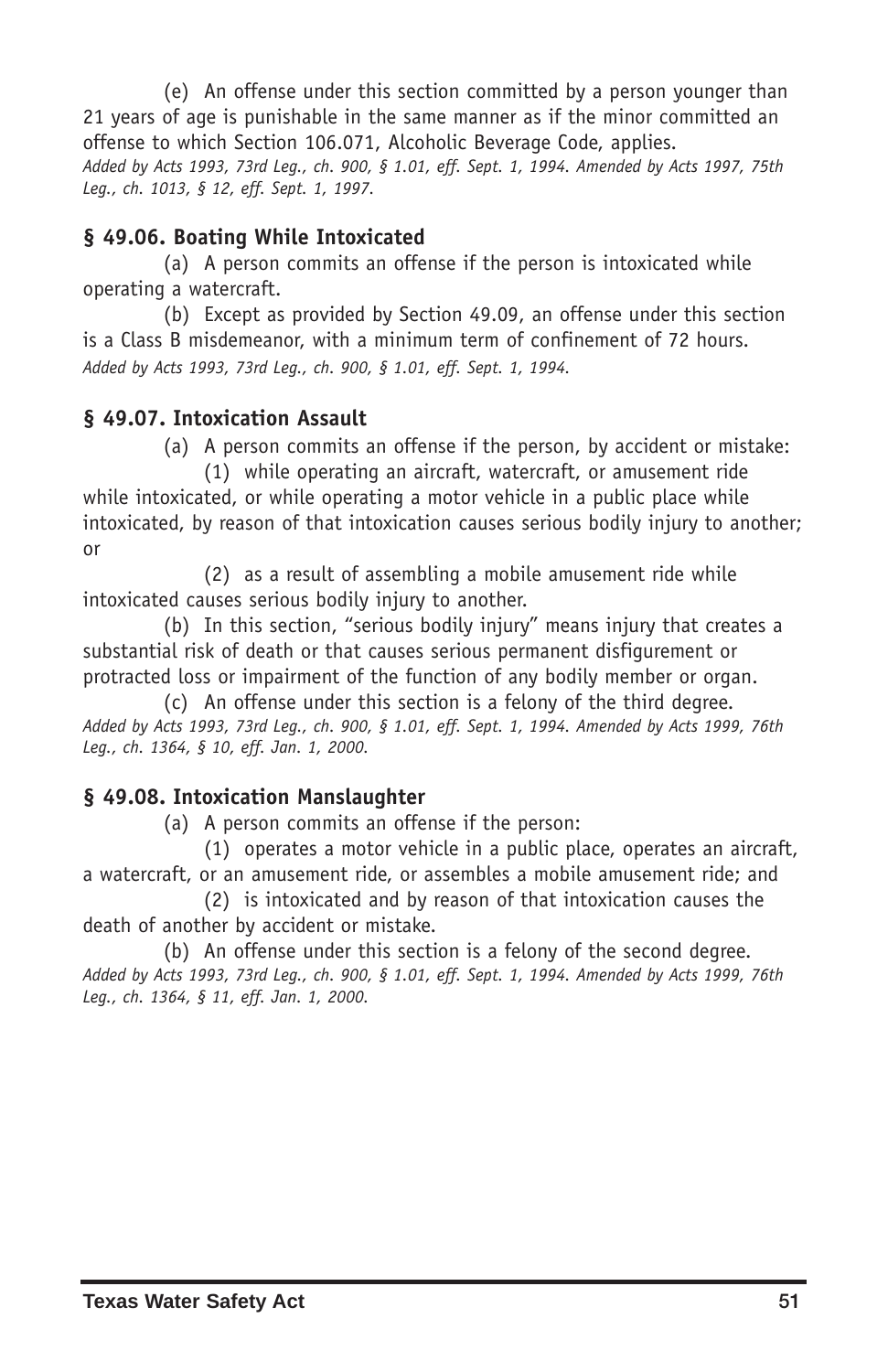(e) An offense under this section committed by a person younger than 21 years of age is punishable in the same manner as if the minor committed an offense to which Section 106.071, Alcoholic Beverage Code, applies.

*Added by Acts 1993, 73rd Leg., ch. 900, § 1.01, eff. Sept. 1, 1994. Amended by Acts 1997, 75th Leg., ch. 1013, § 12, eff. Sept. 1, 1997.*

### § 49.06. Boating While Intoxicated

(a) A person commits an offense if the person is intoxicated while operating a watercraft.

(b) Except as provided by Section 49.09, an offense under this section is a Class B misdemeanor, with a minimum term of confinement of 72 hours.

*Added by Acts 1993, 73rd Leg., ch. 900, § 1.01, eff. Sept. 1, 1994.*

### § 49.07. Intoxication Assault

(a) A person commits an offense if the person, by accident or mistake:

(1) while operating an aircraft, watercraft, or amusement ride while intoxicated, or while operating a motor vehicle in a public place while intoxicated, by reason of that intoxication causes serious bodily injury to another; or

(2) as a result of assembling a mobile amusement ride while intoxicated causes serious bodily injury to another.

(b) In this section, "serious bodily injury" means injury that creates a substantial risk of death or that causes serious permanent disfigurement or protracted loss or impairment of the function of any bodily member or organ.

(c) An offense under this section is a felony of the third degree.

*Added by Acts 1993, 73rd Leg., ch. 900, § 1.01, eff. Sept. 1, 1994. Amended by Acts 1999, 76th Leg., ch. 1364, § 10, eff. Jan. 1, 2000.*

### § 49.08. Intoxication Manslaughter

(a) A person commits an offense if the person:

(1) operates a motor vehicle in a public place, operates an aircraft, a watercraft, or an amusement ride, or assembles a mobile amusement ride; and

(2) is intoxicated and by reason of that intoxication causes the death of another by accident or mistake.

(b) An offense under this section is a felony of the second degree.

*Added by Acts 1993, 73rd Leg., ch. 900, § 1.01, eff. Sept. 1, 1994. Amended by Acts 1999, 76th Leg., ch. 1364, § 11, eff. Jan. 1, 2000.*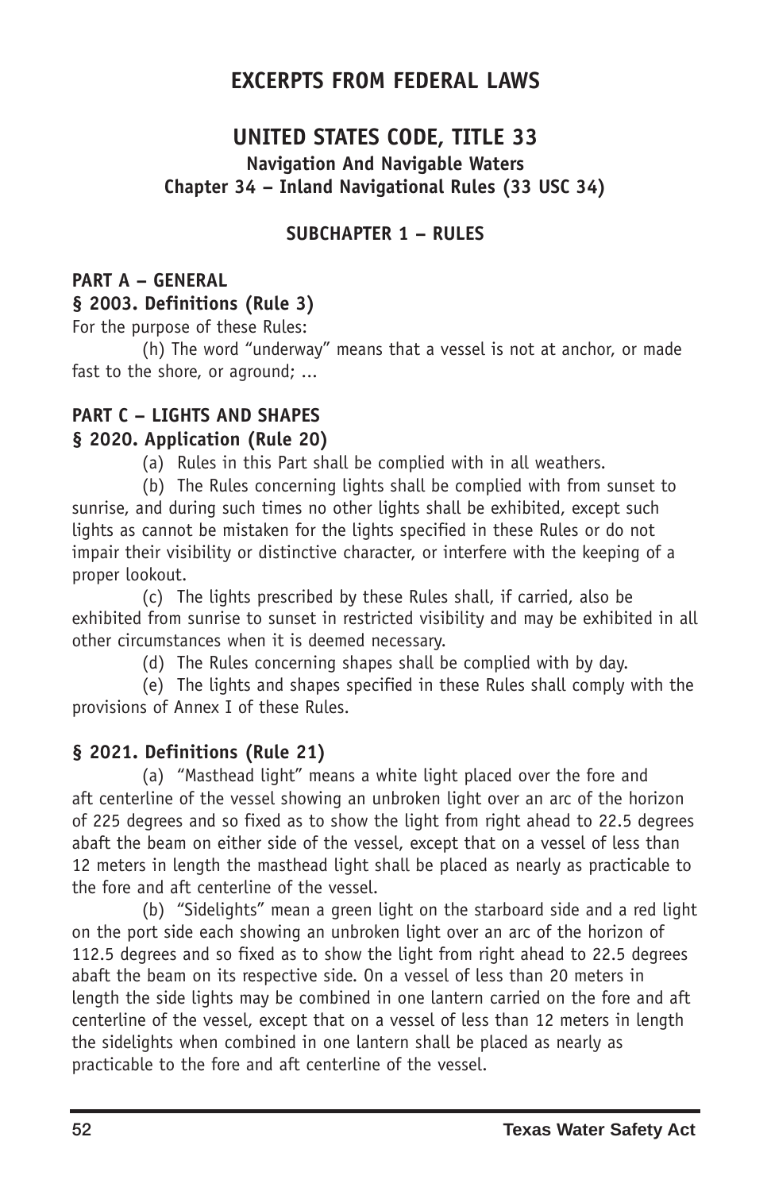# EXCERPTS FROM FEDERAL LAWS

## UNITED STATES CODE, TITLE 33

### Navigation And Navigable Waters
### Chapter 34 – Inland Navigational Rules (33 USC 34)

#### SUBCHAPTER 1 – RULES

**PART A – GENERAL**

**§ 2003. Definitions (Rule 3)**

For the purpose of these Rules:

(h) The word "underway" means that a vessel is not at anchor, or made fast to the shore, or aground; ...

**PART C – LIGHTS AND SHAPES**

**§ 2020. Application (Rule 20)**

(a) Rules in this Part shall be complied with in all weathers.

(b) The Rules concerning lights shall be complied with from sunset to sunrise, and during such times no other lights shall be exhibited, except such lights as cannot be mistaken for the lights specified in these Rules or do not impair their visibility or distinctive character, or interfere with the keeping of a proper lookout.

(c) The lights prescribed by these Rules shall, if carried, also be exhibited from sunrise to sunset in restricted visibility and may be exhibited in all other circumstances when it is deemed necessary.

(d) The Rules concerning shapes shall be complied with by day.

(e) The lights and shapes specified in these Rules shall comply with the provisions of Annex I of these Rules.

**§ 2021. Definitions (Rule 21)**

(a) "Masthead light" means a white light placed over the fore and aft centerline of the vessel showing an unbroken light over an arc of the horizon of 225 degrees and so fixed as to show the light from right ahead to 22.5 degrees abaft the beam on either side of the vessel, except that on a vessel of less than 12 meters in length the masthead light shall be placed as nearly as practicable to the fore and aft centerline of the vessel.

(b) "Sidelights" mean a green light on the starboard side and a red light on the port side each showing an unbroken light over an arc of the horizon of 112.5 degrees and so fixed as to show the light from right ahead to 22.5 degrees abaft the beam on its respective side. On a vessel of less than 20 meters in length the side lights may be combined in one lantern carried on the fore and aft centerline of the vessel, except that on a vessel of less than 12 meters in length the sidelights when combined in one lantern shall be placed as nearly as practicable to the fore and aft centerline of the vessel.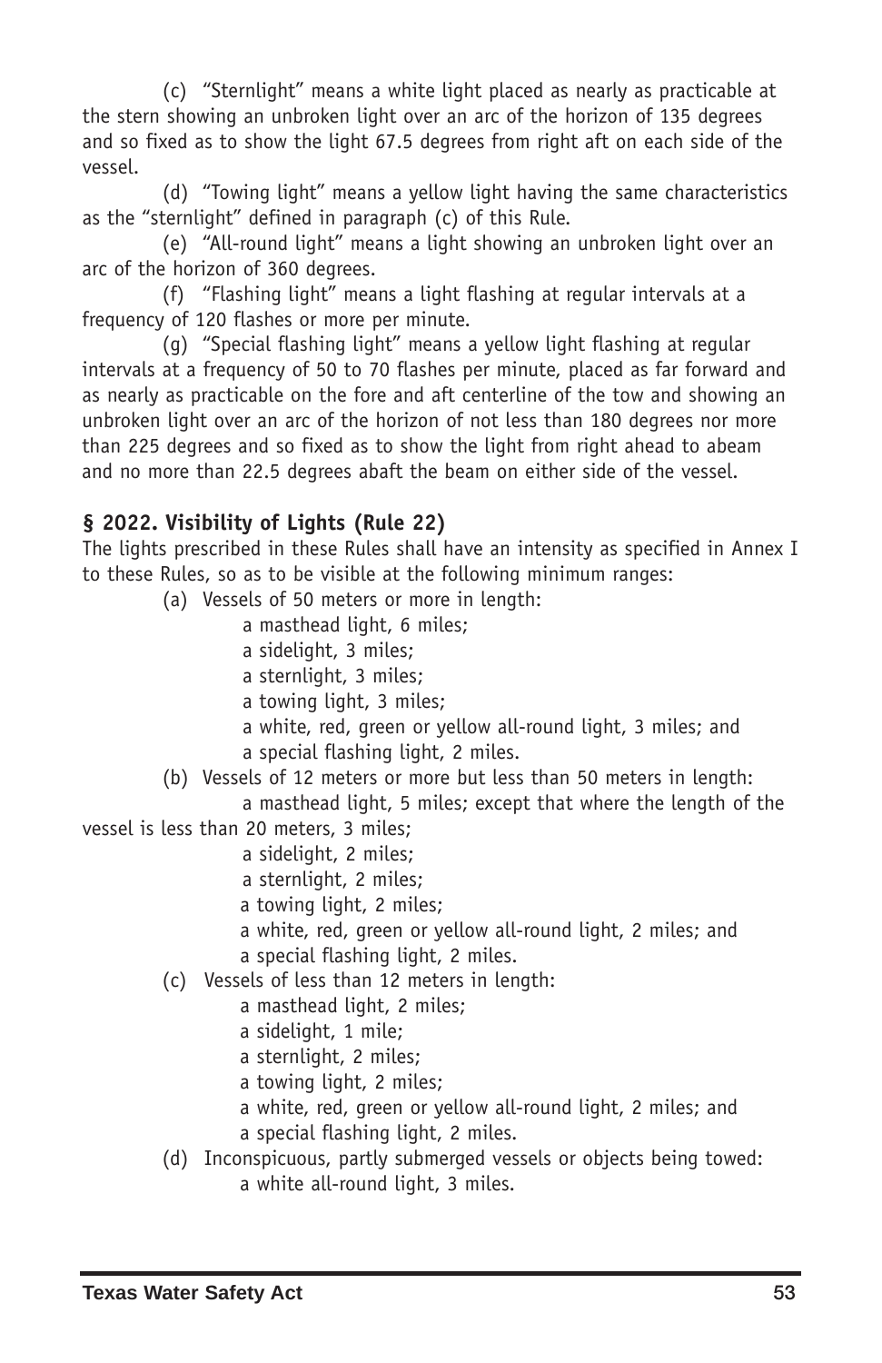(c) "Sternlight" means a white light placed as nearly as practicable at the stern showing an unbroken light over an arc of the horizon of 135 degrees and so fixed as to show the light 67.5 degrees from right aft on each side of the vessel.

(d) "Towing light" means a yellow light having the same characteristics as the "sternlight" defined in paragraph (c) of this Rule.

(e) "All-round light" means a light showing an unbroken light over an arc of the horizon of 360 degrees.

(f) "Flashing light" means a light flashing at regular intervals at a frequency of 120 flashes or more per minute.

(g) "Special flashing light" means a yellow light flashing at regular intervals at a frequency of 50 to 70 flashes per minute, placed as far forward and as nearly as practicable on the fore and aft centerline of the tow and showing an unbroken light over an arc of the horizon of not less than 180 degrees nor more than 225 degrees and so fixed as to show the light from right ahead to abeam and no more than 22.5 degrees abaft the beam on either side of the vessel.

### § 2022. Visibility of Lights (Rule 22)

The lights prescribed in these Rules shall have an intensity as specified in Annex I to these Rules, so as to be visible at the following minimum ranges:

(a) Vessels of 50 meters or more in length:
- a masthead light, 6 miles;
- a sidelight, 3 miles;
- a sternlight, 3 miles;
- a towing light, 3 miles;
- a white, red, green or yellow all-round light, 3 miles; and
- a special flashing light, 2 miles.

(b) Vessels of 12 meters or more but less than 50 meters in length:
- a masthead light, 5 miles; except that where the length of the vessel is less than 20 meters, 3 miles;
- a sidelight, 2 miles;
- a sternlight, 2 miles;
- a towing light, 2 miles;
- a white, red, green or yellow all-round light, 2 miles; and
- a special flashing light, 2 miles.

(c) Vessels of less than 12 meters in length:
- a masthead light, 2 miles;
- a sidelight, 1 mile;
- a sternlight, 2 miles;
- a towing light, 2 miles;
- a white, red, green or yellow all-round light, 2 miles; and
- a special flashing light, 2 miles.

(d) Inconspicuous, partly submerged vessels or objects being towed:
- a white all-round light, 3 miles.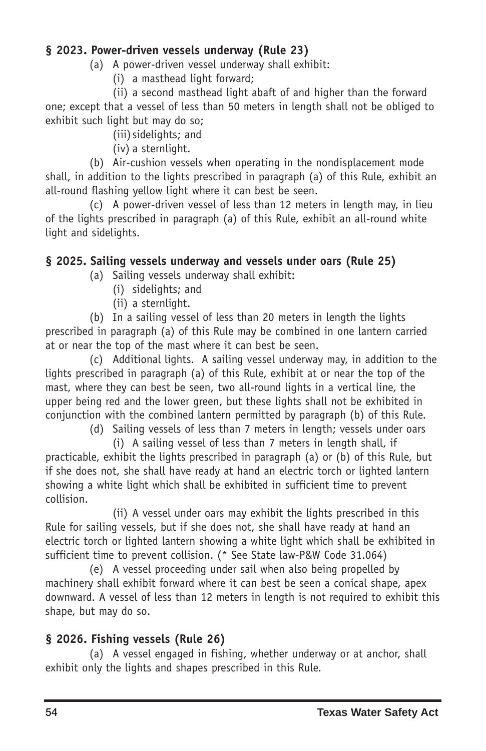### § 2023. Power-driven vessels underway (Rule 23)

(a) A power-driven vessel underway shall exhibit:

(i) a masthead light forward;

(ii) a second masthead light abaft of and higher than the forward one; except that a vessel of less than 50 meters in length shall not be obliged to exhibit such light but may do so;

(iii) sidelights; and

(iv) a sternlight.

(b) Air-cushion vessels when operating in the nondisplacement mode shall, in addition to the lights prescribed in paragraph (a) of this Rule, exhibit an all-round flashing yellow light where it can best be seen.

(c) A power-driven vessel of less than 12 meters in length may, in lieu of the lights prescribed in paragraph (a) of this Rule, exhibit an all-round white light and sidelights.

### § 2025. Sailing vessels underway and vessels under oars (Rule 25)

(a) Sailing vessels underway shall exhibit:

(i) sidelights; and

(ii) a sternlight.

(b) In a sailing vessel of less than 20 meters in length the lights prescribed in paragraph (a) of this Rule may be combined in one lantern carried at or near the top of the mast where it can best be seen.

(c) Additional lights. A sailing vessel underway may, in addition to the lights prescribed in paragraph (a) of this Rule, exhibit at or near the top of the mast, where they can best be seen, two all-round lights in a vertical line, the upper being red and the lower green, but these lights shall not be exhibited in conjunction with the combined lantern permitted by paragraph (b) of this Rule.

(d) Sailing vessels of less than 7 meters in length; vessels under oars

(i) A sailing vessel of less than 7 meters in length shall, if practicable, exhibit the lights prescribed in paragraph (a) or (b) of this Rule, but if she does not, she shall have ready at hand an electric torch or lighted lantern showing a white light which shall be exhibited in sufficient time to prevent collision.

(ii) A vessel under oars may exhibit the lights prescribed in this Rule for sailing vessels, but if she does not, she shall have ready at hand an electric torch or lighted lantern showing a white light which shall be exhibited in sufficient time to prevent collision. (* See State law-P&W Code 31.064)

(e) A vessel proceeding under sail when also being propelled by machinery shall exhibit forward where it can best be seen a conical shape, apex downward. A vessel of less than 12 meters in length is not required to exhibit this shape, but may do so.

### § 2026. Fishing vessels (Rule 26)

(a) A vessel engaged in fishing, whether underway or at anchor, shall exhibit only the lights and shapes prescribed in this Rule.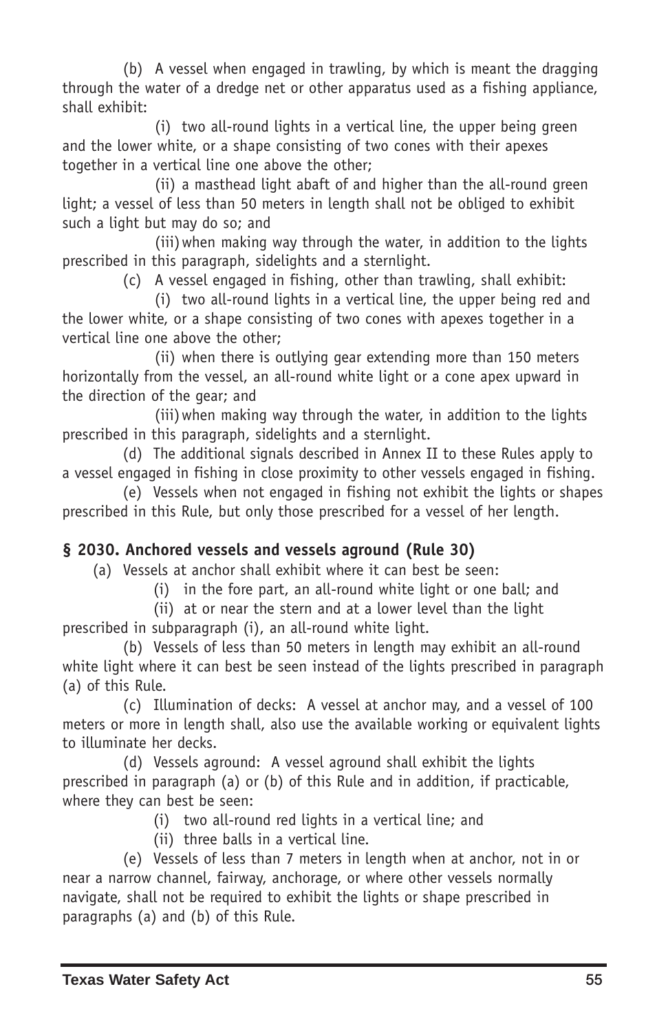(b) A vessel when engaged in trawling, by which is meant the dragging through the water of a dredge net or other apparatus used as a fishing appliance, shall exhibit:

(i) two all-round lights in a vertical line, the upper being green and the lower white, or a shape consisting of two cones with their apexes together in a vertical line one above the other;

(ii) a masthead light abaft of and higher than the all-round green light; a vessel of less than 50 meters in length shall not be obliged to exhibit such a light but may do so; and

(iii) when making way through the water, in addition to the lights prescribed in this paragraph, sidelights and a sternlight.

(c) A vessel engaged in fishing, other than trawling, shall exhibit:

(i) two all-round lights in a vertical line, the upper being red and the lower white, or a shape consisting of two cones with apexes together in a vertical line one above the other;

(ii) when there is outlying gear extending more than 150 meters horizontally from the vessel, an all-round white light or a cone apex upward in the direction of the gear; and

(iii) when making way through the water, in addition to the lights prescribed in this paragraph, sidelights and a sternlight.

(d) The additional signals described in Annex II to these Rules apply to a vessel engaged in fishing in close proximity to other vessels engaged in fishing.

(e) Vessels when not engaged in fishing not exhibit the lights or shapes prescribed in this Rule, but only those prescribed for a vessel of her length.

### § 2030. Anchored vessels and vessels aground (Rule 30)

(a) Vessels at anchor shall exhibit where it can best be seen:

(i) in the fore part, an all-round white light or one ball; and

(ii) at or near the stern and at a lower level than the light prescribed in subparagraph (i), an all-round white light.

(b) Vessels of less than 50 meters in length may exhibit an all-round white light where it can best be seen instead of the lights prescribed in paragraph (a) of this Rule.

(c) Illumination of decks: A vessel at anchor may, and a vessel of 100 meters or more in length shall, also use the available working or equivalent lights to illuminate her decks.

(d) Vessels aground: A vessel aground shall exhibit the lights prescribed in paragraph (a) or (b) of this Rule and in addition, if practicable, where they can best be seen:

(i) two all-round red lights in a vertical line; and

(ii) three balls in a vertical line.

(e) Vessels of less than 7 meters in length when at anchor, not in or near a narrow channel, fairway, anchorage, or where other vessels normally navigate, shall not be required to exhibit the lights or shape prescribed in paragraphs (a) and (b) of this Rule.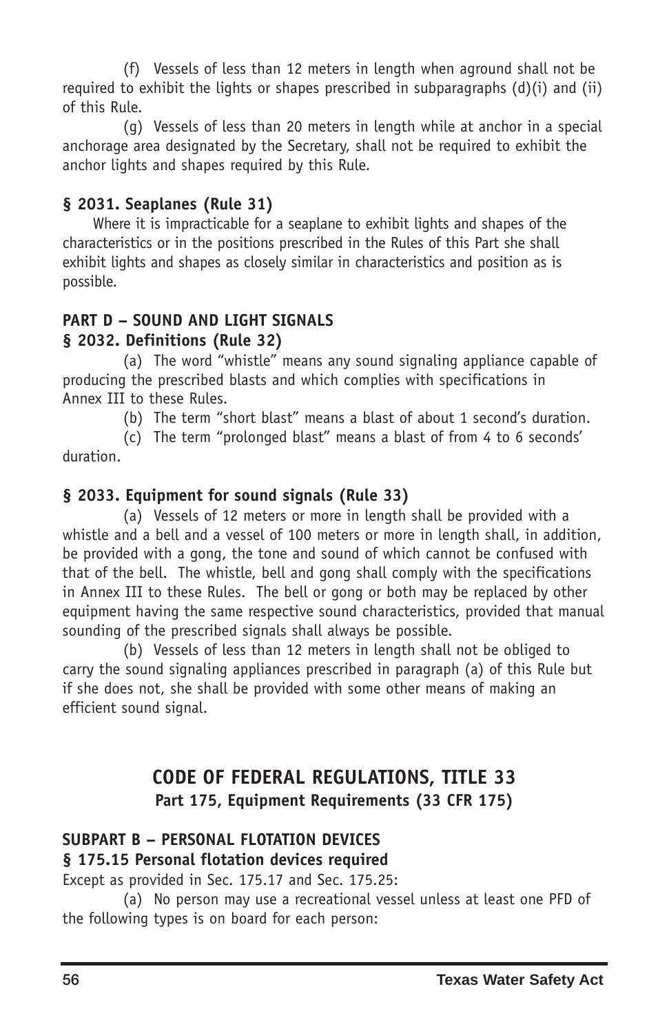(f) Vessels of less than 12 meters in length when aground shall not be required to exhibit the lights or shapes prescribed in subparagraphs (d)(i) and (ii) of this Rule.

(g) Vessels of less than 20 meters in length while at anchor in a special anchorage area designated by the Secretary, shall not be required to exhibit the anchor lights and shapes required by this Rule.

### § 2031. Seaplanes (Rule 31)

Where it is impracticable for a seaplane to exhibit lights and shapes of the characteristics or in the positions prescribed in the Rules of this Part she shall exhibit lights and shapes as closely similar in characteristics and position as is possible.

## PART D – SOUND AND LIGHT SIGNALS

### § 2032. Definitions (Rule 32)

(a) The word "whistle" means any sound signaling appliance capable of producing the prescribed blasts and which complies with specifications in Annex III to these Rules.

(b) The term "short blast" means a blast of about 1 second's duration.

(c) The term "prolonged blast" means a blast of from 4 to 6 seconds' duration.

### § 2033. Equipment for sound signals (Rule 33)

(a) Vessels of 12 meters or more in length shall be provided with a whistle and a bell and a vessel of 100 meters or more in length shall, in addition, be provided with a gong, the tone and sound of which cannot be confused with that of the bell. The whistle, bell and gong shall comply with the specifications in Annex III to these Rules. The bell or gong or both may be replaced by other equipment having the same respective sound characteristics, provided that manual sounding of the prescribed signals shall always be possible.

(b) Vessels of less than 12 meters in length shall not be obliged to carry the sound signaling appliances prescribed in paragraph (a) of this Rule but if she does not, she shall be provided with some other means of making an efficient sound signal.

# CODE OF FEDERAL REGULATIONS, TITLE 33

**Part 175, Equipment Requirements (33 CFR 175)**

## SUBPART B – PERSONAL FLOTATION DEVICES

### § 175.15 Personal flotation devices required

Except as provided in Sec. 175.17 and Sec. 175.25:

(a) No person may use a recreational vessel unless at least one PFD of the following types is on board for each person: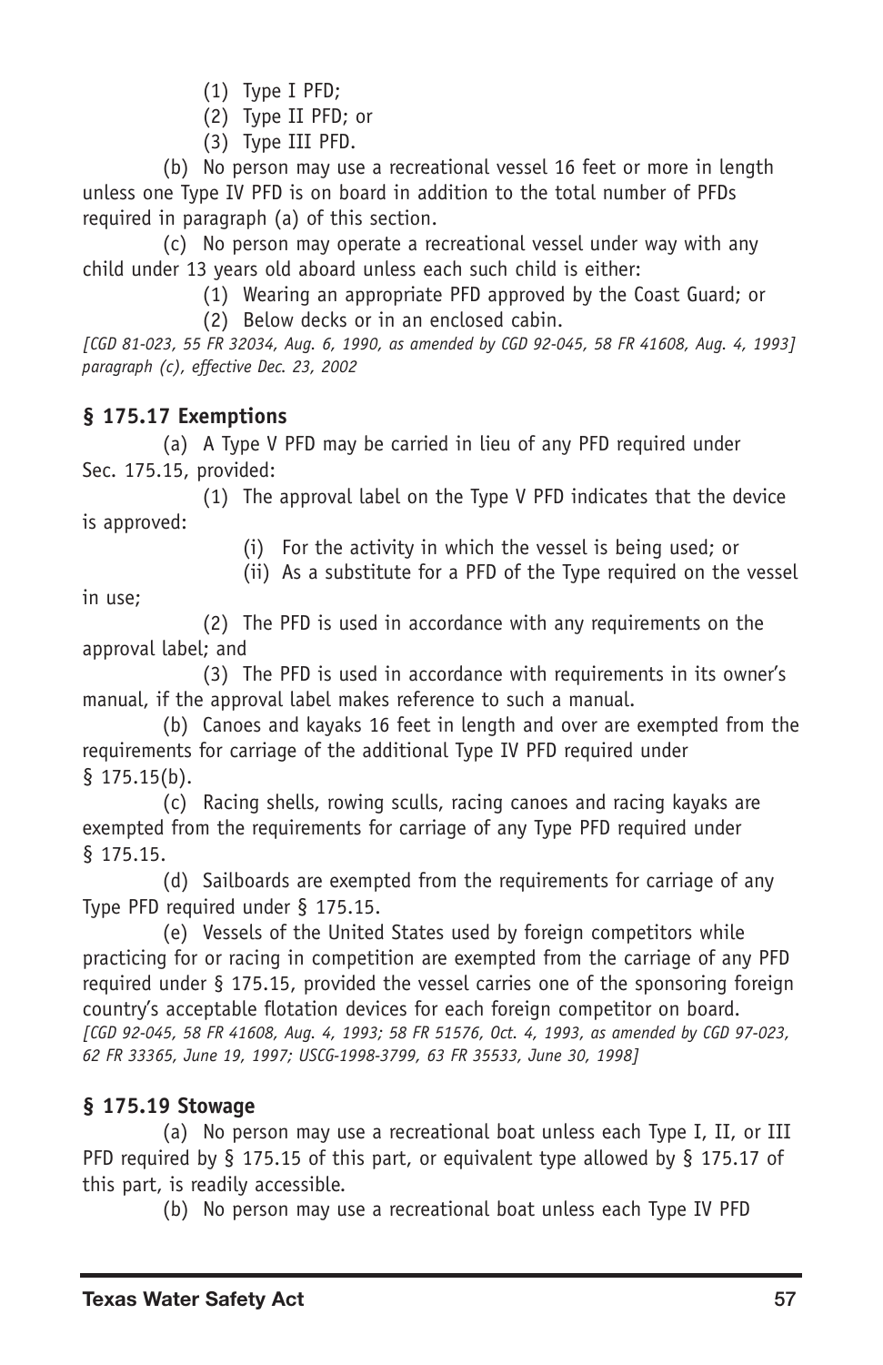(1) Type I PFD;

(2) Type II PFD; or

(3) Type III PFD.

(b) No person may use a recreational vessel 16 feet or more in length unless one Type IV PFD is on board in addition to the total number of PFDs required in paragraph (a) of this section.

(c) No person may operate a recreational vessel under way with any child under 13 years old aboard unless each such child is either:

(1) Wearing an appropriate PFD approved by the Coast Guard; or

(2) Below decks or in an enclosed cabin.

*[CGD 81-023, 55 FR 32034, Aug. 6, 1990, as amended by CGD 92-045, 58 FR 41608, Aug. 4, 1993] paragraph (c), effective Dec. 23, 2002*

### § 175.17 Exemptions

(a) A Type V PFD may be carried in lieu of any PFD required under Sec. 175.15, provided:

(1) The approval label on the Type V PFD indicates that the device is approved:

(i) For the activity in which the vessel is being used; or

(ii) As a substitute for a PFD of the Type required on the vessel in use;

(2) The PFD is used in accordance with any requirements on the approval label; and

(3) The PFD is used in accordance with requirements in its owner's manual, if the approval label makes reference to such a manual.

(b) Canoes and kayaks 16 feet in length and over are exempted from the requirements for carriage of the additional Type IV PFD required under § 175.15(b).

(c) Racing shells, rowing sculls, racing canoes and racing kayaks are exempted from the requirements for carriage of any Type PFD required under § 175.15.

(d) Sailboards are exempted from the requirements for carriage of any Type PFD required under § 175.15.

(e) Vessels of the United States used by foreign competitors while practicing for or racing in competition are exempted from the carriage of any PFD required under § 175.15, provided the vessel carries one of the sponsoring foreign country's acceptable flotation devices for each foreign competitor on board.

*[CGD 92-045, 58 FR 41608, Aug. 4, 1993; 58 FR 51576, Oct. 4, 1993, as amended by CGD 97-023, 62 FR 33365, June 19, 1997; USCG-1998-3799, 63 FR 35533, June 30, 1998]*

### § 175.19 Stowage

(a) No person may use a recreational boat unless each Type I, II, or III PFD required by § 175.15 of this part, or equivalent type allowed by § 175.17 of this part, is readily accessible.

(b) No person may use a recreational boat unless each Type IV PFD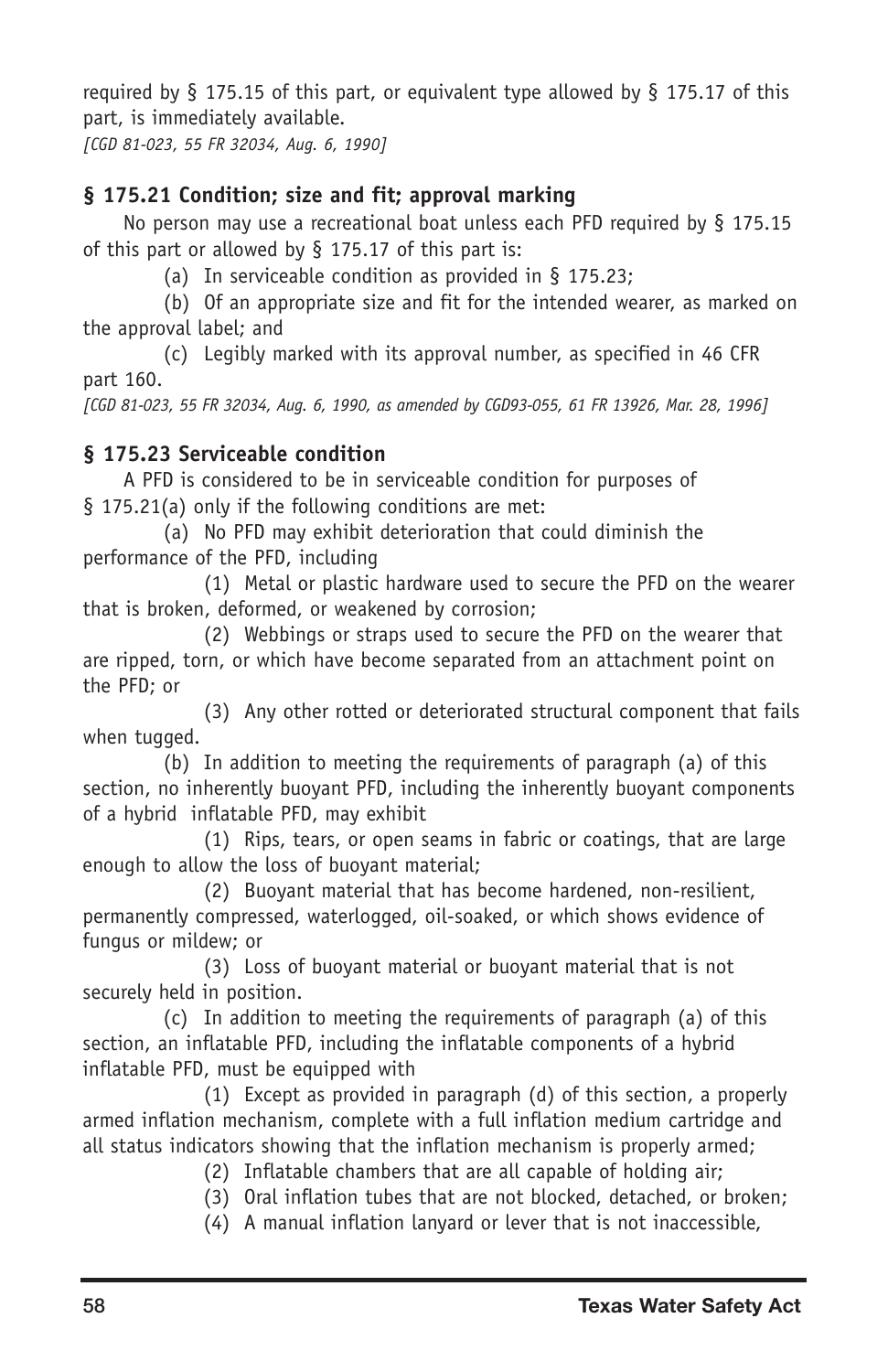required by § 175.15 of this part, or equivalent type allowed by § 175.17 of this part, is immediately available.

*[CGD 81-023, 55 FR 32034, Aug. 6, 1990]*

### § 175.21 Condition; size and fit; approval marking

No person may use a recreational boat unless each PFD required by § 175.15 of this part or allowed by § 175.17 of this part is:

(a) In serviceable condition as provided in § 175.23;

(b) Of an appropriate size and fit for the intended wearer, as marked on the approval label; and

(c) Legibly marked with its approval number, as specified in 46 CFR part 160.

*[CGD 81-023, 55 FR 32034, Aug. 6, 1990, as amended by CGD93-055, 61 FR 13926, Mar. 28, 1996]*

### § 175.23 Serviceable condition

A PFD is considered to be in serviceable condition for purposes of § 175.21(a) only if the following conditions are met:

(a) No PFD may exhibit deterioration that could diminish the performance of the PFD, including

(1) Metal or plastic hardware used to secure the PFD on the wearer that is broken, deformed, or weakened by corrosion;

(2) Webbings or straps used to secure the PFD on the wearer that are ripped, torn, or which have become separated from an attachment point on the PFD; or

(3) Any other rotted or deteriorated structural component that fails when tugged.

(b) In addition to meeting the requirements of paragraph (a) of this section, no inherently buoyant PFD, including the inherently buoyant components of a hybrid inflatable PFD, may exhibit

(1) Rips, tears, or open seams in fabric or coatings, that are large enough to allow the loss of buoyant material;

(2) Buoyant material that has become hardened, non-resilient, permanently compressed, waterlogged, oil-soaked, or which shows evidence of fungus or mildew; or

(3) Loss of buoyant material or buoyant material that is not securely held in position.

(c) In addition to meeting the requirements of paragraph (a) of this section, an inflatable PFD, including the inflatable components of a hybrid inflatable PFD, must be equipped with

(1) Except as provided in paragraph (d) of this section, a properly armed inflation mechanism, complete with a full inflation medium cartridge and all status indicators showing that the inflation mechanism is properly armed;

(2) Inflatable chambers that are all capable of holding air;

(3) Oral inflation tubes that are not blocked, detached, or broken;

(4) A manual inflation lanyard or lever that is not inaccessible,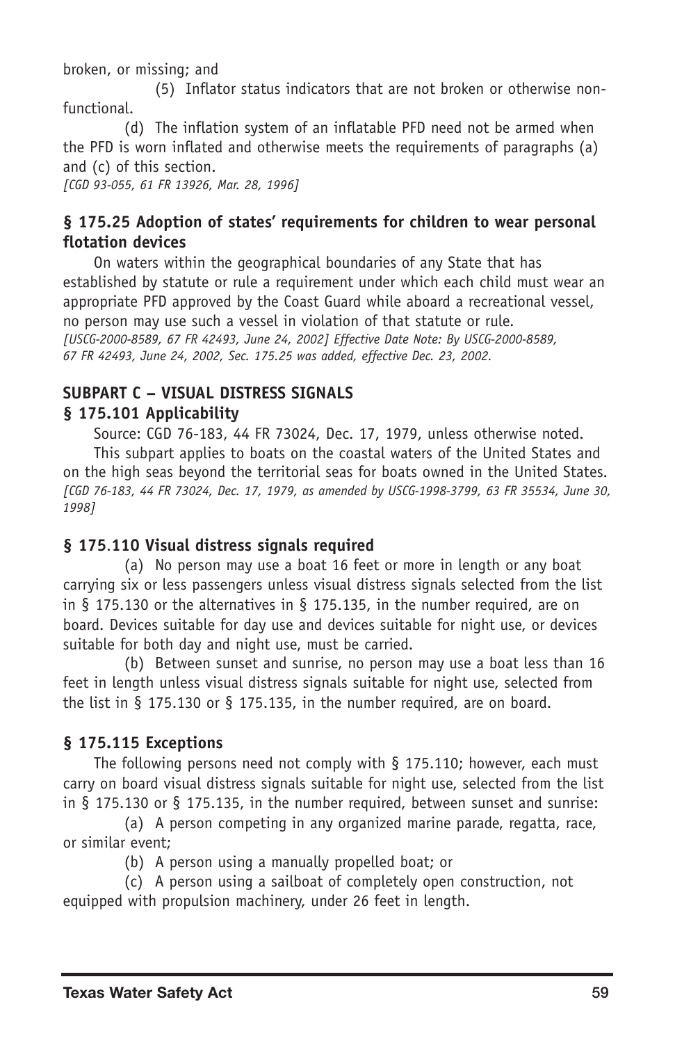broken, or missing; and

(5) Inflator status indicators that are not broken or otherwise non-functional.

(d) The inflation system of an inflatable PFD need not be armed when the PFD is worn inflated and otherwise meets the requirements of paragraphs (a) and (c) of this section.

*[CGD 93-055, 61 FR 13926, Mar. 28, 1996]*

### § 175.25 Adoption of states' requirements for children to wear personal flotation devices

On waters within the geographical boundaries of any State that has established by statute or rule a requirement under which each child must wear an appropriate PFD approved by the Coast Guard while aboard a recreational vessel, no person may use such a vessel in violation of that statute or rule.

*[USCG-2000-8589, 67 FR 42493, June 24, 2002] Effective Date Note: By USCG-2000-8589, 67 FR 42493, June 24, 2002, Sec. 175.25 was added, effective Dec. 23, 2002.*

## SUBPART C – VISUAL DISTRESS SIGNALS

### § 175.101 Applicability

Source: CGD 76-183, 44 FR 73024, Dec. 17, 1979, unless otherwise noted.

This subpart applies to boats on the coastal waters of the United States and on the high seas beyond the territorial seas for boats owned in the United States.

*[CGD 76-183, 44 FR 73024, Dec. 17, 1979, as amended by USCG-1998-3799, 63 FR 35534, June 30, 1998]*

### § 175.110 Visual distress signals required

(a) No person may use a boat 16 feet or more in length or any boat carrying six or less passengers unless visual distress signals selected from the list in § 175.130 or the alternatives in § 175.135, in the number required, are on board. Devices suitable for day use and devices suitable for night use, or devices suitable for both day and night use, must be carried.

(b) Between sunset and sunrise, no person may use a boat less than 16 feet in length unless visual distress signals suitable for night use, selected from the list in § 175.130 or § 175.135, in the number required, are on board.

### § 175.115 Exceptions

The following persons need not comply with § 175.110; however, each must carry on board visual distress signals suitable for night use, selected from the list in § 175.130 or § 175.135, in the number required, between sunset and sunrise:

(a) A person competing in any organized marine parade, regatta, race, or similar event;

(b) A person using a manually propelled boat; or

(c) A person using a sailboat of completely open construction, not equipped with propulsion machinery, under 26 feet in length.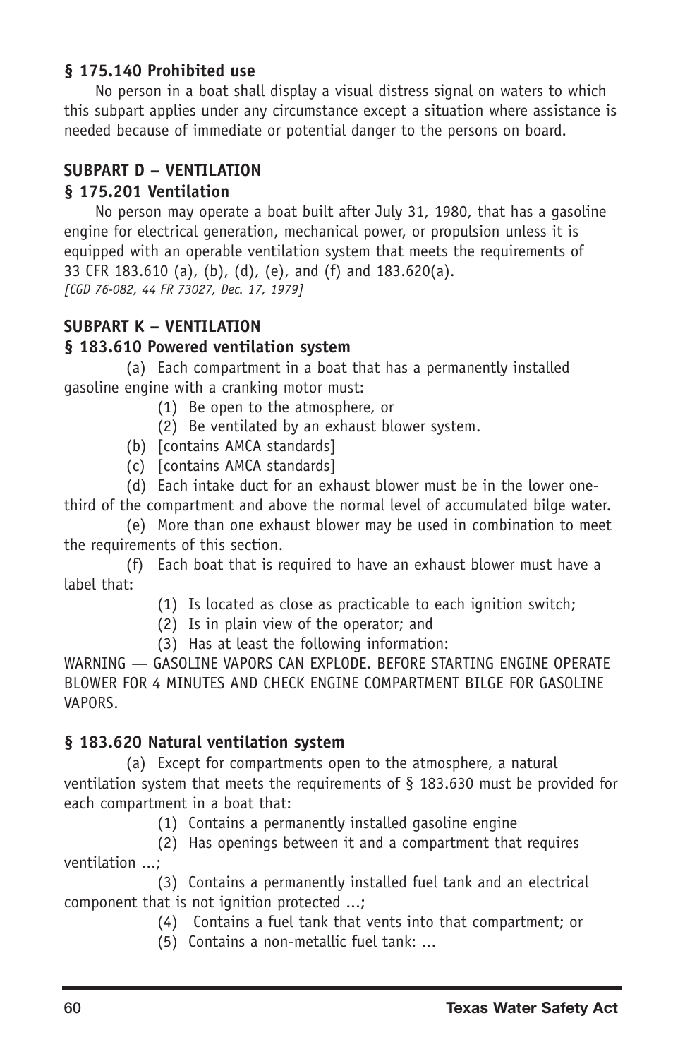**§ 175.140 Prohibited use**

No person in a boat shall display a visual distress signal on waters to which this subpart applies under any circumstance except a situation where assistance is needed because of immediate or potential danger to the persons on board.

**SUBPART D – VENTILATION**

**§ 175.201 Ventilation**

No person may operate a boat built after July 31, 1980, that has a gasoline engine for electrical generation, mechanical power, or propulsion unless it is equipped with an operable ventilation system that meets the requirements of 33 CFR 183.610 (a), (b), (d), (e), and (f) and 183.620(a).
*[CGD 76-082, 44 FR 73027, Dec. 17, 1979]*

**SUBPART K – VENTILATION**

**§ 183.610 Powered ventilation system**

(a) Each compartment in a boat that has a permanently installed gasoline engine with a cranking motor must:

(1) Be open to the atmosphere, or

(2) Be ventilated by an exhaust blower system.

(b) [contains AMCA standards]

(c) [contains AMCA standards]

(d) Each intake duct for an exhaust blower must be in the lower one-third of the compartment and above the normal level of accumulated bilge water.

(e) More than one exhaust blower may be used in combination to meet the requirements of this section.

(f) Each boat that is required to have an exhaust blower must have a label that:

(1) Is located as close as practicable to each ignition switch;

(2) Is in plain view of the operator; and

(3) Has at least the following information:

WARNING — GASOLINE VAPORS CAN EXPLODE. BEFORE STARTING ENGINE OPERATE BLOWER FOR 4 MINUTES AND CHECK ENGINE COMPARTMENT BILGE FOR GASOLINE VAPORS.

**§ 183.620 Natural ventilation system**

(a) Except for compartments open to the atmosphere, a natural ventilation system that meets the requirements of § 183.630 must be provided for each compartment in a boat that:

(1) Contains a permanently installed gasoline engine

(2) Has openings between it and a compartment that requires ventilation ...;

(3) Contains a permanently installed fuel tank and an electrical component that is not ignition protected ...;

(4) Contains a fuel tank that vents into that compartment; or

(5) Contains a non-metallic fuel tank: ...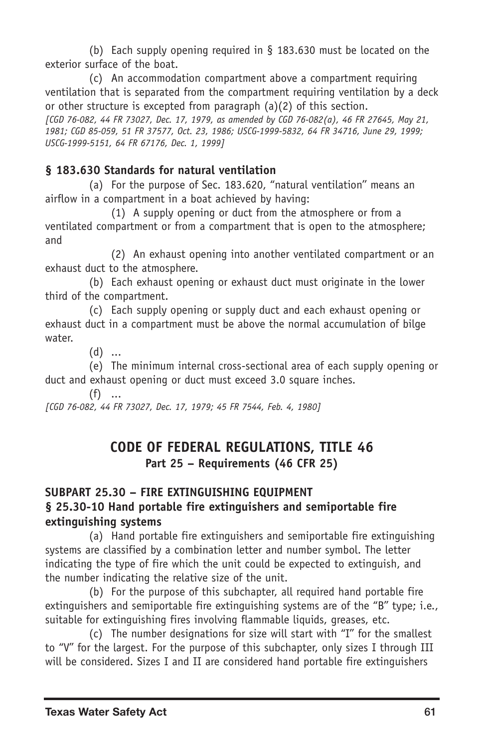(b) Each supply opening required in § 183.630 must be located on the exterior surface of the boat.

(c) An accommodation compartment above a compartment requiring ventilation that is separated from the compartment requiring ventilation by a deck or other structure is excepted from paragraph (a)(2) of this section.

*[CGD 76-082, 44 FR 73027, Dec. 17, 1979, as amended by CGD 76-082(a), 46 FR 27645, May 21, 1981; CGD 85-059, 51 FR 37577, Oct. 23, 1986; USCG-1999-5832, 64 FR 34716, June 29, 1999; USCG-1999-5151, 64 FR 67176, Dec. 1, 1999]*

### § 183.630 Standards for natural ventilation

(a) For the purpose of Sec. 183.620, "natural ventilation" means an airflow in a compartment in a boat achieved by having:

(1) A supply opening or duct from the atmosphere or from a ventilated compartment or from a compartment that is open to the atmosphere; and

(2) An exhaust opening into another ventilated compartment or an exhaust duct to the atmosphere.

(b) Each exhaust opening or exhaust duct must originate in the lower third of the compartment.

(c) Each supply opening or supply duct and each exhaust opening or exhaust duct in a compartment must be above the normal accumulation of bilge water.

(d) ...

(e) The minimum internal cross-sectional area of each supply opening or duct and exhaust opening or duct must exceed 3.0 square inches.

(f) ...

*[CGD 76-082, 44 FR 73027, Dec. 17, 1979; 45 FR 7544, Feb. 4, 1980]*

## CODE OF FEDERAL REGULATIONS, TITLE 46

**Part 25 – Requirements (46 CFR 25)**

### SUBPART 25.30 – FIRE EXTINGUISHING EQUIPMENT

### § 25.30-10 Hand portable fire extinguishers and semiportable fire extinguishing systems

(a) Hand portable fire extinguishers and semiportable fire extinguishing systems are classified by a combination letter and number symbol. The letter indicating the type of fire which the unit could be expected to extinguish, and the number indicating the relative size of the unit.

(b) For the purpose of this subchapter, all required hand portable fire extinguishers and semiportable fire extinguishing systems are of the "B" type; i.e., suitable for extinguishing fires involving flammable liquids, greases, etc.

(c) The number designations for size will start with "I" for the smallest to "V" for the largest. For the purpose of this subchapter, only sizes I through III will be considered. Sizes I and II are considered hand portable fire extinguishers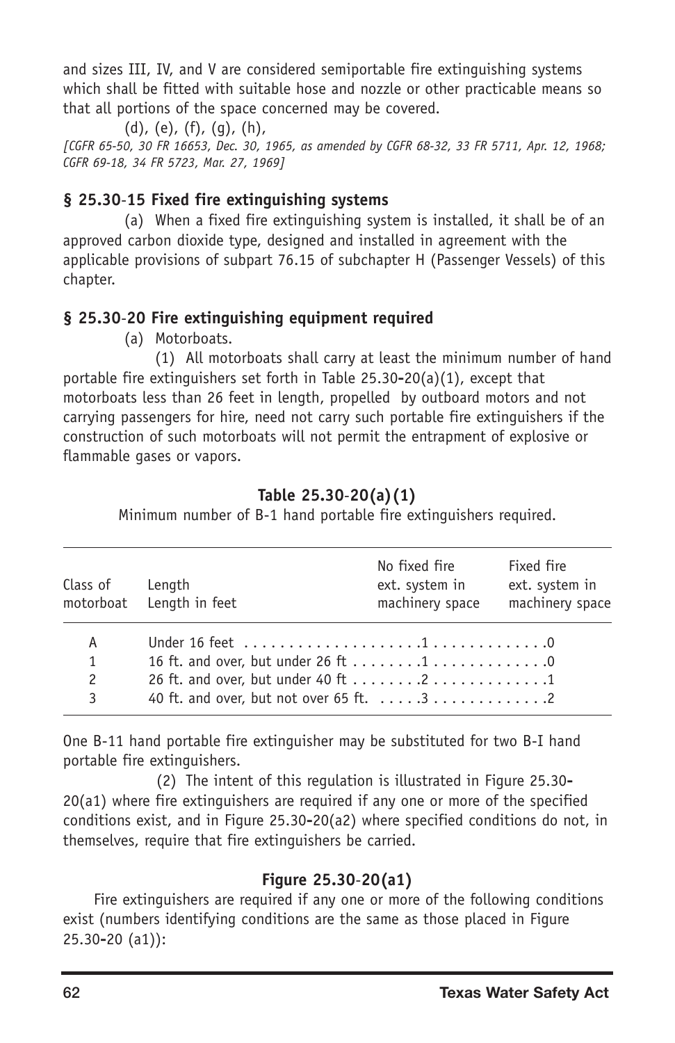and sizes III, IV, and V are considered semiportable fire extinguishing systems which shall be fitted with suitable hose and nozzle or other practicable means so that all portions of the space concerned may be covered.

(d), (e), (f), (g), (h),

*[CGFR 65-50, 30 FR 16653, Dec. 30, 1965, as amended by CGFR 68-32, 33 FR 5711, Apr. 12, 1968; CGFR 69-18, 34 FR 5723, Mar. 27, 1969]*

### § 25.30-15 Fixed fire extinguishing systems

(a) When a fixed fire extinguishing system is installed, it shall be of an approved carbon dioxide type, designed and installed in agreement with the applicable provisions of subpart 76.15 of subchapter H (Passenger Vessels) of this chapter.

### § 25.30-20 Fire extinguishing equipment required

(a) Motorboats.

(1) All motorboats shall carry at least the minimum number of hand portable fire extinguishers set forth in Table 25.30-20(a)(1), except that motorboats less than 26 feet in length, propelled by outboard motors and not carrying passengers for hire, need not carry such portable fire extinguishers if the construction of such motorboats will not permit the entrapment of explosive or flammable gases or vapors.

**Table 25.30-20(a)(1)**

Minimum number of B-1 hand portable fire extinguishers required.

| Class of motorboat | Length<br>Length in feet | No fixed fire ext. system in machinery space | Fixed fire ext. system in machinery space |
|---|---|---|---|
| A | Under 16 feet | 1 | 0 |
| 1 | 16 ft. and over, but under 26 ft | 1 | 0 |
| 2 | 26 ft. and over, but under 40 ft | 2 | 1 |
| 3 | 40 ft. and over, but not over 65 ft. | 3 | 2 |

One B-11 hand portable fire extinguisher may be substituted for two B-I hand portable fire extinguishers.

(2) The intent of this regulation is illustrated in Figure 25.30-20(a1) where fire extinguishers are required if any one or more of the specified conditions exist, and in Figure 25.30-20(a2) where specified conditions do not, in themselves, require that fire extinguishers be carried.

**Figure 25.30-20(a1)**

Fire extinguishers are required if any one or more of the following conditions exist (numbers identifying conditions are the same as those placed in Figure 25.30-20 (a1)):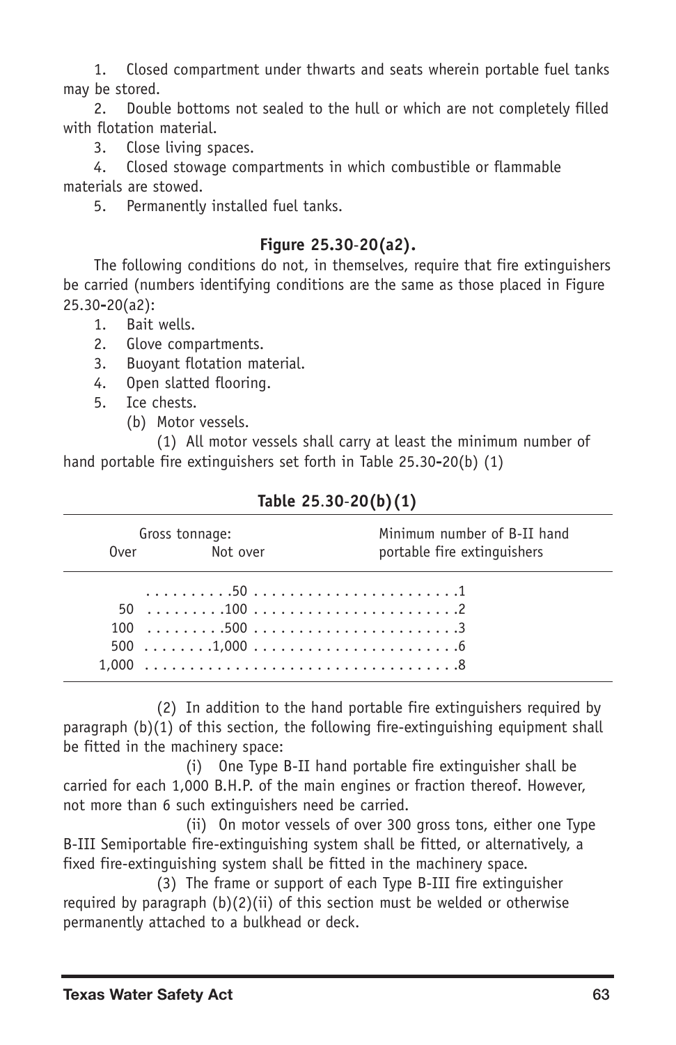1. Closed compartment under thwarts and seats wherein portable fuel tanks may be stored.

2. Double bottoms not sealed to the hull or which are not completely filled with flotation material.

3. Close living spaces.

4. Closed stowage compartments in which combustible or flammable materials are stowed.

5. Permanently installed fuel tanks.

**Figure 25.30-20(a2).**

The following conditions do not, in themselves, require that fire extinguishers be carried (numbers identifying conditions are the same as those placed in Figure 25.30-20(a2):

1. Bait wells.
2. Glove compartments.
3. Buoyant flotation material.
4. Open slatted flooring.
5. Ice chests.

(b) Motor vessels.

(1) All motor vessels shall carry at least the minimum number of hand portable fire extinguishers set forth in Table 25.30-20(b) (1)

**Table 25.30-20(b)(1)**

| Gross tonnage: Over | Not over | Minimum number of B-II hand portable fire extinguishers |
|---|---|---|
| | 50 | 1 |
| 50 | 100 | 2 |
| 100 | 500 | 3 |
| 500 | 1,000 | 6 |
| 1,000 | | 8 |

(2) In addition to the hand portable fire extinguishers required by paragraph (b)(1) of this section, the following fire-extinguishing equipment shall be fitted in the machinery space:

(i) One Type B-II hand portable fire extinguisher shall be carried for each 1,000 B.H.P. of the main engines or fraction thereof. However, not more than 6 such extinguishers need be carried.

(ii) On motor vessels of over 300 gross tons, either one Type B-III Semiportable fire-extinguishing system shall be fitted, or alternatively, a fixed fire-extinguishing system shall be fitted in the machinery space.

(3) The frame or support of each Type B-III fire extinguisher required by paragraph (b)(2)(ii) of this section must be welded or otherwise permanently attached to a bulkhead or deck.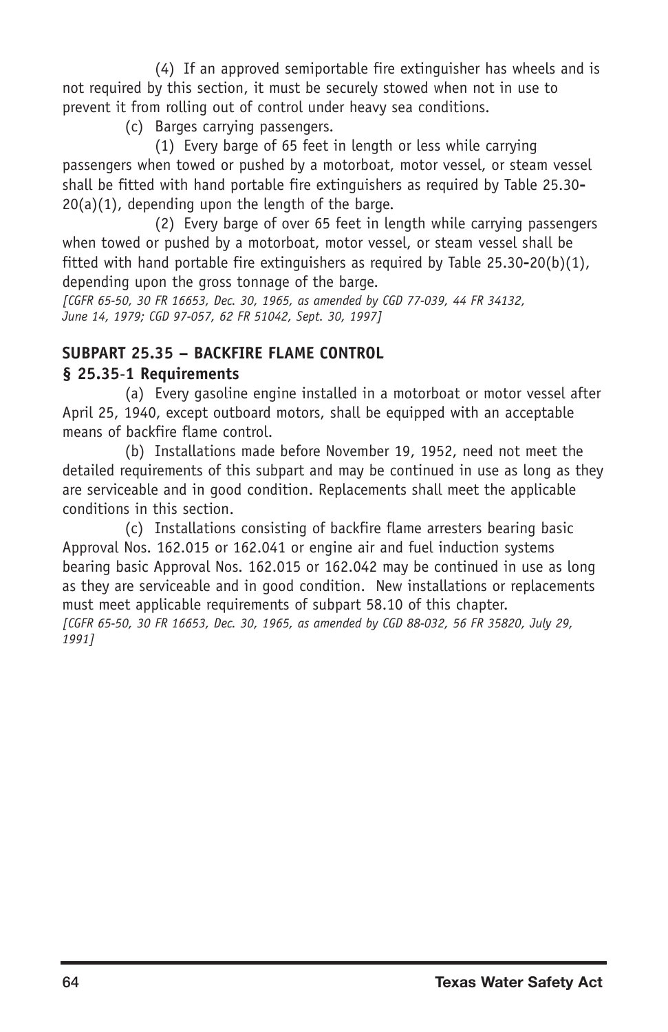(4) If an approved semiportable fire extinguisher has wheels and is not required by this section, it must be securely stowed when not in use to prevent it from rolling out of control under heavy sea conditions.

(c) Barges carrying passengers.

(1) Every barge of 65 feet in length or less while carrying passengers when towed or pushed by a motorboat, motor vessel, or steam vessel shall be fitted with hand portable fire extinguishers as required by Table 25.30-20(a)(1), depending upon the length of the barge.

(2) Every barge of over 65 feet in length while carrying passengers when towed or pushed by a motorboat, motor vessel, or steam vessel shall be fitted with hand portable fire extinguishers as required by Table 25.30-20(b)(1), depending upon the gross tonnage of the barge.

*[CGFR 65-50, 30 FR 16653, Dec. 30, 1965, as amended by CGD 77-039, 44 FR 34132, June 14, 1979; CGD 97-057, 62 FR 51042, Sept. 30, 1997]*

## SUBPART 25.35 – BACKFIRE FLAME CONTROL

### § 25.35-1 Requirements

(a) Every gasoline engine installed in a motorboat or motor vessel after April 25, 1940, except outboard motors, shall be equipped with an acceptable means of backfire flame control.

(b) Installations made before November 19, 1952, need not meet the detailed requirements of this subpart and may be continued in use as long as they are serviceable and in good condition. Replacements shall meet the applicable conditions in this section.

(c) Installations consisting of backfire flame arresters bearing basic Approval Nos. 162.015 or 162.041 or engine air and fuel induction systems bearing basic Approval Nos. 162.015 or 162.042 may be continued in use as long as they are serviceable and in good condition. New installations or replacements must meet applicable requirements of subpart 58.10 of this chapter.

*[CGFR 65-50, 30 FR 16653, Dec. 30, 1965, as amended by CGD 88-032, 56 FR 35820, July 29, 1991]*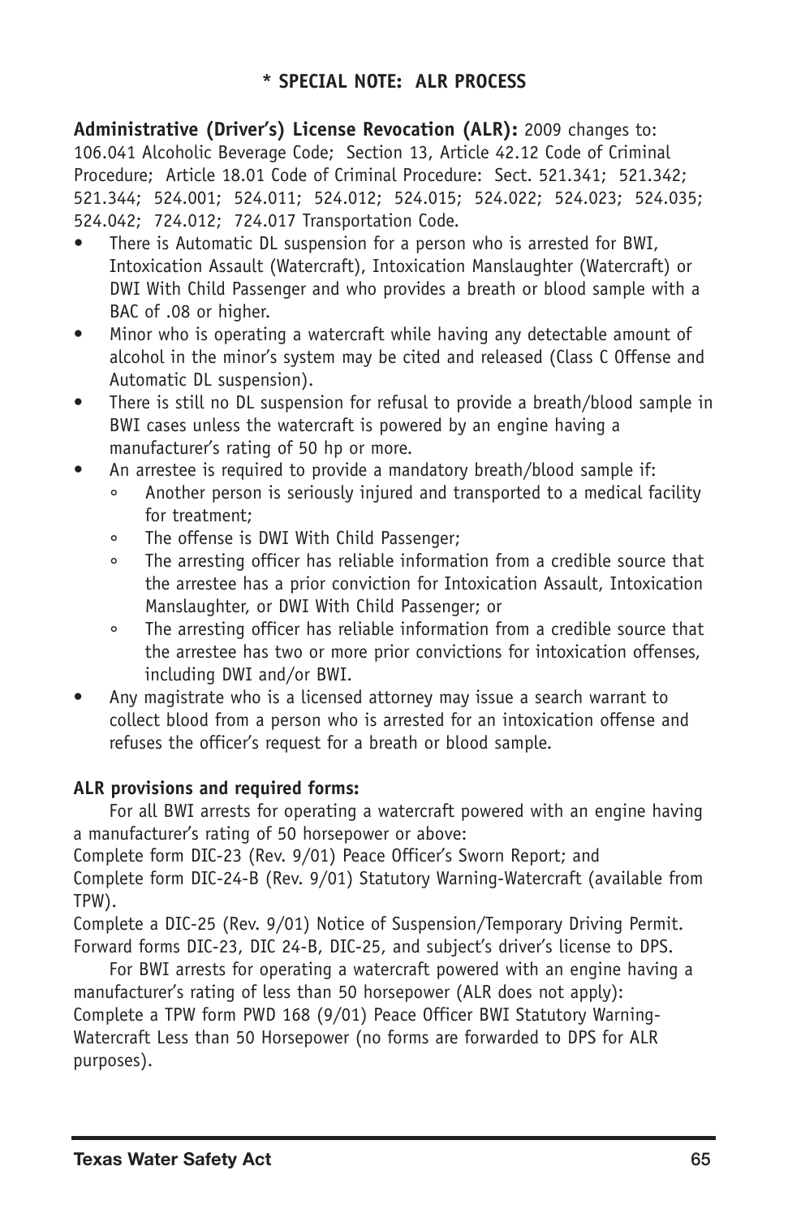## * SPECIAL NOTE: ALR PROCESS

**Administrative (Driver's) License Revocation (ALR):** 2009 changes to: 106.041 Alcoholic Beverage Code; Section 13, Article 42.12 Code of Criminal Procedure; Article 18.01 Code of Criminal Procedure: Sect. 521.341; 521.342; 521.344; 524.001; 524.011; 524.012; 524.015; 524.022; 524.023; 524.035; 524.042; 724.012; 724.017 Transportation Code.

- There is Automatic DL suspension for a person who is arrested for BWI, Intoxication Assault (Watercraft), Intoxication Manslaughter (Watercraft) or DWI With Child Passenger and who provides a breath or blood sample with a BAC of .08 or higher.
- Minor who is operating a watercraft while having any detectable amount of alcohol in the minor's system may be cited and released (Class C Offense and Automatic DL suspension).
- There is still no DL suspension for refusal to provide a breath/blood sample in BWI cases unless the watercraft is powered by an engine having a manufacturer's rating of 50 hp or more.
- An arrestee is required to provide a mandatory breath/blood sample if:
    - Another person is seriously injured and transported to a medical facility for treatment;
    - The offense is DWI With Child Passenger;
    - The arresting officer has reliable information from a credible source that the arrestee has a prior conviction for Intoxication Assault, Intoxication Manslaughter, or DWI With Child Passenger; or
    - The arresting officer has reliable information from a credible source that the arrestee has two or more prior convictions for intoxication offenses, including DWI and/or BWI.
- Any magistrate who is a licensed attorney may issue a search warrant to collect blood from a person who is arrested for an intoxication offense and refuses the officer's request for a breath or blood sample.

**ALR provisions and required forms:**

For all BWI arrests for operating a watercraft powered with an engine having a manufacturer's rating of 50 horsepower or above:
Complete form DIC-23 (Rev. 9/01) Peace Officer's Sworn Report; and
Complete form DIC-24-B (Rev. 9/01) Statutory Warning-Watercraft (available from TPW).
Complete a DIC-25 (Rev. 9/01) Notice of Suspension/Temporary Driving Permit.
Forward forms DIC-23, DIC 24-B, DIC-25, and subject's driver's license to DPS.

For BWI arrests for operating a watercraft powered with an engine having a manufacturer's rating of less than 50 horsepower (ALR does not apply):
Complete a TPW form PWD 168 (9/01) Peace Officer BWI Statutory Warning-Watercraft Less than 50 Horsepower (no forms are forwarded to DPS for ALR purposes).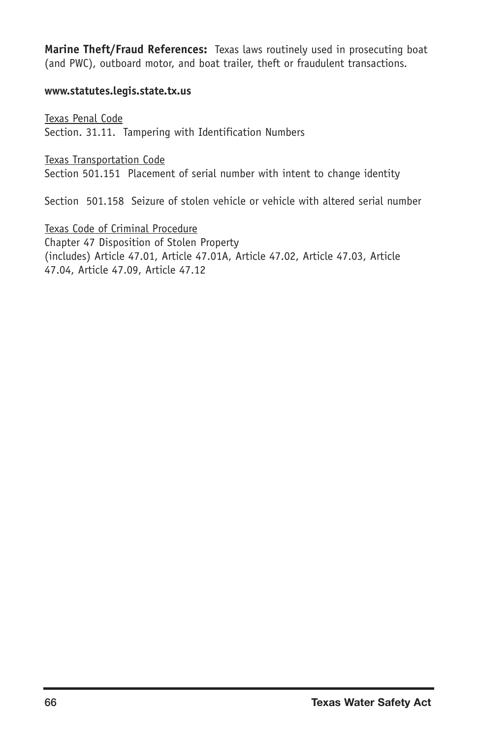**Marine Theft/Fraud References:** Texas laws routinely used in prosecuting boat (and PWC), outboard motor, and boat trailer, theft or fraudulent transactions.

**www.statutes.legis.state.tx.us**

Texas Penal Code
Section. 31.11. Tampering with Identification Numbers

Texas Transportation Code
Section 501.151 Placement of serial number with intent to change identity

Section 501.158 Seizure of stolen vehicle or vehicle with altered serial number

Texas Code of Criminal Procedure
Chapter 47 Disposition of Stolen Property
(includes) Article 47.01, Article 47.01A, Article 47.02, Article 47.03, Article 47.04, Article 47.09, Article 47.12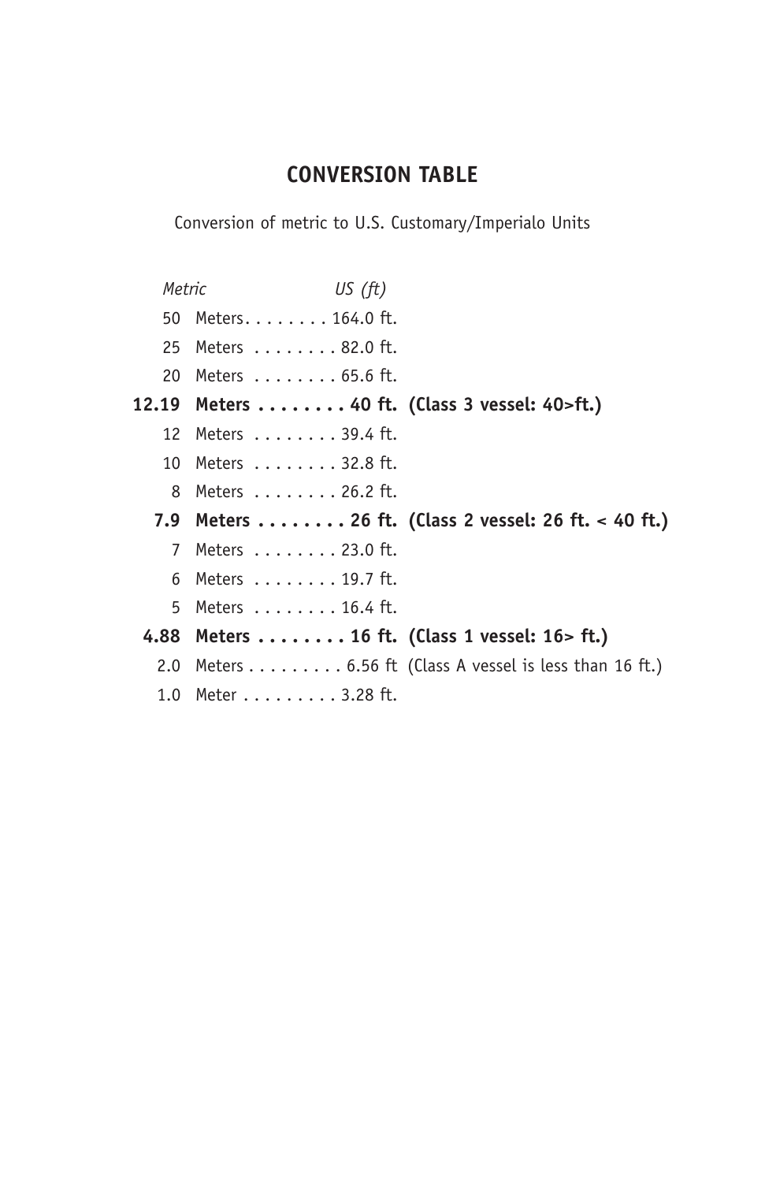## CONVERSION TABLE

Conversion of metric to U.S. Customary/Imperialo Units

| *Metric* | | *US (ft)* | |
|---|---|---|---|
| 50 | Meters. . . . . . . . | 164.0 ft. | |
| 25 | Meters . . . . . . . . | 82.0 ft. | |
| 20 | Meters . . . . . . . . | 65.6 ft. | |
| **12.19** | **Meters . . . . . . . .** | **40 ft.** | **(Class 3 vessel: 40>ft.)** |
| 12 | Meters . . . . . . . . | 39.4 ft. | |
| 10 | Meters . . . . . . . . | 32.8 ft. | |
| 8 | Meters . . . . . . . . | 26.2 ft. | |
| **7.9** | **Meters . . . . . . . .** | **26 ft.** | **(Class 2 vessel: 26 ft. < 40 ft.)** |
| 7 | Meters . . . . . . . . | 23.0 ft. | |
| 6 | Meters . . . . . . . . | 19.7 ft. | |
| 5 | Meters . . . . . . . . | 16.4 ft. | |
| **4.88** | **Meters . . . . . . . .** | **16 ft.** | **(Class 1 vessel: 16> ft.)** |
| 2.0 | Meters . . . . . . . . . | 6.56 ft | (Class A vessel is less than 16 ft.) |
| 1.0 | Meter . . . . . . . . . | 3.28 ft. | |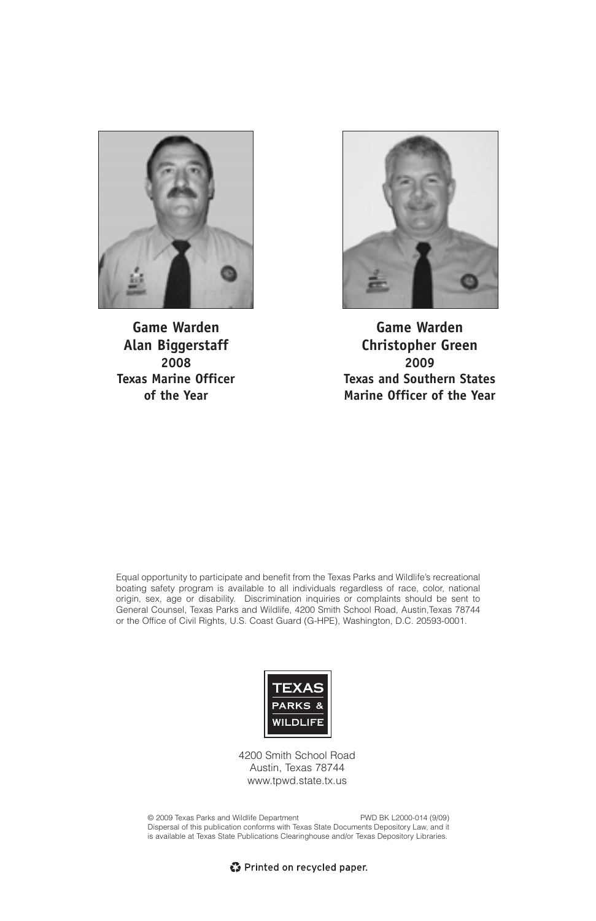**Game Warden**
**Alan Biggerstaff**
**2008**
**Texas Marine Officer of the Year**

**Game Warden**
**Christopher Green**
**2009**
**Texas and Southern States Marine Officer of the Year**

Equal opportunity to participate and benefit from the Texas Parks and Wildlife's recreational boating safety program is available to all individuals regardless of race, color, national origin, sex, age or disability. Discrimination inquiries or complaints should be sent to General Counsel, Texas Parks and Wildlife, 4200 Smith School Road, Austin,Texas 78744 or the Office of Civil Rights, U.S. Coast Guard (G-HPE), Washington, D.C. 20593-0001.

TEXAS PARKS & WILDLIFE

4200 Smith School Road
Austin, Texas 78744
www.tpwd.state.tx.us

© 2009 Texas Parks and Wildlife Department PWD BK L2000-014 (9/09)
Dispersal of this publication conforms with Texas State Documents Depository Law, and it is available at Texas State Publications Clearinghouse and/or Texas Depository Libraries.

Printed on recycled paper.